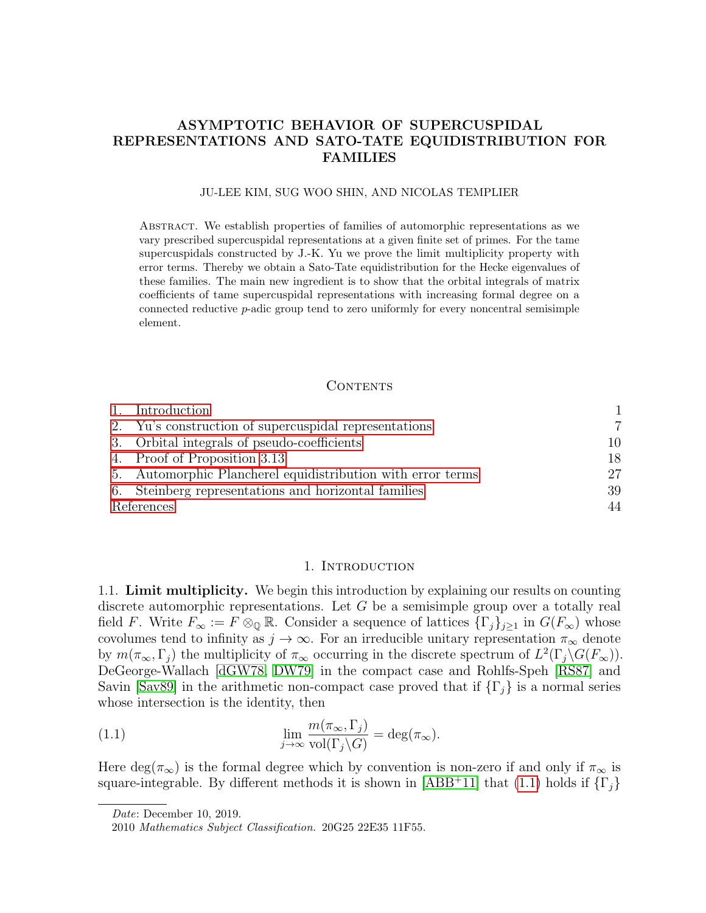# ASYMPTOTIC BEHAVIOR OF SUPERCUSPIDAL REPRESENTATIONS AND SATO-TATE EQUIDISTRIBUTION FOR FAMILIES

JU-LEE KIM, SUG WOO SHIN, AND NICOLAS TEMPLIER

Abstract. We establish properties of families of automorphic representations as we vary prescribed supercuspidal representations at a given finite set of primes. For the tame supercuspidals constructed by J.-K. Yu we prove the limit multiplicity property with error terms. Thereby we obtain a Sato-Tate equidistribution for the Hecke eigenvalues of these families. The main new ingredient is to show that the orbital integrals of matrix coefficients of tame supercuspidal representations with increasing formal degree on a connected reductive $p$-adic group tend to zero uniformly for every noncentral semisimple element.

## Contents

| | |
|---|---|
| 1. Introduction | 1 |
| 2. Yu's construction of supercuspidal representations | 7 |
| 3. Orbital integrals of pseudo-coefficients | 10 |
| 4. Proof of Proposition 3.13 | 18 |
| 5. Automorphic Plancherel equidistribution with error terms | 27 |
| 6. Steinberg representations and horizontal families | 39 |
| References | 44 |

## 1. Introduction

1.1. **Limit multiplicity.** We begin this introduction by explaining our results on counting discrete automorphic representations. Let $G$ be a semisimple group over a totally real field $F$. Write $F_\infty := F \otimes_{\mathbb{Q}} \mathbb{R}$. Consider a sequence of lattices $\{\Gamma_j\}_{j\geq 1}$ in $G(F_\infty)$ whose covolumes tend to infinity as $j \to \infty$. For an irreducible unitary representation $\pi_\infty$ denote by $m(\pi_\infty, \Gamma_j)$ the multiplicity of $\pi_\infty$ occurring in the discrete spectrum of $L^2(\Gamma_j\backslash G(F_\infty))$. DeGeorge-Wallach [dGW78, DW79] in the compact case and Rohlfs-Speh [RS87] and Savin [Sav89] in the arithmetic non-compact case proved that if $\{\Gamma_j\}$ is a normal series whose intersection is the identity, then

$$\lim_{j\to\infty} \frac{m(\pi_\infty, \Gamma_j)}{\mathrm{vol}(\Gamma_j\backslash G)} = \deg(\pi_\infty). \tag{1.1}$$

Here $\deg(\pi_\infty)$ is the formal degree which by convention is non-zero if and only if $\pi_\infty$ is square-integrable. By different methods it is shown in [ABB+11] that (1.1) holds if $\{\Gamma_j\}$

*Date*: December 10, 2019.

2010 *Mathematics Subject Classification.* 20G25 22E35 11F55.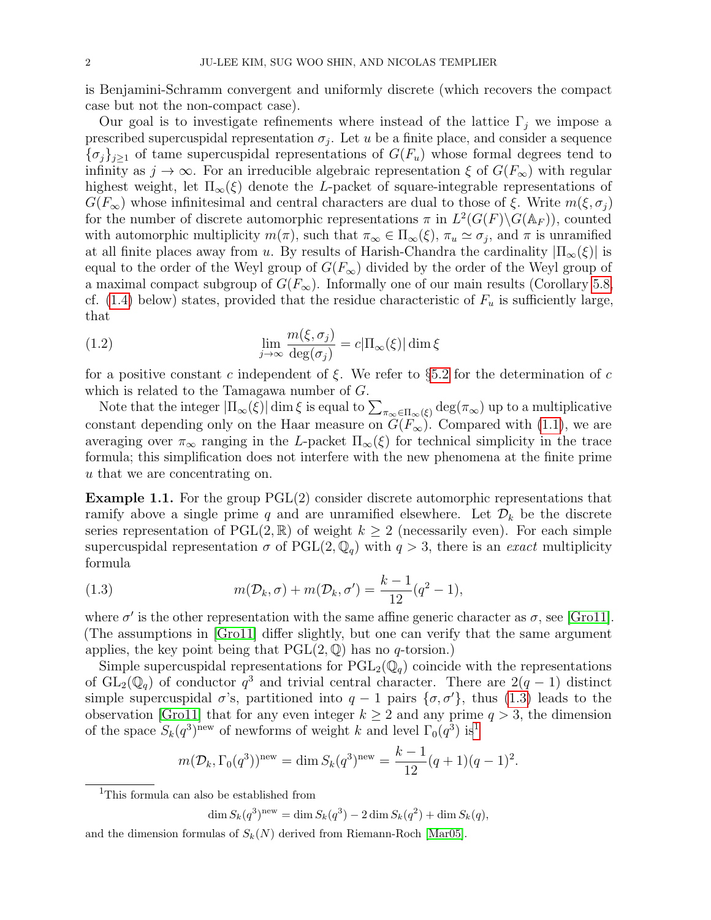is Benjamini-Schramm convergent and uniformly discrete (which recovers the compact case but not the non-compact case).

Our goal is to investigate refinements where instead of the lattice $\Gamma_j$ we impose a prescribed supercuspidal representation $\sigma_j$. Let $u$ be a finite place, and consider a sequence $\{\sigma_j\}_{j\geq 1}$ of tame supercuspidal representations of $G(F_u)$ whose formal degrees tend to infinity as $j \to \infty$. For an irreducible algebraic representation $\xi$ of $G(F_\infty)$ with regular highest weight, let $\Pi_\infty(\xi)$ denote the $L$-packet of square-integrable representations of $G(F_\infty)$ whose infinitesimal and central characters are dual to those of $\xi$. Write $m(\xi, \sigma_j)$ for the number of discrete automorphic representations $\pi$ in $L^2(G(F)\backslash G(\mathbb{A}_F))$, counted with automorphic multiplicity $m(\pi)$, such that $\pi_\infty \in \Pi_\infty(\xi)$, $\pi_u \simeq \sigma_j$, and $\pi$ is unramified at all finite places away from $u$. By results of Harish-Chandra the cardinality $|\Pi_\infty(\xi)|$ is equal to the order of the Weyl group of $G(F_\infty)$ divided by the order of the Weyl group of a maximal compact subgroup of $G(F_\infty)$. Informally one of our main results (Corollary 5.8, cf. (1.4) below) states, provided that the residue characteristic of $F_u$ is sufficiently large, that

$$\lim_{j\to\infty} \frac{m(\xi, \sigma_j)}{\deg(\sigma_j)} = c|\Pi_\infty(\xi)| \dim \xi \tag{1.2}$$

for a positive constant $c$ independent of $\xi$. We refer to §5.2 for the determination of $c$ which is related to the Tamagawa number of $G$.

Note that the integer $|\Pi_\infty(\xi)| \dim \xi$ is equal to $\sum_{\pi_\infty \in \Pi_\infty(\xi)} \deg(\pi_\infty)$ up to a multiplicative constant depending only on the Haar measure on $G(F_\infty)$. Compared with (1.1), we are averaging over $\pi_\infty$ ranging in the $L$-packet $\Pi_\infty(\xi)$ for technical simplicity in the trace formula; this simplification does not interfere with the new phenomena at the finite prime $u$ that we are concentrating on.

**Example 1.1.** For the group PGL(2) consider discrete automorphic representations that ramify above a single prime $q$ and are unramified elsewhere. Let $\mathcal{D}_k$ be the discrete series representation of $\mathrm{PGL}(2, \mathbb{R})$ of weight $k \geq 2$ (necessarily even). For each simple supercuspidal representation $\sigma$ of $\mathrm{PGL}(2, \mathbb{Q}_q)$ with $q > 3$, there is an *exact* multiplicity formula

$$m(\mathcal{D}_k, \sigma) + m(\mathcal{D}_k, \sigma') = \frac{k-1}{12}(q^2 - 1), \tag{1.3}$$

where $\sigma'$ is the other representation with the same affine generic character as $\sigma$, see [Gro11]. (The assumptions in [Gro11] differ slightly, but one can verify that the same argument applies, the key point being that $\mathrm{PGL}(2, \mathbb{Q})$ has no $q$-torsion.)

Simple supercuspidal representations for $\mathrm{PGL}_2(\mathbb{Q}_q)$ coincide with the representations of $\mathrm{GL}_2(\mathbb{Q}_q)$ of conductor $q^3$ and trivial central character. There are $2(q-1)$ distinct simple supercuspidal $\sigma$'s, partitioned into $q-1$ pairs $\{\sigma, \sigma'\}$, thus (1.3) leads to the observation [Gro11] that for any even integer $k \geq 2$ and any prime $q > 3$, the dimension of the space $S_k(q^3)^{\mathrm{new}}$ of newforms of weight $k$ and level $\Gamma_0(q^3)$ is[1]

$$m(\mathcal{D}_k, \Gamma_0(q^3))^{\mathrm{new}} = \dim S_k(q^3)^{\mathrm{new}} = \frac{k-1}{12}(q+1)(q-1)^2.$$

[1] This formula can also be established from

$$\dim S_k(q^3)^{\mathrm{new}} = \dim S_k(q^3) - 2\dim S_k(q^2) + \dim S_k(q),$$

and the dimension formulas of $S_k(N)$ derived from Riemann-Roch [Mar05].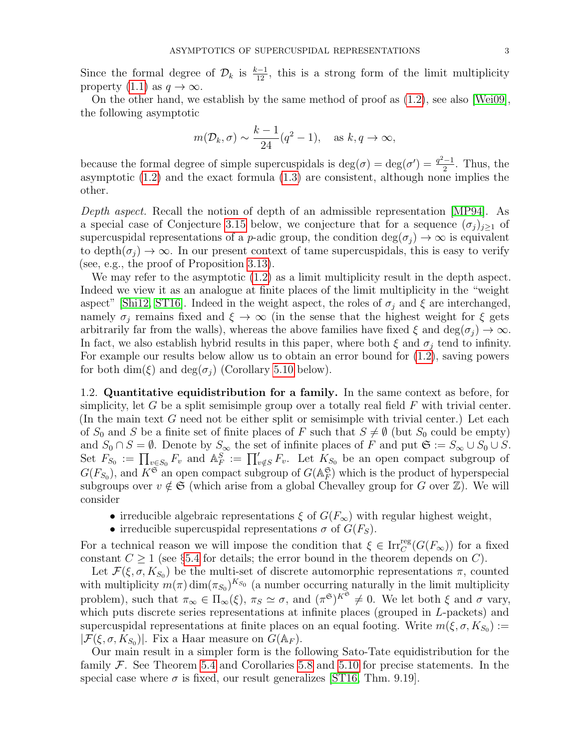Since the formal degree of $\mathcal{D}_k$ is $\frac{k-1}{12}$, this is a strong form of the limit multiplicity property (1.1) as $q \to \infty$.

On the other hand, we establish by the same method of proof as (1.2), see also [Wei09], the following asymptotic

$$m(\mathcal{D}_k, \sigma) \sim \frac{k-1}{24}(q^2-1), \quad \text{as } k, q \to \infty,$$

because the formal degree of simple supercuspidals is $\deg(\sigma) = \deg(\sigma') = \frac{q^2-1}{2}$. Thus, the asymptotic (1.2) and the exact formula (1.3) are consistent, although none implies the other.

*Depth aspect.* Recall the notion of depth of an admissible representation [MP94]. As a special case of Conjecture 3.15 below, we conjecture that for a sequence $(\sigma_j)_{j\geq 1}$ of supercuspidal representations of a $p$-adic group, the condition $\deg(\sigma_j) \to \infty$ is equivalent to $\mathrm{depth}(\sigma_j) \to \infty$. In our present context of tame supercuspidals, this is easy to verify (see, e.g., the proof of Proposition 3.13).

We may refer to the asymptotic (1.2) as a limit multiplicity result in the depth aspect. Indeed we view it as an analogue at finite places of the limit multiplicity in the "weight aspect" [Shi12, ST16]. Indeed in the weight aspect, the roles of $\sigma_j$ and $\xi$ are interchanged, namely $\sigma_j$ remains fixed and $\xi \to \infty$ (in the sense that the highest weight for $\xi$ gets arbitrarily far from the walls), whereas the above families have fixed $\xi$ and $\deg(\sigma_j) \to \infty$. In fact, we also establish hybrid results in this paper, where both $\xi$ and $\sigma_j$ tend to infinity. For example our results below allow us to obtain an error bound for (1.2), saving powers for both $\dim(\xi)$ and $\deg(\sigma_j)$ (Corollary 5.10 below).

1.2. **Quantitative equidistribution for a family.** In the same context as before, for simplicity, let $G$ be a split semisimple group over a totally real field $F$ with trivial center. (In the main text $G$ need not be either split or semisimple with trivial center.) Let each of $S_0$ and $S$ be a finite set of finite places of $F$ such that $S \neq \emptyset$ (but $S_0$ could be empty) and $S_0 \cap S = \emptyset$. Denote by $S_\infty$ the set of infinite places of $F$ and put $\mathfrak{S} := S_\infty \cup S_0 \cup S$. Set $F_{S_0} := \prod_{v \in S_0} F_v$ and $\mathbb{A}_F^S := \prod'_{v \notin S} F_v$. Let $K_{S_0}$ be an open compact subgroup of $G(F_{S_0})$, and $K^{\mathfrak{S}}$ an open compact subgroup of $G(\mathbb{A}_F^{\mathfrak{S}})$ which is the product of hyperspecial subgroups over $v \notin \mathfrak{S}$ (which arise from a global Chevalley group for $G$ over $\mathbb{Z}$). We will consider

- irreducible algebraic representations $\xi$ of $G(F_\infty)$ with regular highest weight,
- irreducible supercuspidal representations $\sigma$ of $G(F_S)$.

For a technical reason we will impose the condition that $\xi \in \mathrm{Irr}_C^{\mathrm{reg}}(G(F_\infty))$ for a fixed constant $C \geq 1$ (see §5.4 for details; the error bound in the theorem depends on $C$).

Let $\mathcal{F}(\xi, \sigma, K_{S_0})$ be the multi-set of discrete automorphic representations $\pi$, counted with multiplicity $m(\pi)\dim(\pi_{S_0})^{K_{S_0}}$ (a number occurring naturally in the limit multiplicity problem), such that $\pi_\infty \in \Pi_\infty(\xi)$, $\pi_S \simeq \sigma$, and $(\pi^{\mathfrak{S}})^{K^{\mathfrak{S}}} \neq 0$. We let both $\xi$ and $\sigma$ vary, which puts discrete series representations at infinite places (grouped in $L$-packets) and supercuspidal representations at finite places on an equal footing. Write $m(\xi, \sigma, K_{S_0}) := |\mathcal{F}(\xi, \sigma, K_{S_0})|$. Fix a Haar measure on $G(\mathbb{A}_F)$.

Our main result in a simpler form is the following Sato-Tate equidistribution for the family $\mathcal{F}$. See Theorem 5.4 and Corollaries 5.8 and 5.10 for precise statements. In the special case where $\sigma$ is fixed, our result generalizes [ST16, Thm. 9.19].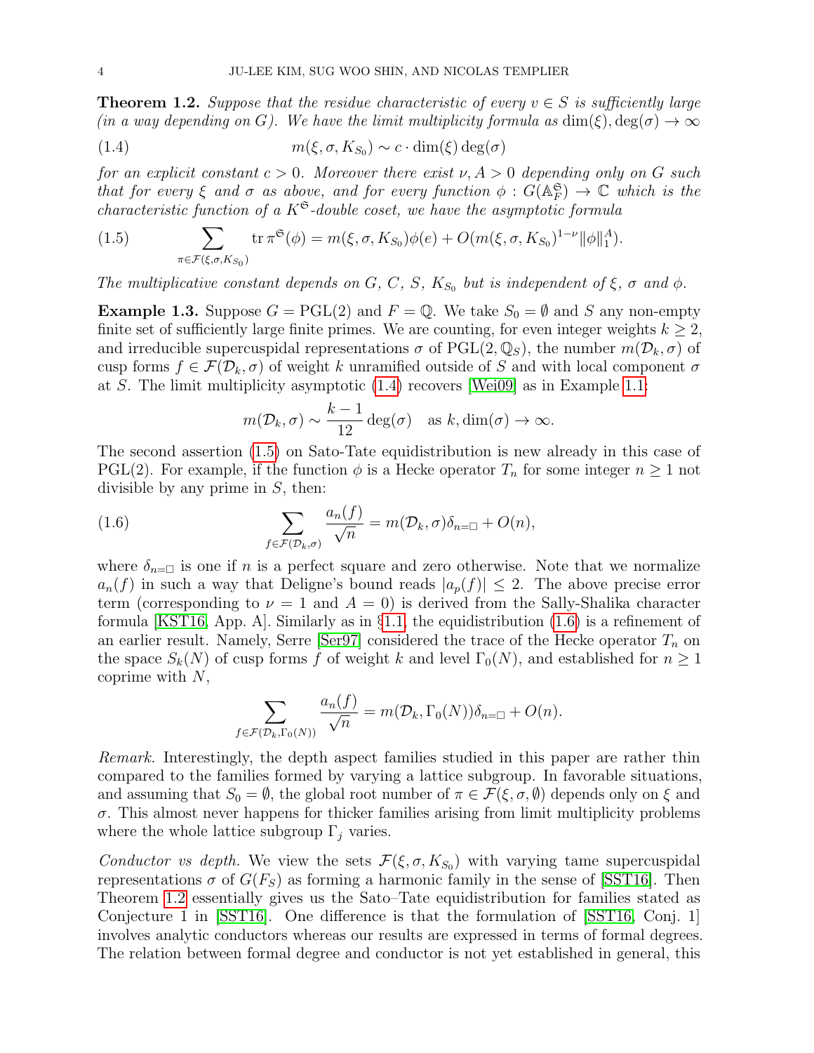**Theorem 1.2.** *Suppose that the residue characteristic of every $v \in S$ is sufficiently large (in a way depending on $G$). We have the limit multiplicity formula as $\dim(\xi), \deg(\sigma) \to \infty$*

$$m(\xi, \sigma, K_{S_0}) \sim c \cdot \dim(\xi) \deg(\sigma) \tag{1.4}$$

*for an explicit constant $c > 0$. Moreover there exist $\nu, A > 0$ depending only on $G$ such that for every $\xi$ and $\sigma$ as above, and for every function $\phi : G(\mathbb{A}_F^{\mathfrak{S}}) \to \mathbb{C}$ which is the characteristic function of a $K^{\mathfrak{S}}$-double coset, we have the asymptotic formula*

$$\sum_{\pi \in \mathcal{F}(\xi,\sigma,K_{S_0})} \operatorname{tr} \pi^{\mathfrak{S}}(\phi) = m(\xi, \sigma, K_{S_0})\phi(e) + O(m(\xi, \sigma, K_{S_0})^{1-\nu} \|\phi\|_1^A). \tag{1.5}$$

*The multiplicative constant depends on $G$, $C$, $S$, $K_{S_0}$ but is independent of $\xi$, $\sigma$ and $\phi$.*

**Example 1.3.** Suppose $G = \mathrm{PGL}(2)$ and $F = \mathbb{Q}$. We take $S_0 = \emptyset$ and $S$ any non-empty finite set of sufficiently large finite primes. We are counting, for even integer weights $k \geq 2$, and irreducible supercuspidal representations $\sigma$ of $\mathrm{PGL}(2, \mathbb{Q}_S)$, the number $m(\mathcal{D}_k, \sigma)$ of cusp forms $f \in \mathcal{F}(\mathcal{D}_k, \sigma)$ of weight $k$ unramified outside of $S$ and with local component $\sigma$ at $S$. The limit multiplicity asymptotic (1.4) recovers [Wei09] as in Example 1.1:

$$m(\mathcal{D}_k, \sigma) \sim \frac{k-1}{12} \deg(\sigma) \quad \text{as } k, \dim(\sigma) \to \infty.$$

The second assertion (1.5) on Sato-Tate equidistribution is new already in this case of $\mathrm{PGL}(2)$. For example, if the function $\phi$ is a Hecke operator $T_n$ for some integer $n \geq 1$ not divisible by any prime in $S$, then:

$$\sum_{f \in \mathcal{F}(\mathcal{D}_k,\sigma)} \frac{a_n(f)}{\sqrt{n}} = m(\mathcal{D}_k, \sigma)\delta_{n=\square} + O(n), \tag{1.6}$$

where $\delta_{n=\square}$ is one if $n$ is a perfect square and zero otherwise. Note that we normalize $a_n(f)$ in such a way that Deligne's bound reads $|a_p(f)| \leq 2$. The above precise error term (corresponding to $\nu = 1$ and $A = 0$) is derived from the Sally-Shalika character formula [KST16, App. A]. Similarly as in §1.1, the equidistribution (1.6) is a refinement of an earlier result. Namely, Serre [Ser97] considered the trace of the Hecke operator $T_n$ on the space $S_k(N)$ of cusp forms $f$ of weight $k$ and level $\Gamma_0(N)$, and established for $n \geq 1$ coprime with $N$,

$$\sum_{f \in \mathcal{F}(\mathcal{D}_k,\Gamma_0(N))} \frac{a_n(f)}{\sqrt{n}} = m(\mathcal{D}_k, \Gamma_0(N))\delta_{n=\square} + O(n).$$

*Remark.* Interestingly, the depth aspect families studied in this paper are rather thin compared to the families formed by varying a lattice subgroup. In favorable situations, and assuming that $S_0 = \emptyset$, the global root number of $\pi \in \mathcal{F}(\xi, \sigma, \emptyset)$ depends only on $\xi$ and $\sigma$. This almost never happens for thicker families arising from limit multiplicity problems where the whole lattice subgroup $\Gamma_j$ varies.

*Conductor vs depth.* We view the sets $\mathcal{F}(\xi, \sigma, K_{S_0})$ with varying tame supercuspidal representations $\sigma$ of $G(F_S)$ as forming a harmonic family in the sense of [SST16]. Then Theorem 1.2 essentially gives us the Sato–Tate equidistribution for families stated as Conjecture 1 in [SST16]. One difference is that the formulation of [SST16, Conj. 1] involves analytic conductors whereas our results are expressed in terms of formal degrees. The relation between formal degree and conductor is not yet established in general, this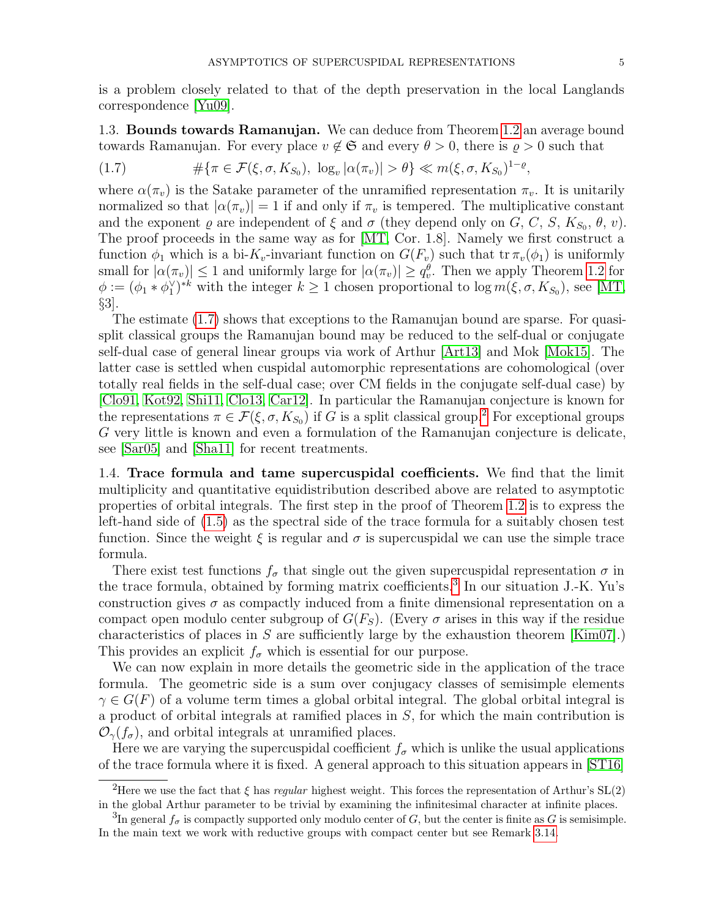is a problem closely related to that of the depth preservation in the local Langlands correspondence [Yu09].

### 1.3. Bounds towards Ramanujan.

We can deduce from Theorem 1.2 an average bound towards Ramanujan. For every place $v \notin \mathfrak{S}$ and every $\theta > 0$, there is $\varrho > 0$ such that

$$\#\{\pi \in \mathcal{F}(\xi, \sigma, K_{S_0}),\ \log_v |\alpha(\pi_v)| > \theta\} \ll m(\xi, \sigma, K_{S_0})^{1-\varrho}, \tag{1.7}$$

where $\alpha(\pi_v)$ is the Satake parameter of the unramified representation $\pi_v$. It is unitarily normalized so that $|\alpha(\pi_v)| = 1$ if and only if $\pi_v$ is tempered. The multiplicative constant and the exponent $\varrho$ are independent of $\xi$ and $\sigma$ (they depend only on $G$, $C$, $S$, $K_{S_0}$, $\theta$, $v$). The proof proceeds in the same way as for [MT, Cor. 1.8]. Namely we first construct a function $\phi_1$ which is a bi-$K_v$-invariant function on $G(F_v)$ such that $\operatorname{tr} \pi_v(\phi_1)$ is uniformly small for $|\alpha(\pi_v)| \leq 1$ and uniformly large for $|\alpha(\pi_v)| \geq q_v^\theta$. Then we apply Theorem 1.2 for $\phi := (\phi_1 * \phi_1^\vee)^{*k}$ with the integer $k \geq 1$ chosen proportional to $\log m(\xi, \sigma, K_{S_0})$, see [MT, §3].

The estimate (1.7) shows that exceptions to the Ramanujan bound are sparse. For quasi-split classical groups the Ramanujan bound may be reduced to the self-dual or conjugate self-dual case of general linear groups via work of Arthur [Art13] and Mok [Mok15]. The latter case is settled when cuspidal automorphic representations are cohomological (over totally real fields in the self-dual case; over CM fields in the conjugate self-dual case) by [Clo91, Kot92, Shi11, Clo13, Car12]. In particular the Ramanujan conjecture is known for the representations $\pi \in \mathcal{F}(\xi, \sigma, K_{S_0})$ if $G$ is a split classical group.[2] For exceptional groups $G$ very little is known and even a formulation of the Ramanujan conjecture is delicate, see [Sar05] and [Sha11] for recent treatments.

### 1.4. Trace formula and tame supercuspidal coefficients.

We find that the limit multiplicity and quantitative equidistribution described above are related to asymptotic properties of orbital integrals. The first step in the proof of Theorem 1.2 is to express the left-hand side of (1.5) as the spectral side of the trace formula for a suitably chosen test function. Since the weight $\xi$ is regular and $\sigma$ is supercuspidal we can use the simple trace formula.

There exist test functions $f_\sigma$ that single out the given supercuspidal representation $\sigma$ in the trace formula, obtained by forming matrix coefficients.[3] In our situation J.-K. Yu's construction gives $\sigma$ as compactly induced from a finite dimensional representation on a compact open modulo center subgroup of $G(F_S)$. (Every $\sigma$ arises in this way if the residue characteristics of places in $S$ are sufficiently large by the exhaustion theorem [Kim07].) This provides an explicit $f_\sigma$ which is essential for our purpose.

We can now explain in more details the geometric side in the application of the trace formula. The geometric side is a sum over conjugacy classes of semisimple elements $\gamma \in G(F)$ of a volume term times a global orbital integral. The global orbital integral is a product of orbital integrals at ramified places in $S$, for which the main contribution is $\mathcal{O}_\gamma(f_\sigma)$, and orbital integrals at unramified places.

Here we are varying the supercuspidal coefficient $f_\sigma$ which is unlike the usual applications of the trace formula where it is fixed. A general approach to this situation appears in [ST16]

---

[2] Here we use the fact that $\xi$ has *regular* highest weight. This forces the representation of Arthur's $\mathrm{SL}(2)$ in the global Arthur parameter to be trivial by examining the infinitesimal character at infinite places.

[3] In general $f_\sigma$ is compactly supported only modulo center of $G$, but the center is finite as $G$ is semisimple. In the main text we work with reductive groups with compact center but see Remark 3.14.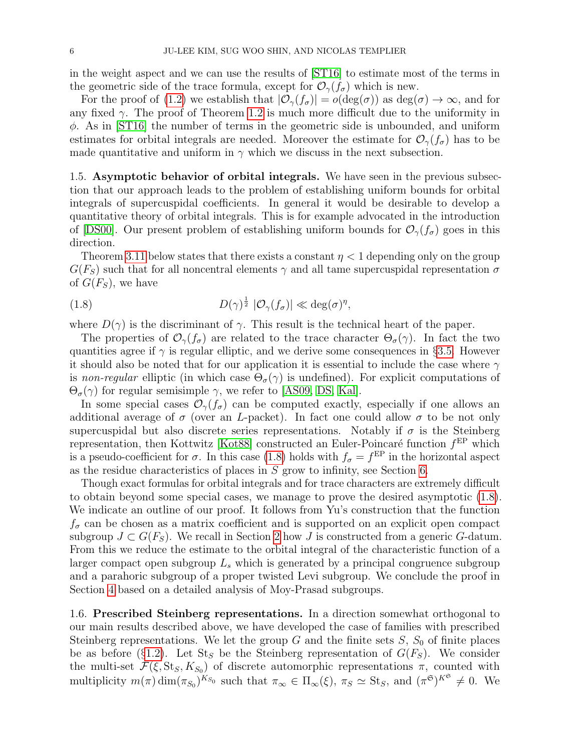in the weight aspect and we can use the results of [ST16] to estimate most of the terms in the geometric side of the trace formula, except for $\mathcal{O}_\gamma(f_\sigma)$ which is new.

For the proof of (1.2) we establish that $|\mathcal{O}_\gamma(f_\sigma)| = o(\deg(\sigma))$ as $\deg(\sigma) \to \infty$, and for any fixed $\gamma$. The proof of Theorem 1.2 is much more difficult due to the uniformity in $\phi$. As in [ST16] the number of terms in the geometric side is unbounded, and uniform estimates for orbital integrals are needed. Moreover the estimate for $\mathcal{O}_\gamma(f_\sigma)$ has to be made quantitative and uniform in $\gamma$ which we discuss in the next subsection.

**1.5. Asymptotic behavior of orbital integrals.** We have seen in the previous subsection that our approach leads to the problem of establishing uniform bounds for orbital integrals of supercuspidal coefficients. In general it would be desirable to develop a quantitative theory of orbital integrals. This is for example advocated in the introduction of [DS00]. Our present problem of establishing uniform bounds for $\mathcal{O}_\gamma(f_\sigma)$ goes in this direction.

Theorem 3.11 below states that there exists a constant $\eta < 1$ depending only on the group $G(F_S)$ such that for all noncentral elements $\gamma$ and all tame supercuspidal representation $\sigma$ of $G(F_S)$, we have

$$D(\gamma)^{\frac{1}{2}}\ |\mathcal{O}_\gamma(f_\sigma)| \ll \deg(\sigma)^\eta, \tag{1.8}$$

where $D(\gamma)$ is the discriminant of $\gamma$. This result is the technical heart of the paper.

The properties of $\mathcal{O}_\gamma(f_\sigma)$ are related to the trace character $\Theta_\sigma(\gamma)$. In fact the two quantities agree if $\gamma$ is regular elliptic, and we derive some consequences in §3.5. However it should also be noted that for our application it is essential to include the case where $\gamma$ is *non-regular* elliptic (in which case $\Theta_\sigma(\gamma)$ is undefined). For explicit computations of $\Theta_\sigma(\gamma)$ for regular semisimple $\gamma$, we refer to [AS09, DS, Kal].

In some special cases $\mathcal{O}_\gamma(f_\sigma)$ can be computed exactly, especially if one allows an additional average of $\sigma$ (over an $L$-packet). In fact one could allow $\sigma$ to be not only supercuspidal but also discrete series representations. Notably if $\sigma$ is the Steinberg representation, then Kottwitz [Kot88] constructed an Euler-Poincaré function $f^{\mathrm{EP}}$ which is a pseudo-coefficient for $\sigma$. In this case (1.8) holds with $f_\sigma = f^{\mathrm{EP}}$ in the horizontal aspect as the residue characteristics of places in $S$ grow to infinity, see Section 6.

Though exact formulas for orbital integrals and for trace characters are extremely difficult to obtain beyond some special cases, we manage to prove the desired asymptotic (1.8). We indicate an outline of our proof. It follows from Yu's construction that the function $f_\sigma$ can be chosen as a matrix coefficient and is supported on an explicit open compact subgroup $J \subset G(F_S)$. We recall in Section 2 how $J$ is constructed from a generic $G$-datum. From this we reduce the estimate to the orbital integral of the characteristic function of a larger compact open subgroup $L_s$ which is generated by a principal congruence subgroup and a parahoric subgroup of a proper twisted Levi subgroup. We conclude the proof in Section 4 based on a detailed analysis of Moy-Prasad subgroups.

**1.6. Prescribed Steinberg representations.** In a direction somewhat orthogonal to our main results described above, we have developed the case of families with prescribed Steinberg representations. We let the group $G$ and the finite sets $S$, $S_0$ of finite places be as before (§1.2). Let $\mathrm{St}_S$ be the Steinberg representation of $G(F_S)$. We consider the multi-set $\mathcal{F}(\xi, \mathrm{St}_S, K_{S_0})$ of discrete automorphic representations $\pi$, counted with multiplicity $m(\pi)\dim(\pi_{S_0})^{K_{S_0}}$ such that $\pi_\infty \in \Pi_\infty(\xi)$, $\pi_S \simeq \mathrm{St}_S$, and $(\pi^{\mathfrak{S}})^{K^{\mathfrak{S}}} \neq 0$. We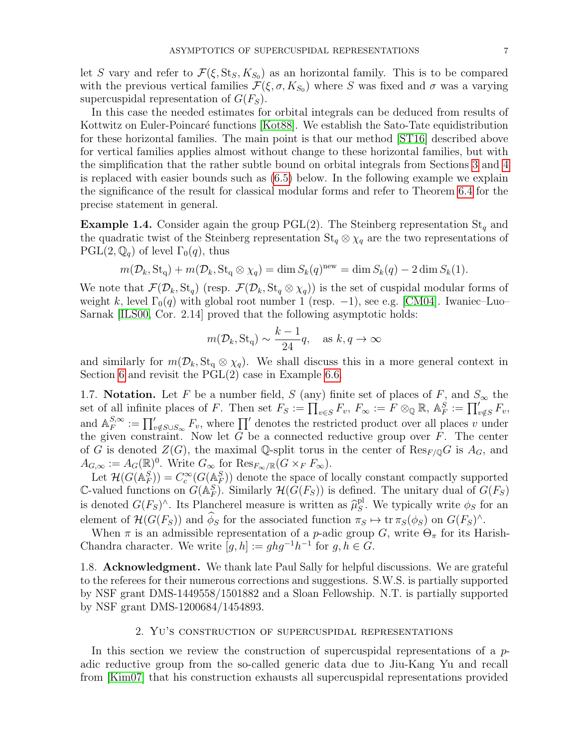let $S$ vary and refer to $\mathcal{F}(\xi, \mathrm{St}_S, K_{S_0})$ as an horizontal family. This is to be compared with the previous vertical families $\mathcal{F}(\xi, \sigma, K_{S_0})$ where $S$ was fixed and $\sigma$ was a varying supercuspidal representation of $G(F_S)$.

In this case the needed estimates for orbital integrals can be deduced from results of Kottwitz on Euler-Poincaré functions [Kot88]. We establish the Sato-Tate equidistribution for these horizontal families. The main point is that our method [ST16] described above for vertical families applies almost without change to these horizontal families, but with the simplification that the rather subtle bound on orbital integrals from Sections 3 and 4 is replaced with easier bounds such as (6.5) below. In the following example we explain the significance of the result for classical modular forms and refer to Theorem 6.4 for the precise statement in general.

**Example 1.4.** Consider again the group PGL(2). The Steinberg representation $\mathrm{St}_q$ and the quadratic twist of the Steinberg representation $\mathrm{St}_q \otimes \chi_q$ are the two representations of $\mathrm{PGL}(2, \mathbb{Q}_q)$ of level $\Gamma_0(q)$, thus

$$m(\mathcal{D}_k, \mathrm{St_q}) + m(\mathcal{D}_k, \mathrm{St_q} \otimes \chi_q) = \dim S_k(q)^{\mathrm{new}} = \dim S_k(q) - 2 \dim S_k(1).$$

We note that $\mathcal{F}(\mathcal{D}_k, \mathrm{St}_q)$ (resp. $\mathcal{F}(\mathcal{D}_k, \mathrm{St_q} \otimes \chi_q)$) is the set of cuspidal modular forms of weight $k$, level $\Gamma_0(q)$ with global root number 1 (resp. $-1$), see e.g. [CM04]. Iwaniec–Luo–Sarnak [ILS00, Cor. 2.14] proved that the following asymptotic holds:

$$m(\mathcal{D}_k, \mathrm{St_q}) \sim \frac{k-1}{24} q, \quad \text{as } k, q \to \infty$$

and similarly for $m(\mathcal{D}_k, \mathrm{St_q} \otimes \chi_q)$. We shall discuss this in a more general context in Section 6 and revisit the PGL(2) case in Example 6.6.

1.7. **Notation.** Let $F$ be a number field, $S$ (any) finite set of places of $F$, and $S_\infty$ the set of all infinite places of $F$. Then set $F_S := \prod_{v \in S} F_v$, $F_\infty := F \otimes_{\mathbb{Q}} \mathbb{R}$, $\mathbb{A}_F^S := \prod'_{v \notin S} F_v$, and $\mathbb{A}_F^{S,\infty} := \prod'_{v \notin S \cup S_\infty} F_v$, where $\prod'$ denotes the restricted product over all places $v$ under the given constraint. Now let $G$ be a connected reductive group over $F$. The center of $G$ is denoted $Z(G)$, the maximal $\mathbb{Q}$-split torus in the center of $\mathrm{Res}_{F/\mathbb{Q}} G$ is $A_G$, and $A_{G,\infty} := A_G(\mathbb{R})^0$. Write $G_\infty$ for $\mathrm{Res}_{F_\infty/\mathbb{R}}(G \times_F F_\infty)$.

Let $\mathcal{H}(G(\mathbb{A}_F^S)) = C_c^\infty(G(\mathbb{A}_F^S))$ denote the space of locally constant compactly supported $\mathbb{C}$-valued functions on $G(\mathbb{A}_F^S)$. Similarly $\mathcal{H}(G(F_S))$ is defined. The unitary dual of $G(F_S)$ is denoted $G(F_S)^\wedge$. Its Plancherel measure is written as $\widehat{\mu}_S^{\mathrm{pl}}$. We typically write $\phi_S$ for an element of $\mathcal{H}(G(F_S))$ and $\widehat{\phi}_S$ for the associated function $\pi_S \mapsto \mathrm{tr}\, \pi_S(\phi_S)$ on $G(F_S)^\wedge$.

When $\pi$ is an admissible representation of a $p$-adic group $G$, write $\Theta_\pi$ for its Harish-Chandra character. We write $[g, h] := ghg^{-1}h^{-1}$ for $g, h \in G$.

1.8. **Acknowledgment.** We thank late Paul Sally for helpful discussions. We are grateful to the referees for their numerous corrections and suggestions. S.W.S. is partially supported by NSF grant DMS-1449558/1501882 and a Sloan Fellowship. N.T. is partially supported by NSF grant DMS-1200684/1454893.

## 2. Yu's construction of supercuspidal representations

In this section we review the construction of supercuspidal representations of a $p$-adic reductive group from the so-called generic data due to Jiu-Kang Yu and recall from [Kim07] that his construction exhausts all supercuspidal representations provided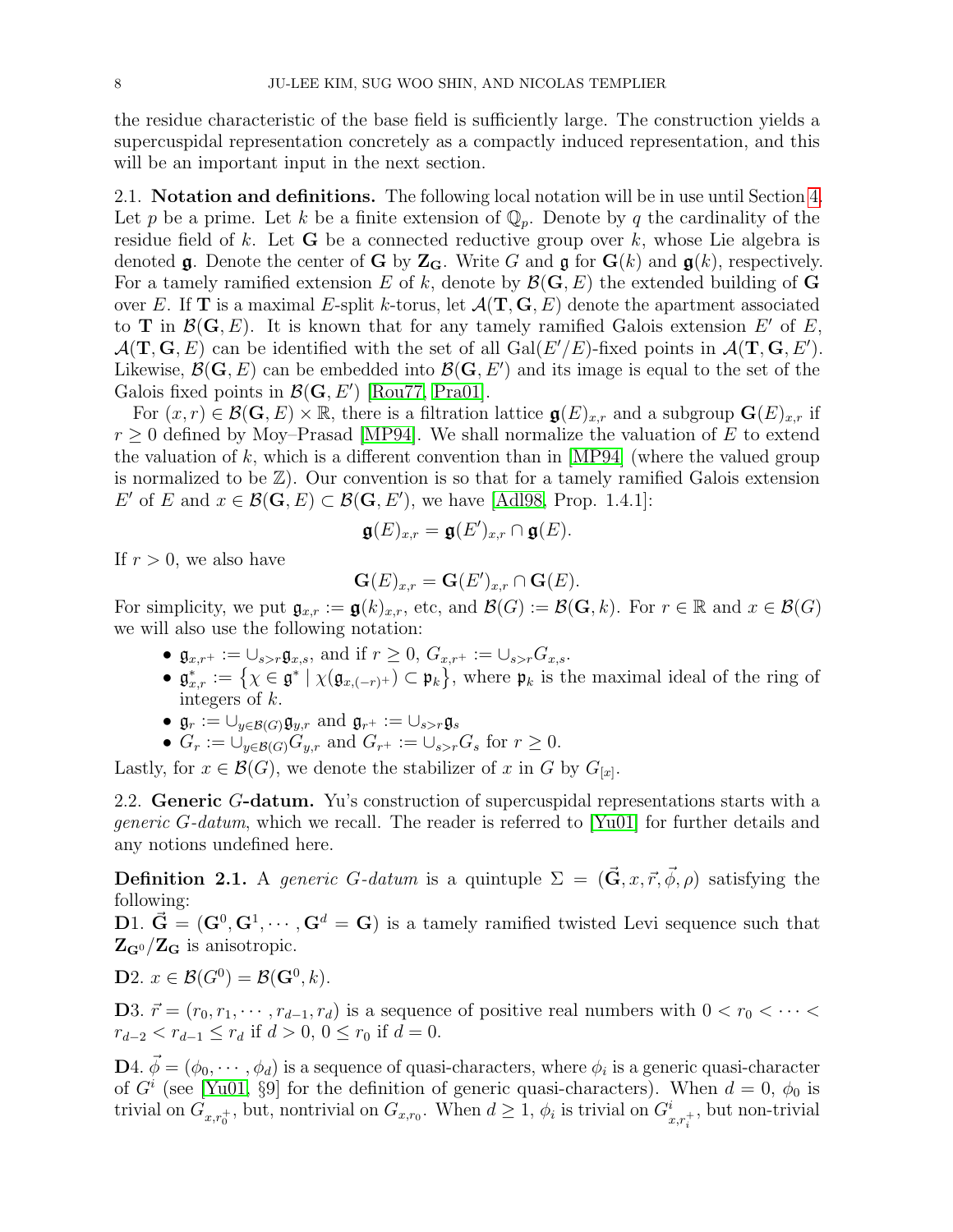the residue characteristic of the base field is sufficiently large. The construction yields a supercuspidal representation concretely as a compactly induced representation, and this will be an important input in the next section.

### 2.1. Notation and definitions.

The following local notation will be in use until Section 4. Let $p$ be a prime. Let $k$ be a finite extension of $\mathbb{Q}_p$. Denote by $q$ the cardinality of the residue field of $k$. Let $\mathbf{G}$ be a connected reductive group over $k$, whose Lie algebra is denoted $\mathfrak{g}$. Denote the center of $\mathbf{G}$ by $\mathbf{Z}_{\mathbf{G}}$. Write $G$ and $\mathfrak{g}$ for $\mathbf{G}(k)$ and $\mathfrak{g}(k)$, respectively. For a tamely ramified extension $E$ of $k$, denote by $\mathcal{B}(\mathbf{G}, E)$ the extended building of $\mathbf{G}$ over $E$. If $\mathbf{T}$ is a maximal $E$-split $k$-torus, let $\mathcal{A}(\mathbf{T}, \mathbf{G}, E)$ denote the apartment associated to $\mathbf{T}$ in $\mathcal{B}(\mathbf{G}, E)$. It is known that for any tamely ramified Galois extension $E'$ of $E$, $\mathcal{A}(\mathbf{T}, \mathbf{G}, E)$ can be identified with the set of all $\mathrm{Gal}(E'/E)$-fixed points in $\mathcal{A}(\mathbf{T}, \mathbf{G}, E')$. Likewise, $\mathcal{B}(\mathbf{G}, E)$ can be embedded into $\mathcal{B}(\mathbf{G}, E')$ and its image is equal to the set of the Galois fixed points in $\mathcal{B}(\mathbf{G}, E')$ [Rou77, Pra01].

For $(x, r) \in \mathcal{B}(\mathbf{G}, E) \times \mathbb{R}$, there is a filtration lattice $\mathfrak{g}(E)_{x,r}$ and a subgroup $\mathbf{G}(E)_{x,r}$ if $r \geq 0$ defined by Moy–Prasad [MP94]. We shall normalize the valuation of $E$ to extend the valuation of $k$, which is a different convention than in [MP94] (where the valued group is normalized to be $\mathbb{Z}$). Our convention is so that for a tamely ramified Galois extension $E'$ of $E$ and $x \in \mathcal{B}(\mathbf{G}, E) \subset \mathcal{B}(\mathbf{G}, E')$, we have [Adl98, Prop. 1.4.1]:

$$\mathfrak{g}(E)_{x,r} = \mathfrak{g}(E')_{x,r} \cap \mathfrak{g}(E).$$

If $r > 0$, we also have

$$\mathbf{G}(E)_{x,r} = \mathbf{G}(E')_{x,r} \cap \mathbf{G}(E).$$

For simplicity, we put $\mathfrak{g}_{x,r} := \mathfrak{g}(k)_{x,r}$, etc, and $\mathcal{B}(G) := \mathcal{B}(\mathbf{G}, k)$. For $r \in \mathbb{R}$ and $x \in \mathcal{B}(G)$ we will also use the following notation:

- $\mathfrak{g}_{x,r^+} := \cup_{s>r} \mathfrak{g}_{x,s}$, and if $r \geq 0$, $G_{x,r^+} := \cup_{s>r} G_{x,s}$.
- $\mathfrak{g}^*_{x,r} := \left\{ \chi \in \mathfrak{g}^* \mid \chi(\mathfrak{g}_{x,(-r)^+}) \subset \mathfrak{p}_k \right\}$, where $\mathfrak{p}_k$ is the maximal ideal of the ring of integers of $k$.
- $\mathfrak{g}_r := \cup_{y \in \mathcal{B}(G)} \mathfrak{g}_{y,r}$ and $\mathfrak{g}_{r^+} := \cup_{s>r} \mathfrak{g}_s$
- $G_r := \cup_{y \in \mathcal{B}(G)} G_{y,r}$ and $G_{r^+} := \cup_{s>r} G_s$ for $r \geq 0$.

Lastly, for $x \in \mathcal{B}(G)$, we denote the stabilizer of $x$ in $G$ by $G_{[x]}$.

### 2.2. Generic $G$-datum.

Yu's construction of supercuspidal representations starts with a *generic $G$-datum*, which we recall. The reader is referred to [Yu01] for further details and any notions undefined here.

**Definition 2.1.** A *generic $G$-datum* is a quintuple $\Sigma = (\vec{\mathbf{G}}, x, \vec{r}, \vec{\phi}, \rho)$ satisfying the following:

**D1.** $\vec{\mathbf{G}} = (\mathbf{G}^0, \mathbf{G}^1, \cdots, \mathbf{G}^d = \mathbf{G})$ is a tamely ramified twisted Levi sequence such that $\mathbf{Z}_{\mathbf{G}^0}/\mathbf{Z}_{\mathbf{G}}$ is anisotropic.

**D2.** $x \in \mathcal{B}(G^0) = \mathcal{B}(\mathbf{G}^0, k)$.

**D3.** $\vec{r} = (r_0, r_1, \cdots, r_{d-1}, r_d)$ is a sequence of positive real numbers with $0 < r_0 < \cdots < r_{d-2} < r_{d-1} \leq r_d$ if $d > 0$, $0 \leq r_0$ if $d = 0$.

**D4.** $\vec{\phi} = (\phi_0, \cdots, \phi_d)$ is a sequence of quasi-characters, where $\phi_i$ is a generic quasi-character of $G^i$ (see [Yu01, §9] for the definition of generic quasi-characters). When $d = 0$, $\phi_0$ is trivial on $G_{x,r_0^+}$, but, nontrivial on $G_{x,r_0}$. When $d \geq 1$, $\phi_i$ is trivial on $G^i_{x,r_i^+}$, but non-trivial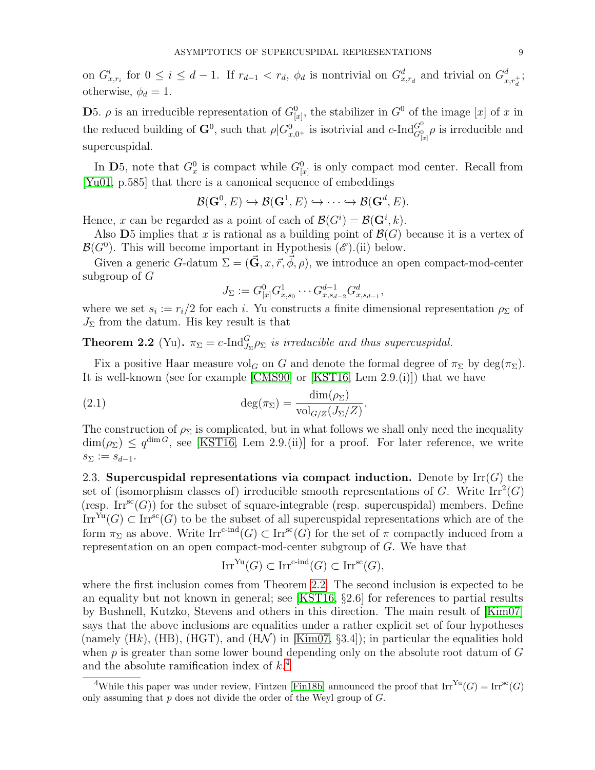on $G^i_{x,r_i}$ for $0 \le i \le d-1$. If $r_{d-1} < r_d$, $\phi_d$ is nontrivial on $G^d_{x,r_d}$ and trivial on $G^d_{x,r_d^+}$; otherwise, $\phi_d = 1$.

**D**5. $\rho$ is an irreducible representation of $G^0_{[x]}$, the stabilizer in $G^0$ of the image $[x]$ of $x$ in the reduced building of $\mathbf{G}^0$, such that $\rho|G^0_{x,0^+}$ is isotrivial and $c\text{-Ind}_{G^0_{[x]}}^{G^0}\rho$ is irreducible and supercuspidal.

In **D**5, note that $G^0_x$ is compact while $G^0_{[x]}$ is only compact mod center. Recall from [Yu01, p.585] that there is a canonical sequence of embeddings

$$\mathcal{B}(\mathbf{G}^0, E) \hookrightarrow \mathcal{B}(\mathbf{G}^1, E) \hookrightarrow \cdots \hookrightarrow \mathcal{B}(\mathbf{G}^d, E).$$

Hence, $x$ can be regarded as a point of each of $\mathcal{B}(G^i) = \mathcal{B}(\mathbf{G}^i, k)$.

Also **D**5 implies that $x$ is rational as a building point of $\mathcal{B}(G)$ because it is a vertex of $\mathcal{B}(G^0)$. This will become important in Hypothesis $(\mathscr{E})$.(ii) below.

Given a generic $G$-datum $\Sigma = (\vec{\mathbf{G}}, x, \vec{r}, \vec{\phi}, \rho)$, we introduce an open compact-mod-center subgroup of $G$

$$J_\Sigma := G^0_{[x]} G^1_{x,s_0} \cdots G^{d-1}_{x,s_{d-2}} G^d_{x,s_{d-1}},$$

where we set $s_i := r_i/2$ for each $i$. Yu constructs a finite dimensional representation $\rho_\Sigma$ of $J_\Sigma$ from the datum. His key result is that

**Theorem 2.2** (Yu). *$\pi_\Sigma = c\text{-Ind}^G_{J_\Sigma}\rho_\Sigma$ is irreducible and thus supercuspidal.*

Fix a positive Haar measure $\mathrm{vol}_G$ on $G$ and denote the formal degree of $\pi_\Sigma$ by $\deg(\pi_\Sigma)$. It is well-known (see for example [CMS90] or [KST16, Lem 2.9.(i)]) that we have

$$\deg(\pi_\Sigma) = \frac{\dim(\rho_\Sigma)}{\mathrm{vol}_{G/Z}(J_\Sigma/Z)}. \tag{2.1}$$

The construction of $\rho_\Sigma$ is complicated, but in what follows we shall only need the inequality $\dim(\rho_\Sigma) \le q^{\dim G}$, see [KST16, Lem 2.9.(ii)] for a proof. For later reference, we write $s_\Sigma := s_{d-1}$.

2.3. **Supercuspidal representations via compact induction.** Denote by $\mathrm{Irr}(G)$ the set of (isomorphism classes of) irreducible smooth representations of $G$. Write $\mathrm{Irr}^2(G)$ (resp. $\mathrm{Irr}^{\mathrm{sc}}(G)$) for the subset of square-integrable (resp. supercuspidal) members. Define $\mathrm{Irr}^{\mathrm{Yu}}(G) \subset \mathrm{Irr}^{\mathrm{sc}}(G)$ to be the subset of all supercuspidal representations which are of the form $\pi_\Sigma$ as above. Write $\mathrm{Irr}^{\text{c-ind}}(G) \subset \mathrm{Irr}^{\mathrm{sc}}(G)$ for the set of $\pi$ compactly induced from a representation on an open compact-mod-center subgroup of $G$. We have that

$$\mathrm{Irr}^{\mathrm{Yu}}(G) \subset \mathrm{Irr}^{\text{c-ind}}(G) \subset \mathrm{Irr}^{\mathrm{sc}}(G),$$

where the first inclusion comes from Theorem 2.2. The second inclusion is expected to be an equality but not known in general; see [KST16, §2.6] for references to partial results by Bushnell, Kutzko, Stevens and others in this direction. The main result of [Kim07] says that the above inclusions are equalities under a rather explicit set of four hypotheses (namely (H$k$), (HB), (HGT), and (H$\mathcal{N}$) in [Kim07, §3.4]); in particular the equalities hold when $p$ is greater than some lower bound depending only on the absolute root datum of $G$ and the absolute ramification index of $k$.[4]

[4] While this paper was under review, Fintzen [Fin18b] announced the proof that $\mathrm{Irr}^{\mathrm{Yu}}(G) = \mathrm{Irr}^{\mathrm{sc}}(G)$ only assuming that $p$ does not divide the order of the Weyl group of $G$.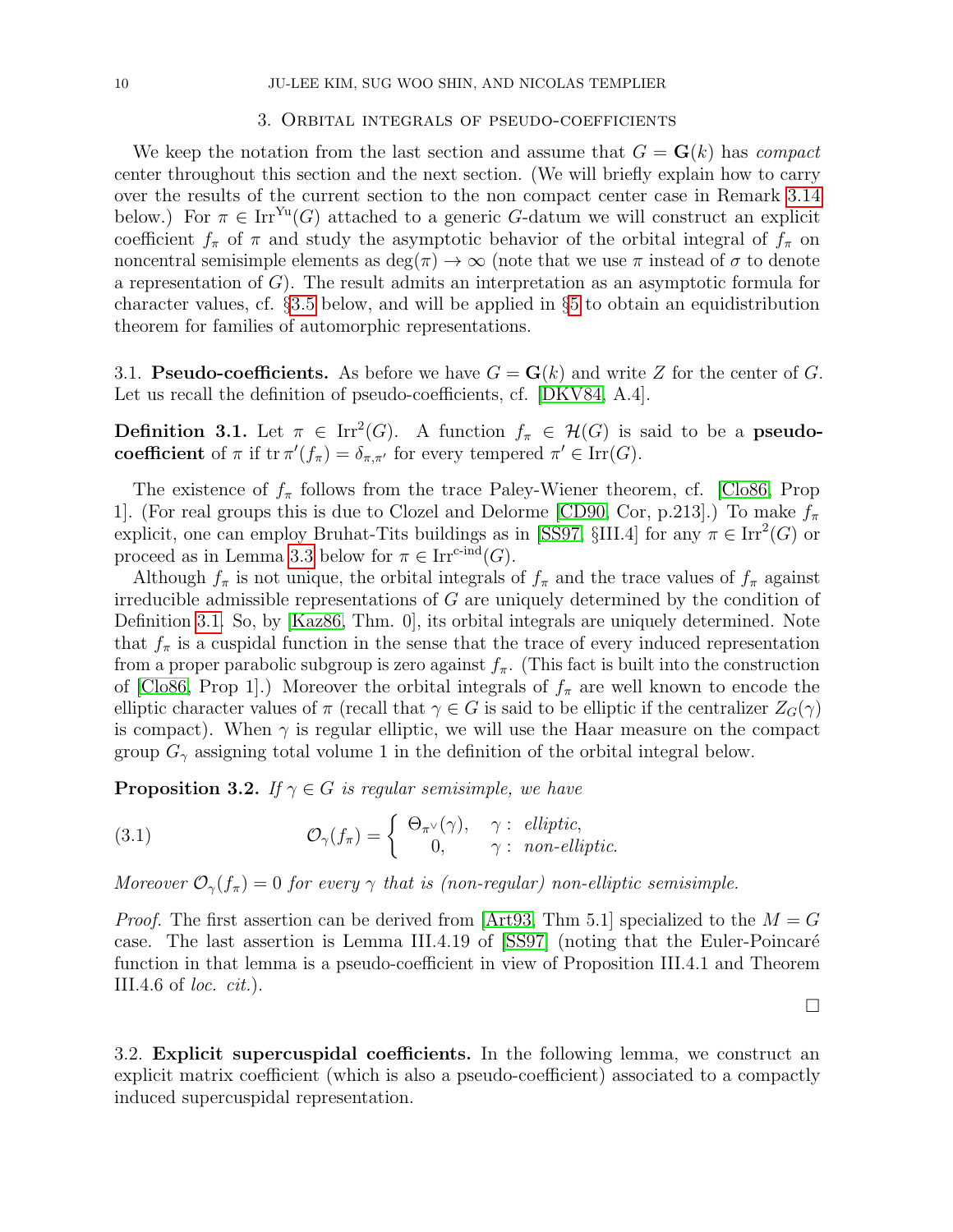## 3. Orbital integrals of pseudo-coefficients

We keep the notation from the last section and assume that $G = \mathbf{G}(k)$ has *compact* center throughout this section and the next section. (We will briefly explain how to carry over the results of the current section to the non compact center case in Remark 3.14 below.) For $\pi \in \mathrm{Irr}^{\mathrm{Yu}}(G)$ attached to a generic $G$-datum we will construct an explicit coefficient $f_\pi$ of $\pi$ and study the asymptotic behavior of the orbital integral of $f_\pi$ on noncentral semisimple elements as $\deg(\pi) \to \infty$ (note that we use $\pi$ instead of $\sigma$ to denote a representation of $G$). The result admits an interpretation as an asymptotic formula for character values, cf. §3.5 below, and will be applied in §5 to obtain an equidistribution theorem for families of automorphic representations.

3.1. **Pseudo-coefficients.** As before we have $G = \mathbf{G}(k)$ and write $Z$ for the center of $G$. Let us recall the definition of pseudo-coefficients, cf. [DKV84, A.4].

**Definition 3.1.** Let $\pi \in \mathrm{Irr}^2(G)$. A function $f_\pi \in \mathcal{H}(G)$ is said to be a **pseudo-coefficient** of $\pi$ if $\mathrm{tr}\, \pi'(f_\pi) = \delta_{\pi,\pi'}$ for every tempered $\pi' \in \mathrm{Irr}(G)$.

The existence of $f_\pi$ follows from the trace Paley-Wiener theorem, cf. [Clo86, Prop 1]. (For real groups this is due to Clozel and Delorme [CD90, Cor, p.213].) To make $f_\pi$ explicit, one can employ Bruhat-Tits buildings as in [SS97, §III.4] for any $\pi \in \mathrm{Irr}^2(G)$ or proceed as in Lemma 3.3 below for $\pi \in \mathrm{Irr}^{\text{c-ind}}(G)$.

Although $f_\pi$ is not unique, the orbital integrals of $f_\pi$ and the trace values of $f_\pi$ against irreducible admissible representations of $G$ are uniquely determined by the condition of Definition 3.1. So, by [Kaz86, Thm. 0], its orbital integrals are uniquely determined. Note that $f_\pi$ is a cuspidal function in the sense that the trace of every induced representation from a proper parabolic subgroup is zero against $f_\pi$. (This fact is built into the construction of [Clo86, Prop 1].) Moreover the orbital integrals of $f_\pi$ are well known to encode the elliptic character values of $\pi$ (recall that $\gamma \in G$ is said to be elliptic if the centralizer $Z_G(\gamma)$ is compact). When $\gamma$ is regular elliptic, we will use the Haar measure on the compact group $G_\gamma$ assigning total volume 1 in the definition of the orbital integral below.

**Proposition 3.2.** *If $\gamma \in G$ is regular semisimple, we have*

$$\mathcal{O}_\gamma(f_\pi) = \begin{cases} \Theta_{\pi^\vee}(\gamma), & \gamma: \text{ elliptic}, \\ 0, & \gamma: \text{ non-elliptic}. \end{cases} \tag{3.1}$$

*Moreover $\mathcal{O}_\gamma(f_\pi) = 0$ for every $\gamma$ that is (non-regular) non-elliptic semisimple.*

*Proof.* The first assertion can be derived from [Art93, Thm 5.1] specialized to the $M = G$ case. The last assertion is Lemma III.4.19 of [SS97] (noting that the Euler-Poincaré function in that lemma is a pseudo-coefficient in view of Proposition III.4.1 and Theorem III.4.6 of *loc. cit.*). □

3.2. **Explicit supercuspidal coefficients.** In the following lemma, we construct an explicit matrix coefficient (which is also a pseudo-coefficient) associated to a compactly induced supercuspidal representation.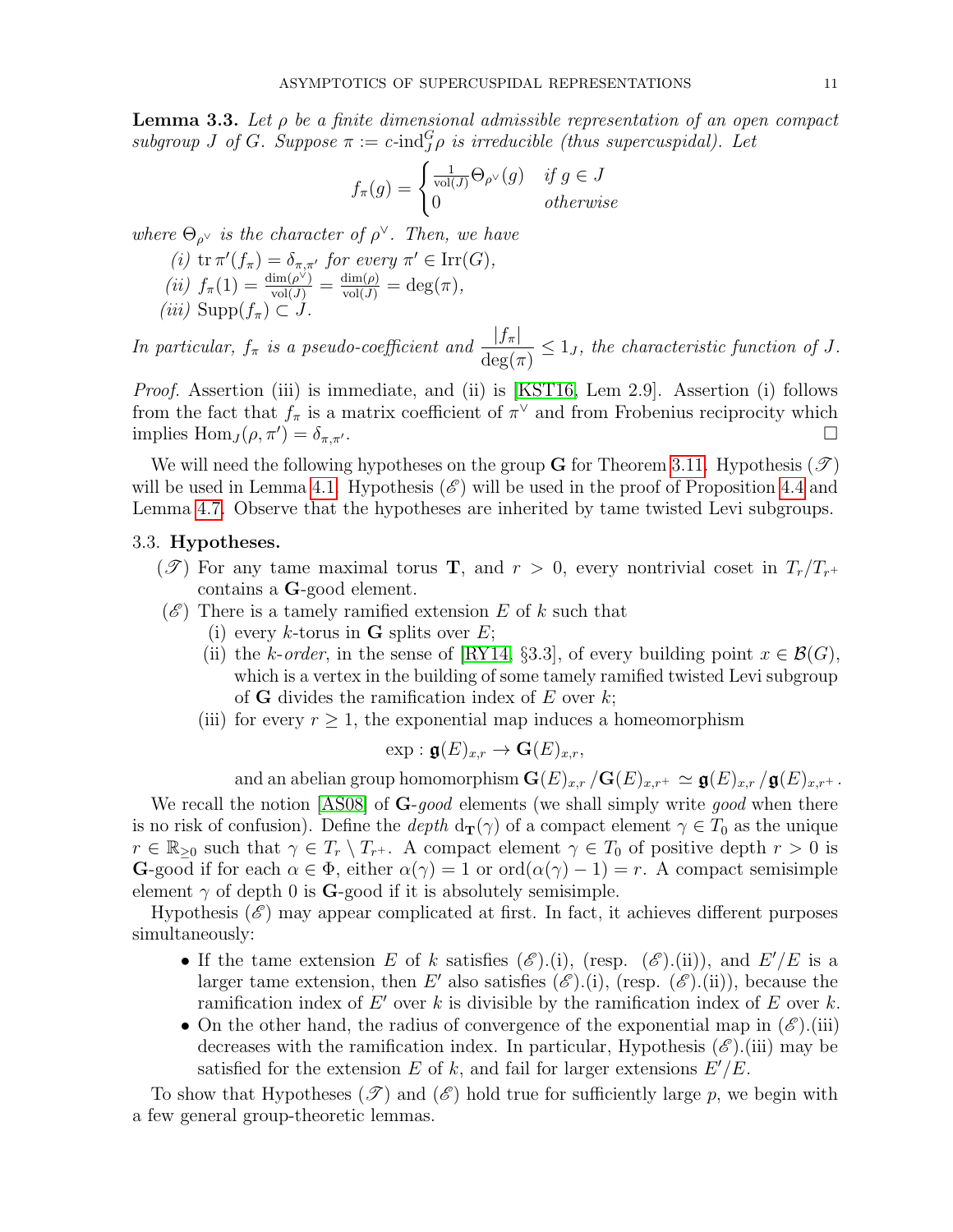**Lemma 3.3.** *Let $\rho$ be a finite dimensional admissible representation of an open compact subgroup $J$ of $G$. Suppose $\pi := c\text{-ind}_J^G \rho$ is irreducible (thus supercuspidal). Let*

$$f_\pi(g) = \begin{cases} \frac{1}{\mathrm{vol}(J)} \Theta_{\rho^\vee}(g) & \text{if } g \in J \\ 0 & \text{otherwise} \end{cases}$$

*where $\Theta_{\rho^\vee}$ is the character of $\rho^\vee$. Then, we have*

*(i)* $\mathrm{tr}\, \pi'(f_\pi) = \delta_{\pi,\pi'}$ *for every* $\pi' \in \mathrm{Irr}(G)$*,*

*(ii)* $f_\pi(1) = \frac{\dim(\rho^\vee)}{\mathrm{vol}(J)} = \frac{\dim(\rho)}{\mathrm{vol}(J)} = \deg(\pi)$*,*

*(iii)* $\mathrm{Supp}(f_\pi) \subset J$*.*

*In particular, $f_\pi$ is a pseudo-coefficient and* $\dfrac{|f_\pi|}{\deg(\pi)} \leq 1_J$*, the characteristic function of $J$.*

*Proof.* Assertion (iii) is immediate, and (ii) is [KST16, Lem 2.9]. Assertion (i) follows from the fact that $f_\pi$ is a matrix coefficient of $\pi^\vee$ and from Frobenius reciprocity which implies $\mathrm{Hom}_J(\rho, \pi') = \delta_{\pi,\pi'}$. $\square$

We will need the following hypotheses on the group $\mathbf{G}$ for Theorem 3.11. Hypothesis $(\mathscr{T})$ will be used in Lemma 4.1. Hypothesis $(\mathscr{E})$ will be used in the proof of Proposition 4.4 and Lemma 4.7. Observe that the hypotheses are inherited by tame twisted Levi subgroups.

## 3.3. Hypotheses.

$(\mathscr{T})$ For any tame maximal torus $\mathbf{T}$, and $r > 0$, every nontrivial coset in $T_r/T_{r^+}$ contains a $\mathbf{G}$-good element.

$(\mathscr{E})$ There is a tamely ramified extension $E$ of $k$ such that

(i) every $k$-torus in $\mathbf{G}$ splits over $E$;

(ii) the *$k$-order*, in the sense of [RY14, §3.3], of every building point $x \in \mathcal{B}(G)$, which is a vertex in the building of some tamely ramified twisted Levi subgroup of $\mathbf{G}$ divides the ramification index of $E$ over $k$;

(iii) for every $r \geq 1$, the exponential map induces a homeomorphism

$$\exp : \mathfrak{g}(E)_{x,r} \to \mathbf{G}(E)_{x,r},$$

and an abelian group homomorphism $\mathbf{G}(E)_{x,r} / \mathbf{G}(E)_{x,r^+} \simeq \mathfrak{g}(E)_{x,r} / \mathfrak{g}(E)_{x,r^+}$.

We recall the notion [AS08] of $\mathbf{G}$-*good* elements (we shall simply write *good* when there is no risk of confusion). Define the *depth* $\mathrm{d}_{\mathbf{T}}(\gamma)$ of a compact element $\gamma \in T_0$ as the unique $r \in \mathbb{R}_{\geq 0}$ such that $\gamma \in T_r \setminus T_{r^+}$. A compact element $\gamma \in T_0$ of positive depth $r > 0$ is $\mathbf{G}$-good if for each $\alpha \in \Phi$, either $\alpha(\gamma) = 1$ or $\mathrm{ord}(\alpha(\gamma) - 1) = r$. A compact semisimple element $\gamma$ of depth 0 is $\mathbf{G}$-good if it is absolutely semisimple.

Hypothesis $(\mathscr{E})$ may appear complicated at first. In fact, it achieves different purposes simultaneously:

- If the tame extension $E$ of $k$ satisfies $(\mathscr{E})$.(i), (resp. $(\mathscr{E})$.(ii)), and $E'/E$ is a larger tame extension, then $E'$ also satisfies $(\mathscr{E})$.(i), (resp. $(\mathscr{E})$.(ii)), because the ramification index of $E'$ over $k$ is divisible by the ramification index of $E$ over $k$.
- On the other hand, the radius of convergence of the exponential map in $(\mathscr{E})$.(iii) decreases with the ramification index. In particular, Hypothesis $(\mathscr{E})$.(iii) may be satisfied for the extension $E$ of $k$, and fail for larger extensions $E'/E$.

To show that Hypotheses $(\mathscr{T})$ and $(\mathscr{E})$ hold true for sufficiently large $p$, we begin with a few general group-theoretic lemmas.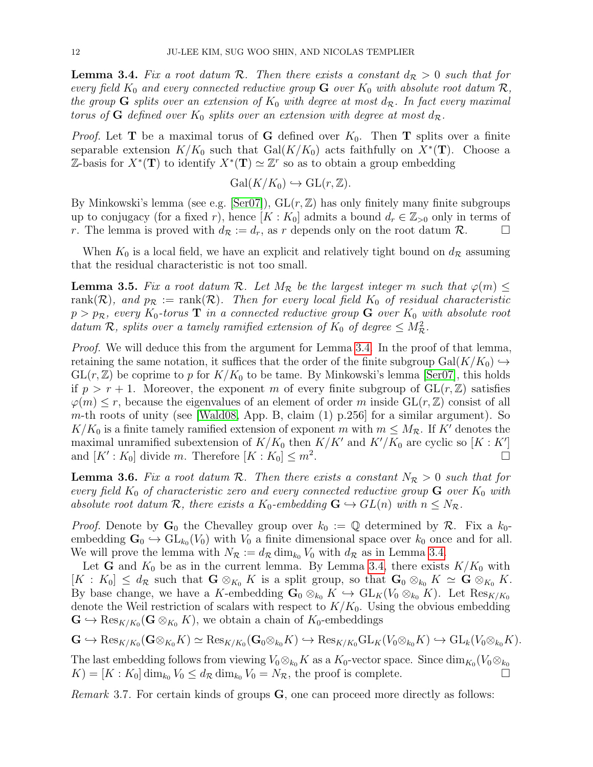**Lemma 3.4.** *Fix a root datum $\mathcal{R}$. Then there exists a constant $d_{\mathcal{R}} > 0$ such that for every field $K_0$ and every connected reductive group $\mathbf{G}$ over $K_0$ with absolute root datum $\mathcal{R}$, the group $\mathbf{G}$ splits over an extension of $K_0$ with degree at most $d_{\mathcal{R}}$. In fact every maximal torus of $\mathbf{G}$ defined over $K_0$ splits over an extension with degree at most $d_{\mathcal{R}}$.*

*Proof.* Let $\mathbf{T}$ be a maximal torus of $\mathbf{G}$ defined over $K_0$. Then $\mathbf{T}$ splits over a finite separable extension $K/K_0$ such that $\mathrm{Gal}(K/K_0)$ acts faithfully on $X^*(\mathbf{T})$. Choose a $\mathbb{Z}$-basis for $X^*(\mathbf{T})$ to identify $X^*(\mathbf{T}) \simeq \mathbb{Z}^r$ so as to obtain a group embedding

$$\mathrm{Gal}(K/K_0) \hookrightarrow \mathrm{GL}(r, \mathbb{Z}).$$

By Minkowski's lemma (see e.g. [Ser07]), $\mathrm{GL}(r, \mathbb{Z})$ has only finitely many finite subgroups up to conjugacy (for a fixed $r$), hence $[K : K_0]$ admits a bound $d_r \in \mathbb{Z}_{>0}$ only in terms of $r$. The lemma is proved with $d_{\mathcal{R}} := d_r$, as $r$ depends only on the root datum $\mathcal{R}$. □

When $K_0$ is a local field, we have an explicit and relatively tight bound on $d_{\mathcal{R}}$ assuming that the residual characteristic is not too small.

**Lemma 3.5.** *Fix a root datum $\mathcal{R}$. Let $M_{\mathcal{R}}$ be the largest integer $m$ such that $\varphi(m) \leq \mathrm{rank}(\mathcal{R})$, and $p_{\mathcal{R}} := \mathrm{rank}(\mathcal{R})$. Then for every local field $K_0$ of residual characteristic $p > p_{\mathcal{R}}$, every $K_0$-torus $\mathbf{T}$ in a connected reductive group $\mathbf{G}$ over $K_0$ with absolute root datum $\mathcal{R}$, splits over a tamely ramified extension of $K_0$ of degree $\leq M_{\mathcal{R}}^2$.*

*Proof.* We will deduce this from the argument for Lemma 3.4. In the proof of that lemma, retaining the same notation, it suffices that the order of the finite subgroup $\mathrm{Gal}(K/K_0) \hookrightarrow \mathrm{GL}(r, \mathbb{Z})$ be coprime to $p$ for $K/K_0$ to be tame. By Minkowski's lemma [Ser07], this holds if $p > r + 1$. Moreover, the exponent $m$ of every finite subgroup of $\mathrm{GL}(r, \mathbb{Z})$ satisfies $\varphi(m) \leq r$, because the eigenvalues of an element of order $m$ inside $\mathrm{GL}(r, \mathbb{Z})$ consist of all $m$-th roots of unity (see [Wald08, App. B, claim (1) p.256] for a similar argument). So $K/K_0$ is a finite tamely ramified extension of exponent $m$ with $m \leq M_{\mathcal{R}}$. If $K'$ denotes the maximal unramified subextension of $K/K_0$ then $K/K'$ and $K'/K_0$ are cyclic so $[K : K']$ and $[K' : K_0]$ divide $m$. Therefore $[K : K_0] \leq m^2$. □

**Lemma 3.6.** *Fix a root datum $\mathcal{R}$. Then there exists a constant $N_{\mathcal{R}} > 0$ such that for every field $K_0$ of characteristic zero and every connected reductive group $\mathbf{G}$ over $K_0$ with absolute root datum $\mathcal{R}$, there exists a $K_0$-embedding $\mathbf{G} \hookrightarrow GL(n)$ with $n \leq N_{\mathcal{R}}$.*

*Proof.* Denote by $\mathbf{G}_0$ the Chevalley group over $k_0 := \mathbb{Q}$ determined by $\mathcal{R}$. Fix a $k_0$-embedding $\mathbf{G}_0 \hookrightarrow \mathrm{GL}_{k_0}(V_0)$ with $V_0$ a finite dimensional space over $k_0$ once and for all. We will prove the lemma with $N_{\mathcal{R}} := d_{\mathcal{R}} \dim_{k_0} V_0$ with $d_{\mathcal{R}}$ as in Lemma 3.4.

Let $\mathbf{G}$ and $K_0$ be as in the current lemma. By Lemma 3.4, there exists $K/K_0$ with $[K : K_0] \leq d_{\mathcal{R}}$ such that $\mathbf{G} \otimes_{K_0} K$ is a split group, so that $\mathbf{G}_0 \otimes_{k_0} K \simeq \mathbf{G} \otimes_{K_0} K$. By base change, we have a $K$-embedding $\mathbf{G}_0 \otimes_{k_0} K \hookrightarrow \mathrm{GL}_K(V_0 \otimes_{k_0} K)$. Let $\mathrm{Res}_{K/K_0}$ denote the Weil restriction of scalars with respect to $K/K_0$. Using the obvious embedding $\mathbf{G} \hookrightarrow \mathrm{Res}_{K/K_0}(\mathbf{G} \otimes_{K_0} K)$, we obtain a chain of $K_0$-embeddings

$$\mathbf{G} \hookrightarrow \mathrm{Res}_{K/K_0}(\mathbf{G} \otimes_{K_0} K) \simeq \mathrm{Res}_{K/K_0}(\mathbf{G}_0 \otimes_{k_0} K) \hookrightarrow \mathrm{Res}_{K/K_0} \mathrm{GL}_K(V_0 \otimes_{k_0} K) \hookrightarrow \mathrm{GL}_k(V_0 \otimes_{k_0} K).$$

The last embedding follows from viewing $V_0 \otimes_{k_0} K$ as a $K_0$-vector space. Since $\dim_{K_0}(V_0 \otimes_{k_0} K) = [K : K_0] \dim_{k_0} V_0 \leq d_{\mathcal{R}} \dim_{k_0} V_0 = N_{\mathcal{R}}$, the proof is complete. □

*Remark* 3.7. For certain kinds of groups $\mathbf{G}$, one can proceed more directly as follows: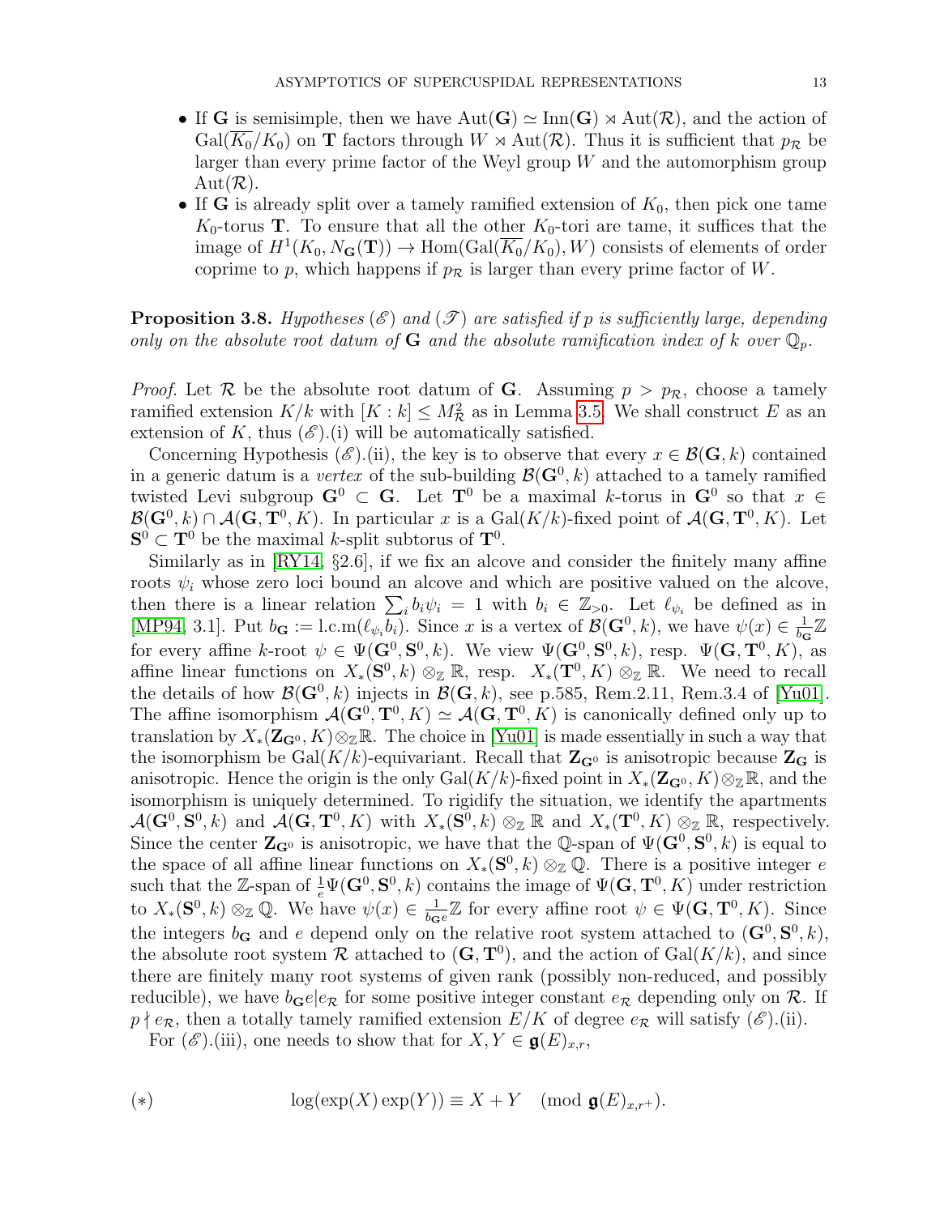- If $\mathbf{G}$ is semisimple, then we have $\mathrm{Aut}(\mathbf{G}) \simeq \mathrm{Inn}(\mathbf{G}) \rtimes \mathrm{Aut}(\mathcal{R})$, and the action of $\mathrm{Gal}(\overline{K_0}/K_0)$ on $\mathbf{T}$ factors through $W \rtimes \mathrm{Aut}(\mathcal{R})$. Thus it is sufficient that $p_{\mathcal{R}}$ be larger than every prime factor of the Weyl group $W$ and the automorphism group $\mathrm{Aut}(\mathcal{R})$.
- If $\mathbf{G}$ is already split over a tamely ramified extension of $K_0$, then pick one tame $K_0$-torus $\mathbf{T}$. To ensure that all the other $K_0$-tori are tame, it suffices that the image of $H^1(K_0, N_{\mathbf{G}}(\mathbf{T})) \to \mathrm{Hom}(\mathrm{Gal}(\overline{K_0}/K_0), W)$ consists of elements of order coprime to $p$, which happens if $p_{\mathcal{R}}$ is larger than every prime factor of $W$.

**Proposition 3.8.** *Hypotheses $(\mathscr{E})$ and $(\mathscr{T})$ are satisfied if $p$ is sufficiently large, depending only on the absolute root datum of $\mathbf{G}$ and the absolute ramification index of $k$ over $\mathbb{Q}_p$.*

*Proof.* Let $\mathcal{R}$ be the absolute root datum of $\mathbf{G}$. Assuming $p > p_{\mathcal{R}}$, choose a tamely ramified extension $K/k$ with $[K : k] \leq M_{\mathcal{R}}^2$ as in Lemma 3.5. We shall construct $E$ as an extension of $K$, thus $(\mathscr{E})$.(i) will be automatically satisfied.

Concerning Hypothesis $(\mathscr{E})$.(ii), the key is to observe that every $x \in \mathcal{B}(\mathbf{G}, k)$ contained in a generic datum is a *vertex* of the sub-building $\mathcal{B}(\mathbf{G}^0, k)$ attached to a tamely ramified twisted Levi subgroup $\mathbf{G}^0 \subset \mathbf{G}$. Let $\mathbf{T}^0$ be a maximal $k$-torus in $\mathbf{G}^0$ so that $x \in \mathcal{B}(\mathbf{G}^0, k) \cap \mathcal{A}(\mathbf{G}, \mathbf{T}^0, K)$. In particular $x$ is a $\mathrm{Gal}(K/k)$-fixed point of $\mathcal{A}(\mathbf{G}, \mathbf{T}^0, K)$. Let $\mathbf{S}^0 \subset \mathbf{T}^0$ be the maximal $k$-split subtorus of $\mathbf{T}^0$.

Similarly as in [RY14, §2.6], if we fix an alcove and consider the finitely many affine roots $\psi_i$ whose zero loci bound an alcove and which are positive valued on the alcove, then there is a linear relation $\sum_i b_i \psi_i = 1$ with $b_i \in \mathbb{Z}_{>0}$. Let $\ell_{\psi_i}$ be defined as in [MP94, 3.1]. Put $b_{\mathbf{G}} := \mathrm{l.c.m}(\ell_{\psi_i} b_i)$. Since $x$ is a vertex of $\mathcal{B}(\mathbf{G}^0, k)$, we have $\psi(x) \in \frac{1}{b_{\mathbf{G}}}\mathbb{Z}$ for every affine $k$-root $\psi \in \Psi(\mathbf{G}^0, \mathbf{S}^0, k)$. We view $\Psi(\mathbf{G}^0, \mathbf{S}^0, k)$, resp. $\Psi(\mathbf{G}, \mathbf{T}^0, K)$, as affine linear functions on $X_*(\mathbf{S}^0, k) \otimes_{\mathbb{Z}} \mathbb{R}$, resp. $X_*(\mathbf{T}^0, K) \otimes_{\mathbb{Z}} \mathbb{R}$. We need to recall the details of how $\mathcal{B}(\mathbf{G}^0, k)$ injects in $\mathcal{B}(\mathbf{G}, k)$, see p.585, Rem.2.11, Rem.3.4 of [Yu01]. The affine isomorphism $\mathcal{A}(\mathbf{G}^0, \mathbf{T}^0, K) \simeq \mathcal{A}(\mathbf{G}, \mathbf{T}^0, K)$ is canonically defined only up to translation by $X_*(\mathbf{Z}_{\mathbf{G}^0}, K) \otimes_{\mathbb{Z}} \mathbb{R}$. The choice in [Yu01] is made essentially in such a way that the isomorphism be $\mathrm{Gal}(K/k)$-equivariant. Recall that $\mathbf{Z}_{\mathbf{G}^0}$ is anisotropic because $\mathbf{Z}_{\mathbf{G}}$ is anisotropic. Hence the origin is the only $\mathrm{Gal}(K/k)$-fixed point in $X_*(\mathbf{Z}_{\mathbf{G}^0}, K) \otimes_{\mathbb{Z}} \mathbb{R}$, and the isomorphism is uniquely determined. To rigidify the situation, we identify the apartments $\mathcal{A}(\mathbf{G}^0, \mathbf{S}^0, k)$ and $\mathcal{A}(\mathbf{G}, \mathbf{T}^0, K)$ with $X_*(\mathbf{S}^0, k) \otimes_{\mathbb{Z}} \mathbb{R}$ and $X_*(\mathbf{T}^0, K) \otimes_{\mathbb{Z}} \mathbb{R}$, respectively. Since the center $\mathbf{Z}_{\mathbf{G}^0}$ is anisotropic, we have that the $\mathbb{Q}$-span of $\Psi(\mathbf{G}^0, \mathbf{S}^0, k)$ is equal to the space of all affine linear functions on $X_*(\mathbf{S}^0, k) \otimes_{\mathbb{Z}} \mathbb{Q}$. There is a positive integer $e$ such that the $\mathbb{Z}$-span of $\frac{1}{e}\Psi(\mathbf{G}^0, \mathbf{S}^0, k)$ contains the image of $\Psi(\mathbf{G}, \mathbf{T}^0, K)$ under restriction to $X_*(\mathbf{S}^0, k) \otimes_{\mathbb{Z}} \mathbb{Q}$. We have $\psi(x) \in \frac{1}{b_{\mathbf{G}} e}\mathbb{Z}$ for every affine root $\psi \in \Psi(\mathbf{G}, \mathbf{T}^0, K)$. Since the integers $b_{\mathbf{G}}$ and $e$ depend only on the relative root system attached to $(\mathbf{G}^0, \mathbf{S}^0, k)$, the absolute root system $\mathcal{R}$ attached to $(\mathbf{G}, \mathbf{T}^0)$, and the action of $\mathrm{Gal}(K/k)$, and since there are finitely many root systems of given rank (possibly non-reduced, and possibly reducible), we have $b_{\mathbf{G}} e | e_{\mathcal{R}}$ for some positive integer constant $e_{\mathcal{R}}$ depending only on $\mathcal{R}$. If $p \nmid e_{\mathcal{R}}$, then a totally tamely ramified extension $E/K$ of degree $e_{\mathcal{R}}$ will satisfy $(\mathscr{E})$.(ii).

For $(\mathscr{E})$.(iii), one needs to show that for $X, Y \in \mathfrak{g}(E)_{x,r}$,

$$(*) \qquad \log(\exp(X)\exp(Y)) \equiv X + Y \pmod{\mathfrak{g}(E)_{x,r^+}}.$$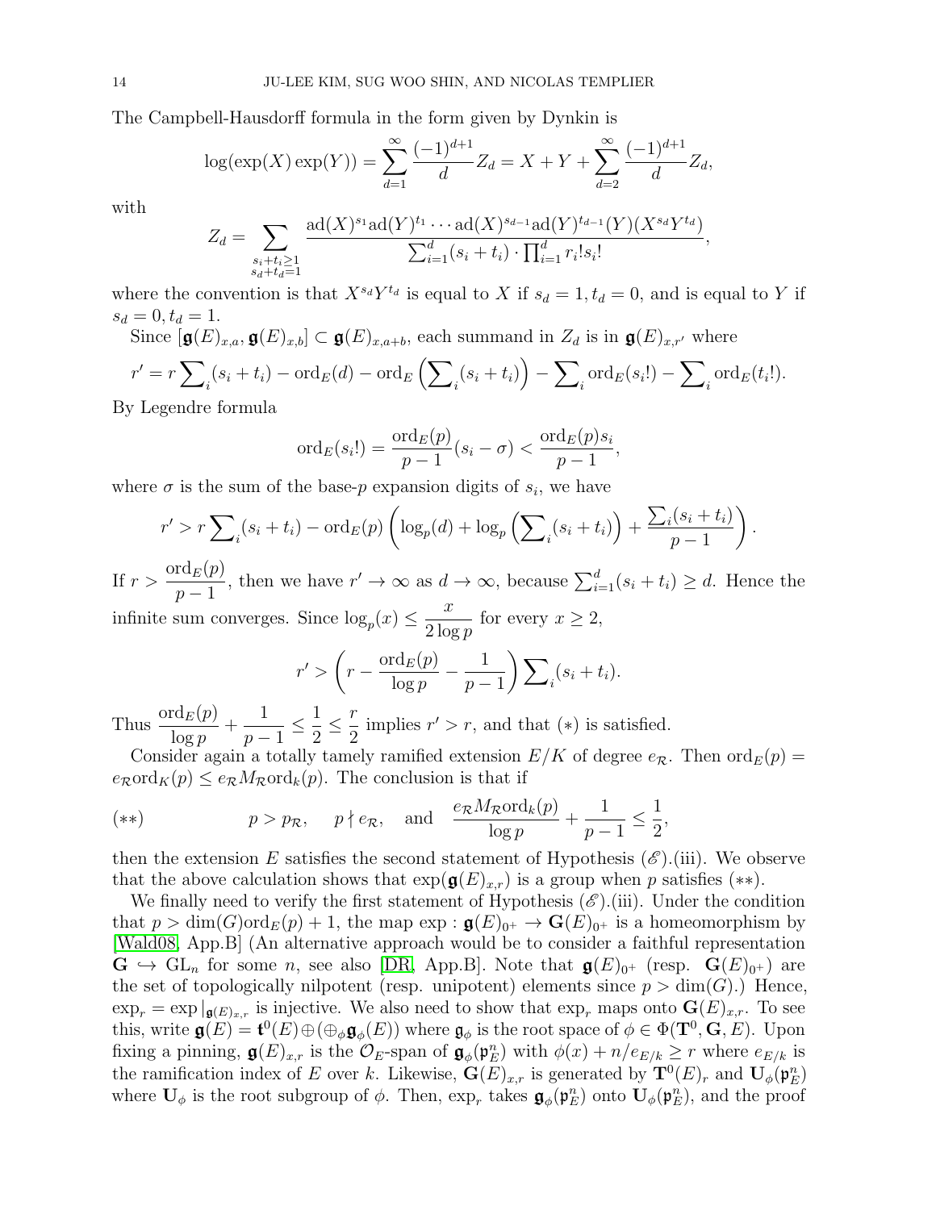The Campbell-Hausdorff formula in the form given by Dynkin is

$$\log(\exp(X)\exp(Y)) = \sum_{d=1}^{\infty} \frac{(-1)^{d+1}}{d} Z_d = X + Y + \sum_{d=2}^{\infty} \frac{(-1)^{d+1}}{d} Z_d,$$

with

$$Z_d = \sum_{\substack{s_i+t_i\geq 1\\ s_d+t_d=1}} \frac{\mathrm{ad}(X)^{s_1}\mathrm{ad}(Y)^{t_1}\cdots\mathrm{ad}(X)^{s_{d-1}}\mathrm{ad}(Y)^{t_{d-1}}(Y)(X^{s_d}Y^{t_d})}{\sum_{i=1}^{d}(s_i+t_i)\cdot\prod_{i=1}^{d} r_i! s_i!},$$

where the convention is that $X^{s_d}Y^{t_d}$ is equal to $X$ if $s_d = 1, t_d = 0$, and is equal to $Y$ if $s_d = 0, t_d = 1$.

Since $[\mathbf{g}(E)_{x,a}, \mathbf{g}(E)_{x,b}] \subset \mathbf{g}(E)_{x,a+b}$, each summand in $Z_d$ is in $\mathbf{g}(E)_{x,r'}$ where

$$r' = r\sum\nolimits_i (s_i+t_i) - \mathrm{ord}_E(d) - \mathrm{ord}_E\left(\sum\nolimits_i (s_i+t_i)\right) - \sum\nolimits_i \mathrm{ord}_E(s_i!) - \sum\nolimits_i \mathrm{ord}_E(t_i!).$$

By Legendre formula

$$\mathrm{ord}_E(s_i!) = \frac{\mathrm{ord}_E(p)}{p-1}(s_i - \sigma) < \frac{\mathrm{ord}_E(p)s_i}{p-1},$$

where $\sigma$ is the sum of the base-$p$ expansion digits of $s_i$, we have

$$r' > r\sum\nolimits_i (s_i+t_i) - \mathrm{ord}_E(p)\left(\log_p(d) + \log_p\left(\sum\nolimits_i (s_i+t_i)\right) + \frac{\sum_i (s_i+t_i)}{p-1}\right).$$

If $r > \dfrac{\mathrm{ord}_E(p)}{p-1}$, then we have $r' \to \infty$ as $d \to \infty$, because $\sum_{i=1}^{d}(s_i+t_i) \geq d$. Hence the infinite sum converges. Since $\log_p(x) \leq \dfrac{x}{2\log p}$ for every $x \geq 2$,

$$r' > \left(r - \frac{\mathrm{ord}_E(p)}{\log p} - \frac{1}{p-1}\right)\sum\nolimits_i (s_i+t_i).$$

Thus $\dfrac{\mathrm{ord}_E(p)}{\log p} + \dfrac{1}{p-1} \leq \dfrac{1}{2} \leq \dfrac{r}{2}$ implies $r' > r$, and that $(*)$ is satisfied.

Consider again a totally tamely ramified extension $E/K$ of degree $e_{\mathcal{R}}$. Then $\mathrm{ord}_E(p) = e_{\mathcal{R}}\mathrm{ord}_K(p) \leq e_{\mathcal{R}} M_{\mathcal{R}} \mathrm{ord}_k(p)$. The conclusion is that if

$$(**) \qquad p > p_{\mathcal{R}}, \quad p \nmid e_{\mathcal{R}}, \quad \text{and} \quad \frac{e_{\mathcal{R}} M_{\mathcal{R}} \mathrm{ord}_k(p)}{\log p} + \frac{1}{p-1} \leq \frac{1}{2},$$

then the extension $E$ satisfies the second statement of Hypothesis $(\mathscr{E})$.(iii). We observe that the above calculation shows that $\exp(\mathbf{g}(E)_{x,r})$ is a group when $p$ satisfies $(**)$.

We finally need to verify the first statement of Hypothesis $(\mathscr{E})$.(iii). Under the condition that $p > \dim(G)\mathrm{ord}_E(p) + 1$, the map $\exp : \mathbf{g}(E)_{0^+} \to \mathbf{G}(E)_{0^+}$ is a homeomorphism by [Wald08, App.B] (An alternative approach would be to consider a faithful representation $\mathbf{G} \hookrightarrow \mathrm{GL}_n$ for some $n$, see also [DR, App.B]. Note that $\mathbf{g}(E)_{0^+}$ (resp. $\mathbf{G}(E)_{0^+}$) are the set of topologically nilpotent (resp. unipotent) elements since $p > \dim(G)$.) Hence, $\exp_r = \exp|_{\mathbf{g}(E)_{x,r}}$ is injective. We also need to show that $\exp_r$ maps onto $\mathbf{G}(E)_{x,r}$. To see this, write $\mathbf{g}(E) = \mathbf{t}^0(E) \oplus (\oplus_\phi \mathbf{g}_\phi(E))$ where $\mathbf{g}_\phi$ is the root space of $\phi \in \Phi(\mathbf{T}^0, \mathbf{G}, E)$. Upon fixing a pinning, $\mathbf{g}(E)_{x,r}$ is the $\mathcal{O}_E$-span of $\mathbf{g}_\phi(\mathfrak{p}_E^n)$ with $\phi(x) + n/e_{E/k} \geq r$ where $e_{E/k}$ is the ramification index of $E$ over $k$. Likewise, $\mathbf{G}(E)_{x,r}$ is generated by $\mathbf{T}^0(E)_r$ and $\mathbf{U}_\phi(\mathfrak{p}_E^n)$ where $\mathbf{U}_\phi$ is the root subgroup of $\phi$. Then, $\exp_r$ takes $\mathbf{g}_\phi(\mathfrak{p}_E^n)$ onto $\mathbf{U}_\phi(\mathfrak{p}_E^n)$, and the proof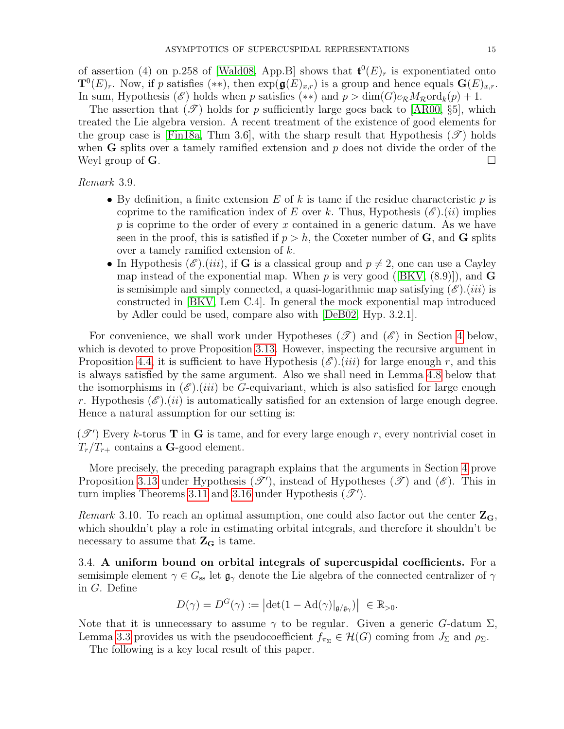of assertion (4) on p.258 of [Wald08, App.B] shows that $\mathfrak{t}^0(E)_r$ is exponentiated onto $\mathbf{T}^0(E)_r$. Now, if $p$ satisfies $(**)$, then $\exp(\mathfrak{g}(E)_{x,r})$ is a group and hence equals $\mathbf{G}(E)_{x,r}$. In sum, Hypothesis $(\mathscr{E})$ holds when $p$ satisfies $(**)$ and $p > \dim(G) e_{\mathcal{R}} M_{\mathcal{R}} \mathrm{ord}_k(p) + 1$.

The assertion that $(\mathscr{T})$ holds for $p$ sufficiently large goes back to [AR00, §5], which treated the Lie algebra version. A recent treatment of the existence of good elements for the group case is [Fin18a, Thm 3.6], with the sharp result that Hypothesis $(\mathscr{T})$ holds when $\mathbf{G}$ splits over a tamely ramified extension and $p$ does not divide the order of the Weyl group of $\mathbf{G}$. □

*Remark* 3.9.

- By definition, a finite extension $E$ of $k$ is tame if the residue characteristic $p$ is coprime to the ramification index of $E$ over $k$. Thus, Hypothesis $(\mathscr{E}).(ii)$ implies $p$ is coprime to the order of every $x$ contained in a generic datum. As we have seen in the proof, this is satisfied if $p > h$, the Coxeter number of $\mathbf{G}$, and $\mathbf{G}$ splits over a tamely ramified extension of $k$.
- In Hypothesis $(\mathscr{E}).(iii)$, if $\mathbf{G}$ is a classical group and $p \neq 2$, one can use a Cayley map instead of the exponential map. When $p$ is very good ([BKV, (8.9)]), and $\mathbf{G}$ is semisimple and simply connected, a quasi-logarithmic map satisfying $(\mathscr{E}).(iii)$ is constructed in [BKV, Lem C.4]. In general the mock exponential map introduced by Adler could be used, compare also with [DeB02, Hyp. 3.2.1].

For convenience, we shall work under Hypotheses $(\mathscr{T})$ and $(\mathscr{E})$ in Section 4 below, which is devoted to prove Proposition 3.13. However, inspecting the recursive argument in Proposition 4.4, it is sufficient to have Hypothesis $(\mathscr{E}).(iii)$ for large enough $r$, and this is always satisfied by the same argument. Also we shall need in Lemma 4.8 below that the isomorphisms in $(\mathscr{E}).(iii)$ be $G$-equivariant, which is also satisfied for large enough $r$. Hypothesis $(\mathscr{E}).(ii)$ is automatically satisfied for an extension of large enough degree. Hence a natural assumption for our setting is:

$(\mathscr{T}')$ Every $k$-torus $\mathbf{T}$ in $\mathbf{G}$ is tame, and for every large enough $r$, every nontrivial coset in $T_r/T_{r+}$ contains a $\mathbf{G}$-good element.

More precisely, the preceding paragraph explains that the arguments in Section 4 prove Proposition 3.13 under Hypothesis $(\mathscr{T}')$, instead of Hypotheses $(\mathscr{T})$ and $(\mathscr{E})$. This in turn implies Theorems 3.11 and 3.16 under Hypothesis $(\mathscr{T}')$.

*Remark* 3.10. To reach an optimal assumption, one could also factor out the center $\mathbf{Z}_{\mathbf{G}}$, which shouldn't play a role in estimating orbital integrals, and therefore it shouldn't be necessary to assume that $\mathbf{Z}_{\mathbf{G}}$ is tame.

### 3.4. A uniform bound on orbital integrals of supercuspidal coefficients.

For a semisimple element $\gamma \in G_{\mathrm{ss}}$ let $\mathfrak{g}_\gamma$ denote the Lie algebra of the connected centralizer of $\gamma$ in $G$. Define

$$D(\gamma) = D^G(\gamma) := \left|\det(1 - \mathrm{Ad}(\gamma)|_{\mathfrak{g}/\mathfrak{g}_\gamma})\right| \in \mathbb{R}_{>0}.$$

Note that it is unnecessary to assume $\gamma$ to be regular. Given a generic $G$-datum $\Sigma$, Lemma 3.3 provides us with the pseudocoefficient $f_{\pi_\Sigma} \in \mathcal{H}(G)$ coming from $J_\Sigma$ and $\rho_\Sigma$.

The following is a key local result of this paper.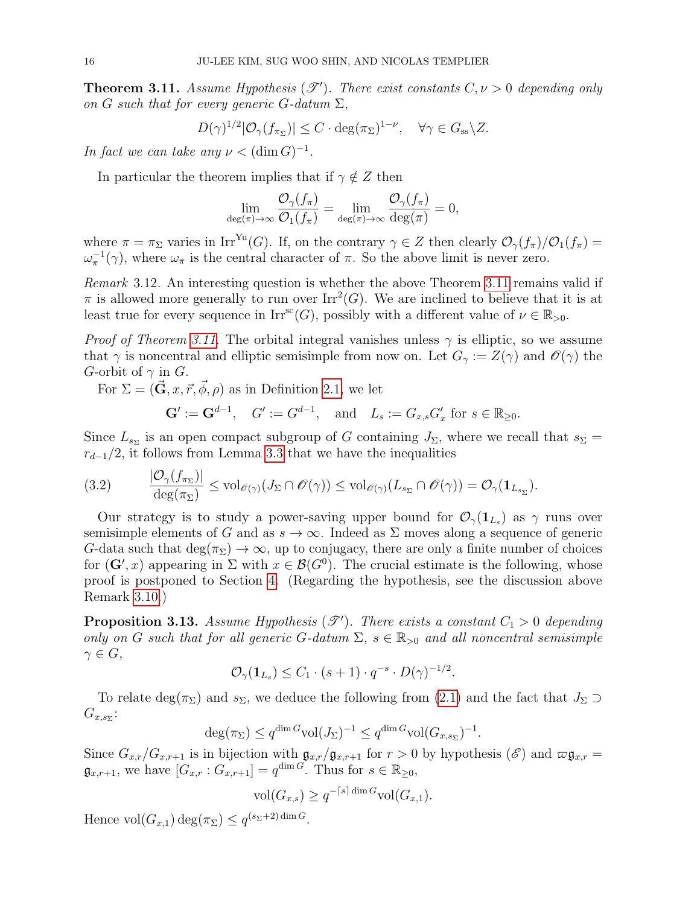**Theorem 3.11.** *Assume Hypothesis* $(\mathscr{T}')$. *There exist constants* $C, \nu > 0$ *depending only on* $G$ *such that for every generic* $G$*-datum* $\Sigma$,

$$D(\gamma)^{1/2}|\mathcal{O}_\gamma(f_{\pi_\Sigma})| \le C \cdot \deg(\pi_\Sigma)^{1-\nu}, \quad \forall \gamma \in G_{\mathrm{ss}} \backslash Z.$$

*In fact we can take any* $\nu < (\dim G)^{-1}$.

In particular the theorem implies that if $\gamma \notin Z$ then

$$\lim_{\deg(\pi)\to\infty} \frac{\mathcal{O}_\gamma(f_\pi)}{\mathcal{O}_1(f_\pi)} = \lim_{\deg(\pi)\to\infty} \frac{\mathcal{O}_\gamma(f_\pi)}{\deg(\pi)} = 0,$$

where $\pi = \pi_\Sigma$ varies in $\mathrm{Irr}^{\mathrm{Yu}}(G)$. If, on the contrary $\gamma \in Z$ then clearly $\mathcal{O}_\gamma(f_\pi)/\mathcal{O}_1(f_\pi) = \omega_\pi^{-1}(\gamma)$, where $\omega_\pi$ is the central character of $\pi$. So the above limit is never zero.

*Remark* 3.12. An interesting question is whether the above Theorem 3.11 remains valid if $\pi$ is allowed more generally to run over $\mathrm{Irr}^2(G)$. We are inclined to believe that it is at least true for every sequence in $\mathrm{Irr}^{\mathrm{sc}}(G)$, possibly with a different value of $\nu \in \mathbb{R}_{>0}$.

*Proof of Theorem 3.11.* The orbital integral vanishes unless $\gamma$ is elliptic, so we assume that $\gamma$ is noncentral and elliptic semisimple from now on. Let $G_\gamma := Z(\gamma)$ and $\mathscr{O}(\gamma)$ the $G$-orbit of $\gamma$ in $G$.

For $\Sigma = (\vec{\mathbf{G}}, x, \vec{r}, \vec{\phi}, \rho)$ as in Definition 2.1, we let

$$\mathbf{G}' := \mathbf{G}^{d-1}, \quad G' := G^{d-1}, \quad \text{and} \quad L_s := G_{x,s}G'_x \text{ for } s \in \mathbb{R}_{\ge 0}.$$

Since $L_{s_\Sigma}$ is an open compact subgroup of $G$ containing $J_\Sigma$, where we recall that $s_\Sigma = r_{d-1}/2$, it follows from Lemma 3.3 that we have the inequalities

$$\frac{|\mathcal{O}_\gamma(f_{\pi_\Sigma})|}{\deg(\pi_\Sigma)} \le \mathrm{vol}_{\mathscr{O}(\gamma)}(J_\Sigma \cap \mathscr{O}(\gamma)) \le \mathrm{vol}_{\mathscr{O}(\gamma)}(L_{s_\Sigma} \cap \mathscr{O}(\gamma)) = \mathcal{O}_\gamma(\mathbf{1}_{L_{s_\Sigma}}). \tag{3.2}$$

Our strategy is to study a power-saving upper bound for $\mathcal{O}_\gamma(\mathbf{1}_{L_s})$ as $\gamma$ runs over semisimple elements of $G$ and as $s \to \infty$. Indeed as $\Sigma$ moves along a sequence of generic $G$-data such that $\deg(\pi_\Sigma) \to \infty$, up to conjugacy, there are only a finite number of choices for $(\mathbf{G}', x)$ appearing in $\Sigma$ with $x \in \mathcal{B}(G^0)$. The crucial estimate is the following, whose proof is postponed to Section 4. (Regarding the hypothesis, see the discussion above Remark 3.10.)

**Proposition 3.13.** *Assume Hypothesis* $(\mathscr{T}')$. *There exists a constant* $C_1 > 0$ *depending only on* $G$ *such that for all generic* $G$*-datum* $\Sigma$, $s \in \mathbb{R}_{>0}$ *and all noncentral semisimple* $\gamma \in G$,

$$\mathcal{O}_\gamma(\mathbf{1}_{L_s}) \le C_1 \cdot (s+1) \cdot q^{-s} \cdot D(\gamma)^{-1/2}.$$

To relate $\deg(\pi_\Sigma)$ and $s_\Sigma$, we deduce the following from (2.1) and the fact that $J_\Sigma \supset G_{x,s_\Sigma}$:

$$\deg(\pi_\Sigma) \le q^{\dim G}\mathrm{vol}(J_\Sigma)^{-1} \le q^{\dim G}\mathrm{vol}(G_{x,s_\Sigma})^{-1}.$$

Since $G_{x,r}/G_{x,r+1}$ is in bijection with $\mathfrak{g}_{x,r}/\mathfrak{g}_{x,r+1}$ for $r > 0$ by hypothesis $(\mathscr{E})$ and $\varpi\mathfrak{g}_{x,r} = \mathfrak{g}_{x,r+1}$, we have $[G_{x,r} : G_{x,r+1}] = q^{\dim G}$. Thus for $s \in \mathbb{R}_{\ge 0}$,

$$\mathrm{vol}(G_{x,s}) \ge q^{-\lceil s \rceil \dim G}\mathrm{vol}(G_{x,1}).$$

Hence $\mathrm{vol}(G_{x,1})\deg(\pi_\Sigma) \le q^{(s_\Sigma+2)\dim G}$.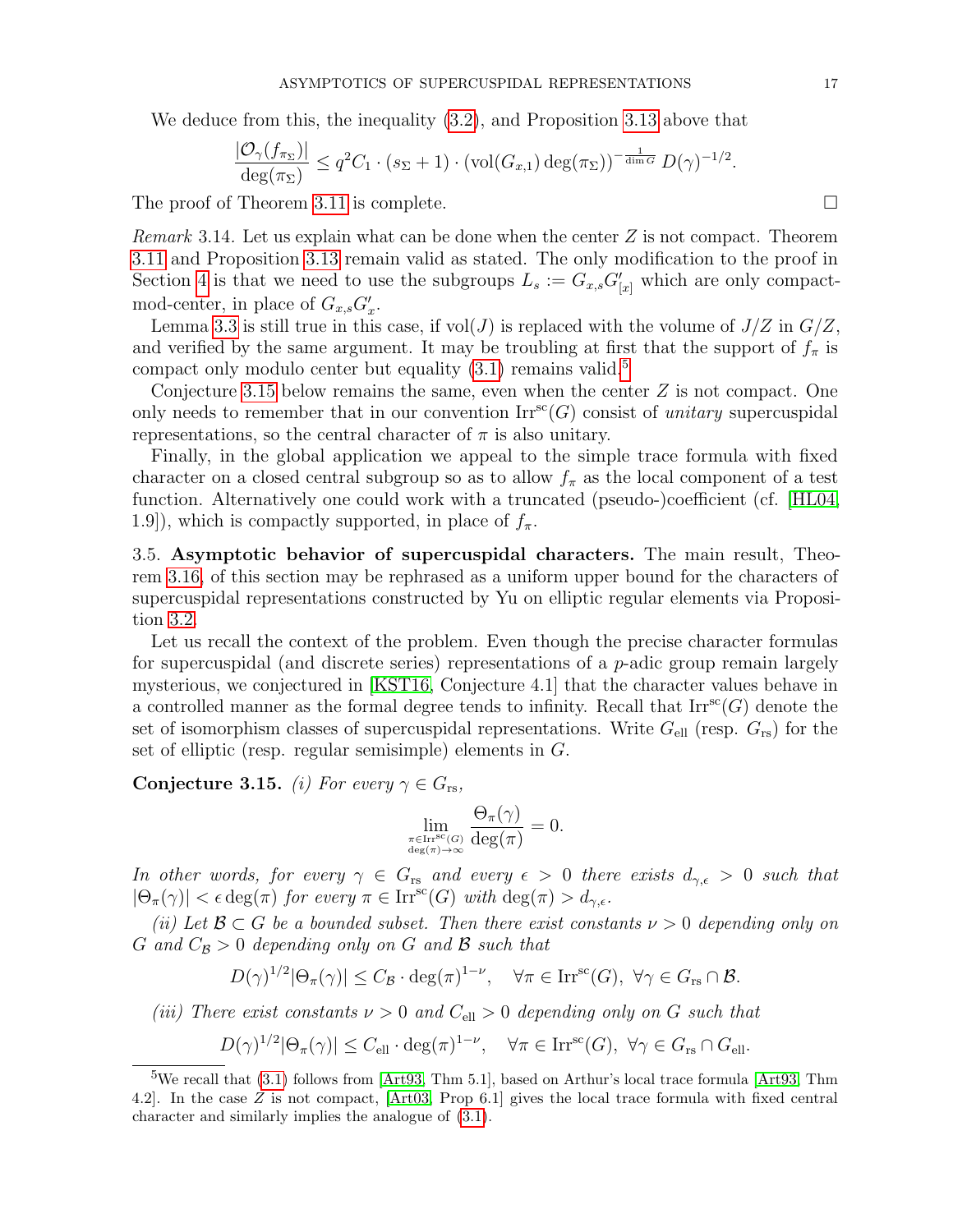We deduce from this, the inequality (3.2), and Proposition 3.13 above that

$$\frac{|\mathcal{O}_\gamma(f_{\pi_\Sigma})|}{\deg(\pi_\Sigma)} \leq q^2 C_1 \cdot (s_\Sigma + 1) \cdot (\mathrm{vol}(G_{x,1}) \deg(\pi_\Sigma))^{-\frac{1}{\dim G}} D(\gamma)^{-1/2}.$$

The proof of Theorem 3.11 is complete. □

*Remark* 3.14. Let us explain what can be done when the center $Z$ is not compact. Theorem 3.11 and Proposition 3.13 remain valid as stated. The only modification to the proof in Section 4 is that we need to use the subgroups $L_s := G_{x,s} G'_{[x]}$ which are only compact-mod-center, in place of $G_{x,s} G'_x$.

Lemma 3.3 is still true in this case, if $\mathrm{vol}(J)$ is replaced with the volume of $J/Z$ in $G/Z$, and verified by the same argument. It may be troubling at first that the support of $f_\pi$ is compact only modulo center but equality (3.1) remains valid.[5]

Conjecture 3.15 below remains the same, even when the center $Z$ is not compact. One only needs to remember that in our convention $\mathrm{Irr}^{\mathrm{sc}}(G)$ consist of *unitary* supercuspidal representations, so the central character of $\pi$ is also unitary.

Finally, in the global application we appeal to the simple trace formula with fixed character on a closed central subgroup so as to allow $f_\pi$ as the local component of a test function. Alternatively one could work with a truncated (pseudo-)coefficient (cf. [HL04, 1.9]), which is compactly supported, in place of $f_\pi$.

3.5. **Asymptotic behavior of supercuspidal characters.** The main result, Theorem 3.16, of this section may be rephrased as a uniform upper bound for the characters of supercuspidal representations constructed by Yu on elliptic regular elements via Proposition 3.2.

Let us recall the context of the problem. Even though the precise character formulas for supercuspidal (and discrete series) representations of a $p$-adic group remain largely mysterious, we conjectured in [KST16, Conjecture 4.1] that the character values behave in a controlled manner as the formal degree tends to infinity. Recall that $\mathrm{Irr}^{\mathrm{sc}}(G)$ denote the set of isomorphism classes of supercuspidal representations. Write $G_{\mathrm{ell}}$ (resp. $G_{\mathrm{rs}}$) for the set of elliptic (resp. regular semisimple) elements in $G$.

**Conjecture 3.15.** *(i) For every $\gamma \in G_{\mathrm{rs}}$,*

$$\lim_{\substack{\pi \in \mathrm{Irr}^{\mathrm{sc}}(G) \\ \deg(\pi) \to \infty}} \frac{\Theta_\pi(\gamma)}{\deg(\pi)} = 0.$$

*In other words, for every $\gamma \in G_{\mathrm{rs}}$ and every $\epsilon > 0$ there exists $d_{\gamma,\epsilon} > 0$ such that $|\Theta_\pi(\gamma)| < \epsilon \deg(\pi)$ for every $\pi \in \mathrm{Irr}^{\mathrm{sc}}(G)$ with $\deg(\pi) > d_{\gamma,\epsilon}$.*

*(ii) Let $\mathcal{B} \subset G$ be a bounded subset. Then there exist constants $\nu > 0$ depending only on $G$ and $C_{\mathcal{B}} > 0$ depending only on $G$ and $\mathcal{B}$ such that*

$$D(\gamma)^{1/2} |\Theta_\pi(\gamma)| \leq C_{\mathcal{B}} \cdot \deg(\pi)^{1-\nu}, \quad \forall \pi \in \mathrm{Irr}^{\mathrm{sc}}(G),\ \forall \gamma \in G_{\mathrm{rs}} \cap \mathcal{B}.$$

*(iii) There exist constants $\nu > 0$ and $C_{\mathrm{ell}} > 0$ depending only on $G$ such that*

$$D(\gamma)^{1/2} |\Theta_\pi(\gamma)| \leq C_{\mathrm{ell}} \cdot \deg(\pi)^{1-\nu}, \quad \forall \pi \in \mathrm{Irr}^{\mathrm{sc}}(G),\ \forall \gamma \in G_{\mathrm{rs}} \cap G_{\mathrm{ell}}.$$

---

[5] We recall that (3.1) follows from [Art93, Thm 5.1], based on Arthur's local trace formula [Art93, Thm 4.2]. In the case $Z$ is not compact, [Art03, Prop 6.1] gives the local trace formula with fixed central character and similarly implies the analogue of (3.1).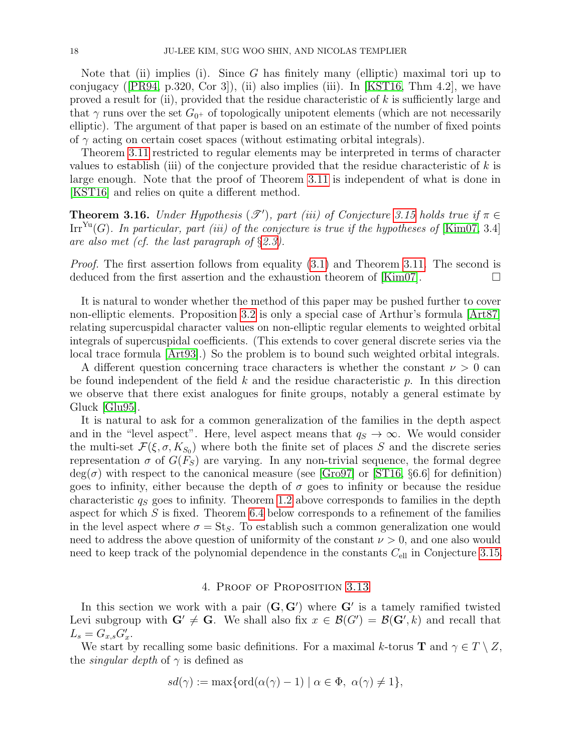Note that (ii) implies (i). Since $G$ has finitely many (elliptic) maximal tori up to conjugacy ([PR94, p.320, Cor 3]), (ii) also implies (iii). In [KST16, Thm 4.2], we have proved a result for (ii), provided that the residue characteristic of $k$ is sufficiently large and that $\gamma$ runs over the set $G_{0^+}$ of topologically unipotent elements (which are not necessarily elliptic). The argument of that paper is based on an estimate of the number of fixed points of $\gamma$ acting on certain coset spaces (without estimating orbital integrals).

Theorem 3.11 restricted to regular elements may be interpreted in terms of character values to establish (iii) of the conjecture provided that the residue characteristic of $k$ is large enough. Note that the proof of Theorem 3.11 is independent of what is done in [KST16] and relies on quite a different method.

**Theorem 3.16.** *Under Hypothesis $(\mathscr{T}')$, part (iii) of Conjecture 3.15 holds true if $\pi \in \mathrm{Irr}^{\mathrm{Yu}}(G)$. In particular, part (iii) of the conjecture is true if the hypotheses of [Kim07, 3.4] are also met (cf. the last paragraph of §2.3).*

*Proof.* The first assertion follows from equality (3.1) and Theorem 3.11. The second is deduced from the first assertion and the exhaustion theorem of [Kim07]. □

It is natural to wonder whether the method of this paper may be pushed further to cover non-elliptic elements. Proposition 3.2 is only a special case of Arthur's formula [Art87] relating supercuspidal character values on non-elliptic regular elements to weighted orbital integrals of supercuspidal coefficients. (This extends to cover general discrete series via the local trace formula [Art93].) So the problem is to bound such weighted orbital integrals.

A different question concerning trace characters is whether the constant $\nu > 0$ can be found independent of the field $k$ and the residue characteristic $p$. In this direction we observe that there exist analogues for finite groups, notably a general estimate by Gluck [Glu95].

It is natural to ask for a common generalization of the families in the depth aspect and in the "level aspect". Here, level aspect means that $q_S \to \infty$. We would consider the multi-set $\mathcal{F}(\xi, \sigma, K_{S_0})$ where both the finite set of places $S$ and the discrete series representation $\sigma$ of $G(F_S)$ are varying. In any non-trivial sequence, the formal degree $\deg(\sigma)$ with respect to the canonical measure (see [Gro97] or [ST16, §6.6] for definition) goes to infinity, either because the depth of $\sigma$ goes to infinity or because the residue characteristic $q_S$ goes to infinity. Theorem 1.2 above corresponds to families in the depth aspect for which $S$ is fixed. Theorem 6.4 below corresponds to a refinement of the families in the level aspect where $\sigma = \mathrm{St}_S$. To establish such a common generalization one would need to address the above question of uniformity of the constant $\nu > 0$, and one also would need to keep track of the polynomial dependence in the constants $C_{\mathrm{ell}}$ in Conjecture 3.15.

## 4. Proof of Proposition 3.13

In this section we work with a pair $(\mathbf{G}, \mathbf{G}')$ where $\mathbf{G}'$ is a tamely ramified twisted Levi subgroup with $\mathbf{G}' \neq \mathbf{G}$. We shall also fix $x \in \mathcal{B}(G') = \mathcal{B}(\mathbf{G}', k)$ and recall that $L_s = G_{x,s} G'_x$.

We start by recalling some basic definitions. For a maximal $k$-torus $\mathbf{T}$ and $\gamma \in T \setminus Z$, the *singular depth* of $\gamma$ is defined as

$$sd(\gamma) := \max\{\mathrm{ord}(\alpha(\gamma) - 1) \mid \alpha \in \Phi,\ \alpha(\gamma) \neq 1\},$$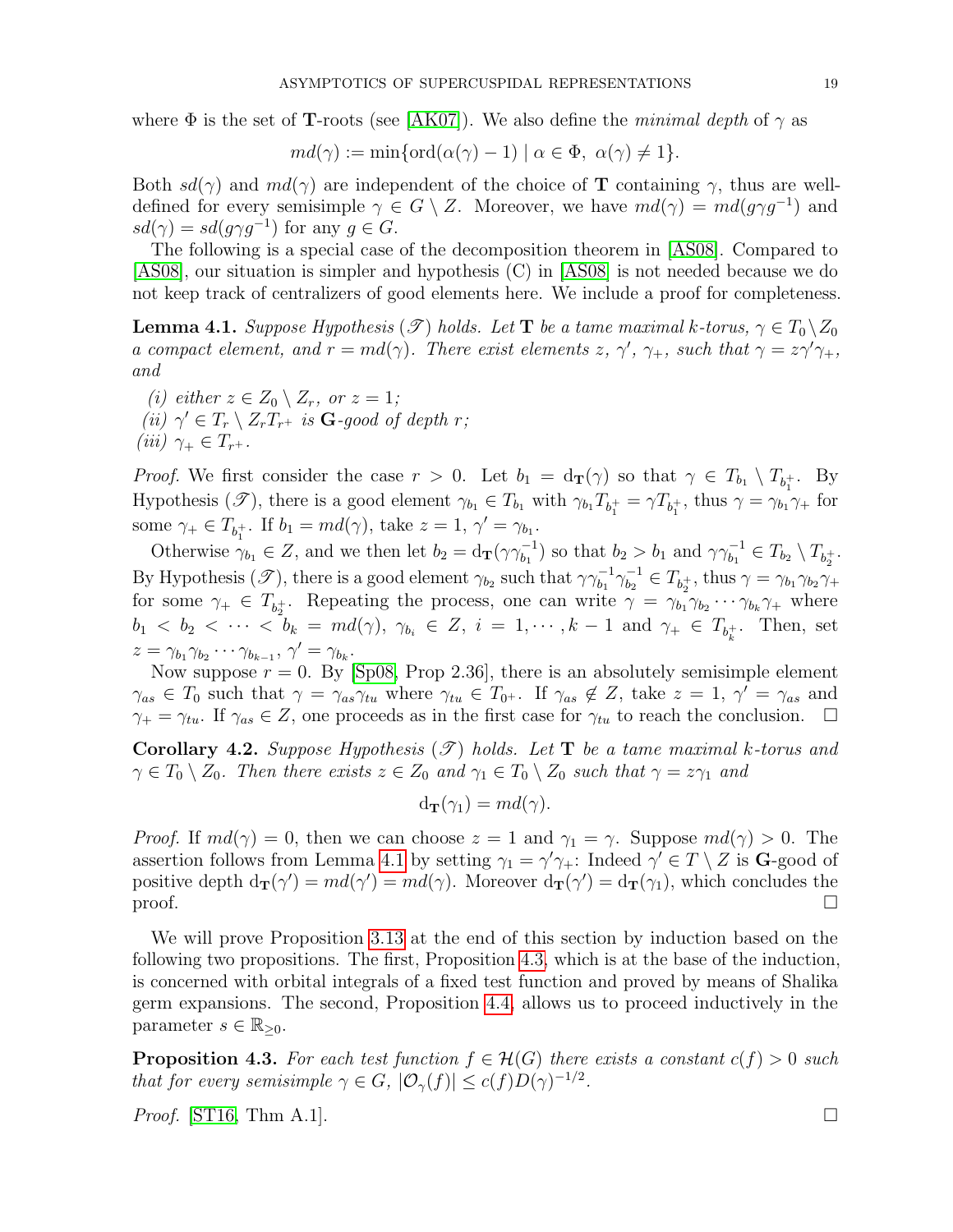where $\Phi$ is the set of $\mathbf{T}$-roots (see [AK07]). We also define the *minimal depth* of $\gamma$ as

$$md(\gamma) := \min\{\mathrm{ord}(\alpha(\gamma) - 1) \mid \alpha \in \Phi,\ \alpha(\gamma) \neq 1\}.$$

Both $sd(\gamma)$ and $md(\gamma)$ are independent of the choice of $\mathbf{T}$ containing $\gamma$, thus are well-defined for every semisimple $\gamma \in G \setminus Z$. Moreover, we have $md(\gamma) = md(g\gamma g^{-1})$ and $sd(\gamma) = sd(g\gamma g^{-1})$ for any $g \in G$.

The following is a special case of the decomposition theorem in [AS08]. Compared to [AS08], our situation is simpler and hypothesis (C) in [AS08] is not needed because we do not keep track of centralizers of good elements here. We include a proof for completeness.

**Lemma 4.1.** *Suppose Hypothesis ($\mathscr{T}$) holds. Let $\mathbf{T}$ be a tame maximal $k$-torus, $\gamma \in T_0 \setminus Z_0$ a compact element, and $r = md(\gamma)$. There exist elements $z$, $\gamma'$, $\gamma_+$, such that $\gamma = z\gamma'\gamma_+$, and*

*(i) either $z \in Z_0 \setminus Z_r$, or $z = 1$;*
*(ii) $\gamma' \in T_r \setminus Z_r T_{r^+}$ is $\mathbf{G}$-good of depth $r$;*
*(iii) $\gamma_+ \in T_{r^+}$.*

*Proof.* We first consider the case $r > 0$. Let $b_1 = \mathrm{d}_{\mathbf{T}}(\gamma)$ so that $\gamma \in T_{b_1} \setminus T_{b_1^+}$. By Hypothesis ($\mathscr{T}$), there is a good element $\gamma_{b_1} \in T_{b_1}$ with $\gamma_{b_1} T_{b_1^+} = \gamma T_{b_1^+}$, thus $\gamma = \gamma_{b_1}\gamma_+$ for some $\gamma_+ \in T_{b_1^+}$. If $b_1 = md(\gamma)$, take $z = 1$, $\gamma' = \gamma_{b_1}$.

Otherwise $\gamma_{b_1} \in Z$, and we then let $b_2 = \mathrm{d}_{\mathbf{T}}(\gamma\gamma_{b_1}^{-1})$ so that $b_2 > b_1$ and $\gamma\gamma_{b_1}^{-1} \in T_{b_2} \setminus T_{b_2^+}$. By Hypothesis ($\mathscr{T}$), there is a good element $\gamma_{b_2}$ such that $\gamma\gamma_{b_1}^{-1}\gamma_{b_2}^{-1} \in T_{b_2^+}$, thus $\gamma = \gamma_{b_1}\gamma_{b_2}\gamma_+$ for some $\gamma_+ \in T_{b_2^+}$. Repeating the process, one can write $\gamma = \gamma_{b_1}\gamma_{b_2}\cdots\gamma_{b_k}\gamma_+$ where $b_1 < b_2 < \cdots < b_k = md(\gamma)$, $\gamma_{b_i} \in Z$, $i = 1, \cdots, k-1$ and $\gamma_+ \in T_{b_k^+}$. Then, set $z = \gamma_{b_1}\gamma_{b_2}\cdots\gamma_{b_{k-1}}$, $\gamma' = \gamma_{b_k}$.

Now suppose $r = 0$. By [Sp08, Prop 2.36], there is an absolutely semisimple element $\gamma_{as} \in T_0$ such that $\gamma = \gamma_{as}\gamma_{tu}$ where $\gamma_{tu} \in T_{0^+}$. If $\gamma_{as} \notin Z$, take $z = 1$, $\gamma' = \gamma_{as}$ and $\gamma_+ = \gamma_{tu}$. If $\gamma_{as} \in Z$, one proceeds as in the first case for $\gamma_{tu}$ to reach the conclusion. $\square$

**Corollary 4.2.** *Suppose Hypothesis ($\mathscr{T}$) holds. Let $\mathbf{T}$ be a tame maximal $k$-torus and $\gamma \in T_0 \setminus Z_0$. Then there exists $z \in Z_0$ and $\gamma_1 \in T_0 \setminus Z_0$ such that $\gamma = z\gamma_1$ and*

$$\mathrm{d}_{\mathbf{T}}(\gamma_1) = md(\gamma).$$

*Proof.* If $md(\gamma) = 0$, then we can choose $z = 1$ and $\gamma_1 = \gamma$. Suppose $md(\gamma) > 0$. The assertion follows from Lemma 4.1 by setting $\gamma_1 = \gamma'\gamma_+$: Indeed $\gamma' \in T \setminus Z$ is $\mathbf{G}$-good of positive depth $\mathrm{d}_{\mathbf{T}}(\gamma') = md(\gamma') = md(\gamma)$. Moreover $\mathrm{d}_{\mathbf{T}}(\gamma') = \mathrm{d}_{\mathbf{T}}(\gamma_1)$, which concludes the proof. $\square$

We will prove Proposition 3.13 at the end of this section by induction based on the following two propositions. The first, Proposition 4.3, which is at the base of the induction, is concerned with orbital integrals of a fixed test function and proved by means of Shalika germ expansions. The second, Proposition 4.4, allows us to proceed inductively in the parameter $s \in \mathbb{R}_{\geq 0}$.

**Proposition 4.3.** *For each test function $f \in \mathcal{H}(G)$ there exists a constant $c(f) > 0$ such that for every semisimple $\gamma \in G$, $|\mathcal{O}_\gamma(f)| \leq c(f)D(\gamma)^{-1/2}$.*

*Proof.* [ST16, Thm A.1]. $\square$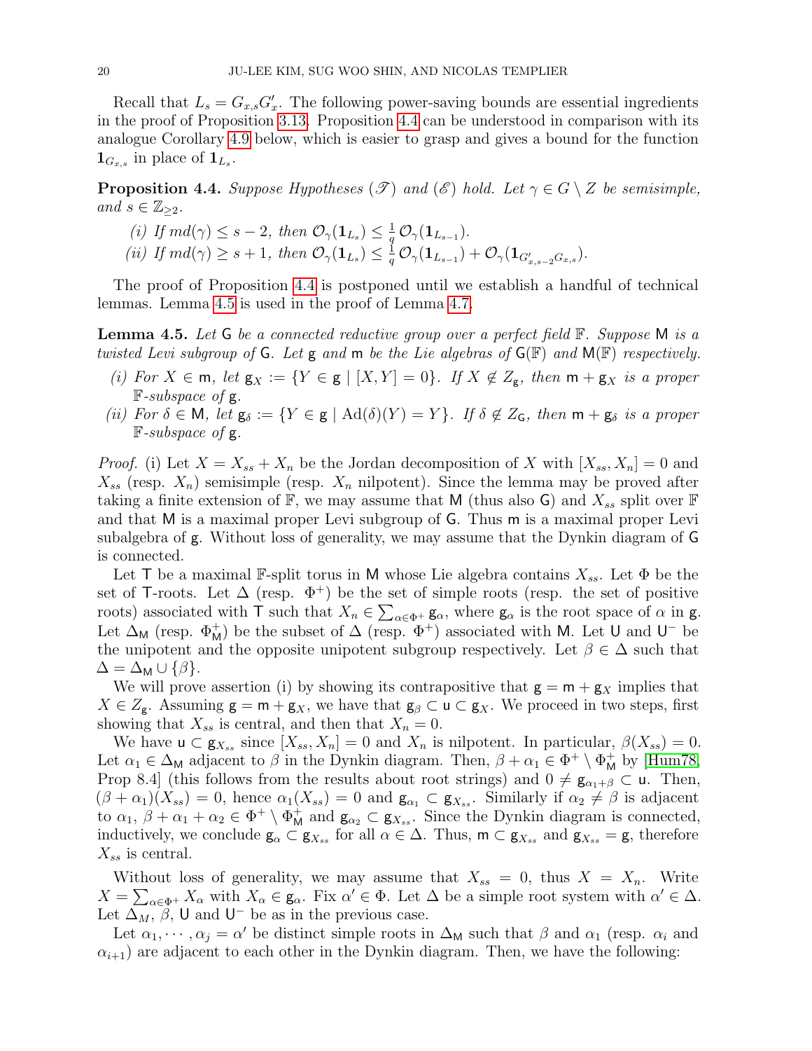Recall that $L_s = G_{x,s}G'_x$. The following power-saving bounds are essential ingredients in the proof of Proposition 3.13. Proposition 4.4 can be understood in comparison with its analogue Corollary 4.9 below, which is easier to grasp and gives a bound for the function $\mathbf{1}_{G_{x,s}}$ in place of $\mathbf{1}_{L_s}$.

**Proposition 4.4.** *Suppose Hypotheses ($\mathscr{T}$) and ($\mathscr{E}$) hold. Let $\gamma \in G \setminus Z$ be semisimple, and $s \in \mathbb{Z}_{\geq 2}$.*

*(i) If $md(\gamma) \leq s-2$, then $\mathcal{O}_\gamma(\mathbf{1}_{L_s}) \leq \frac{1}{q}\mathcal{O}_\gamma(\mathbf{1}_{L_{s-1}})$.*

*(ii) If $md(\gamma) \geq s+1$, then $\mathcal{O}_\gamma(\mathbf{1}_{L_s}) \leq \frac{1}{q}\mathcal{O}_\gamma(\mathbf{1}_{L_{s-1}}) + \mathcal{O}_\gamma(\mathbf{1}_{G'_{x,s-2}G_{x,s}})$.*

The proof of Proposition 4.4 is postponed until we establish a handful of technical lemmas. Lemma 4.5 is used in the proof of Lemma 4.7.

**Lemma 4.5.** *Let $\mathsf{G}$ be a connected reductive group over a perfect field $\mathbb{F}$. Suppose $\mathsf{M}$ is a twisted Levi subgroup of $\mathsf{G}$. Let $\mathsf{g}$ and $\mathsf{m}$ be the Lie algebras of $\mathsf{G}(\mathbb{F})$ and $\mathsf{M}(\mathbb{F})$ respectively.*

*(i) For $X \in \mathsf{m}$, let $\mathsf{g}_X := \{Y \in \mathsf{g} \mid [X,Y]=0\}$. If $X \notin Z_{\mathsf{g}}$, then $\mathsf{m} + \mathsf{g}_X$ is a proper $\mathbb{F}$-subspace of $\mathsf{g}$.*

*(ii) For $\delta \in \mathsf{M}$, let $\mathsf{g}_\delta := \{Y \in \mathsf{g} \mid \mathrm{Ad}(\delta)(Y) = Y\}$. If $\delta \notin Z_{\mathsf{G}}$, then $\mathsf{m} + \mathsf{g}_\delta$ is a proper $\mathbb{F}$-subspace of $\mathsf{g}$.*

*Proof.* (i) Let $X = X_{ss} + X_n$ be the Jordan decomposition of $X$ with $[X_{ss}, X_n] = 0$ and $X_{ss}$ (resp. $X_n$) semisimple (resp. $X_n$ nilpotent). Since the lemma may be proved after taking a finite extension of $\mathbb{F}$, we may assume that $\mathsf{M}$ (thus also $\mathsf{G}$) and $X_{ss}$ split over $\mathbb{F}$ and that $\mathsf{M}$ is a maximal proper Levi subgroup of $\mathsf{G}$. Thus $\mathsf{m}$ is a maximal proper Levi subalgebra of $\mathsf{g}$. Without loss of generality, we may assume that the Dynkin diagram of $\mathsf{G}$ is connected.

Let $\mathsf{T}$ be a maximal $\mathbb{F}$-split torus in $\mathsf{M}$ whose Lie algebra contains $X_{ss}$. Let $\Phi$ be the set of $\mathsf{T}$-roots. Let $\Delta$ (resp. $\Phi^+$) be the set of simple roots (resp. the set of positive roots) associated with $\mathsf{T}$ such that $X_n \in \sum_{\alpha\in\Phi^+} \mathsf{g}_\alpha$, where $\mathsf{g}_\alpha$ is the root space of $\alpha$ in $\mathsf{g}$. Let $\Delta_{\mathsf{M}}$ (resp. $\Phi^+_{\mathsf{M}}$) be the subset of $\Delta$ (resp. $\Phi^+$) associated with $\mathsf{M}$. Let $\mathsf{U}$ and $\mathsf{U}^-$ be the unipotent and the opposite unipotent subgroup respectively. Let $\beta \in \Delta$ such that $\Delta = \Delta_{\mathsf{M}} \cup \{\beta\}$.

We will prove assertion (i) by showing its contrapositive that $\mathsf{g} = \mathsf{m} + \mathsf{g}_X$ implies that $X \in Z_{\mathsf{g}}$. Assuming $\mathsf{g} = \mathsf{m} + \mathsf{g}_X$, we have that $\mathsf{g}_\beta \subset \mathsf{u} \subset \mathsf{g}_X$. We proceed in two steps, first showing that $X_{ss}$ is central, and then that $X_n = 0$.

We have $\mathsf{u} \subset \mathsf{g}_{X_{ss}}$ since $[X_{ss}, X_n] = 0$ and $X_n$ is nilpotent. In particular, $\beta(X_{ss}) = 0$. Let $\alpha_1 \in \Delta_{\mathsf{M}}$ adjacent to $\beta$ in the Dynkin diagram. Then, $\beta + \alpha_1 \in \Phi^+ \setminus \Phi^+_{\mathsf{M}}$ by [Hum78, Prop 8.4] (this follows from the results about root strings) and $0 \neq \mathsf{g}_{\alpha_1+\beta} \subset \mathsf{u}$. Then, $(\beta+\alpha_1)(X_{ss}) = 0$, hence $\alpha_1(X_{ss}) = 0$ and $\mathsf{g}_{\alpha_1} \subset \mathsf{g}_{X_{ss}}$. Similarly if $\alpha_2 \neq \beta$ is adjacent to $\alpha_1$, $\beta + \alpha_1 + \alpha_2 \in \Phi^+ \setminus \Phi^+_{\mathsf{M}}$ and $\mathsf{g}_{\alpha_2} \subset \mathsf{g}_{X_{ss}}$. Since the Dynkin diagram is connected, inductively, we conclude $\mathsf{g}_\alpha \subset \mathsf{g}_{X_{ss}}$ for all $\alpha \in \Delta$. Thus, $\mathsf{m} \subset \mathsf{g}_{X_{ss}}$ and $\mathsf{g}_{X_{ss}} = \mathsf{g}$, therefore $X_{ss}$ is central.

Without loss of generality, we may assume that $X_{ss} = 0$, thus $X = X_n$. Write $X = \sum_{\alpha\in\Phi^+} X_\alpha$ with $X_\alpha \in \mathsf{g}_\alpha$. Fix $\alpha' \in \Phi$. Let $\Delta$ be a simple root system with $\alpha' \in \Delta$. Let $\Delta_M$, $\beta$, $\mathsf{U}$ and $\mathsf{U}^-$ be as in the previous case.

Let $\alpha_1, \cdots, \alpha_j = \alpha'$ be distinct simple roots in $\Delta_{\mathsf{M}}$ such that $\beta$ and $\alpha_1$ (resp. $\alpha_i$ and $\alpha_{i+1}$) are adjacent to each other in the Dynkin diagram. Then, we have the following: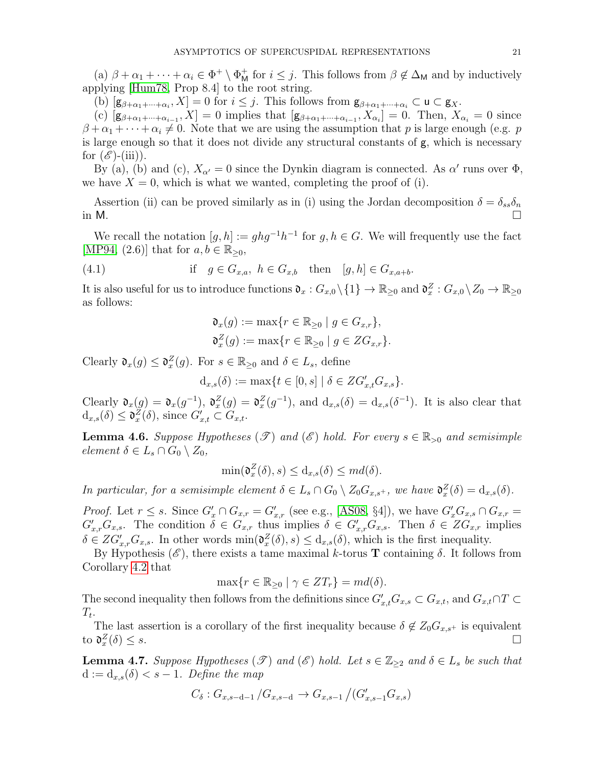(a) $\beta + \alpha_1 + \cdots + \alpha_i \in \Phi^+ \setminus \Phi^+_{\mathsf{M}}$ for $i \leq j$. This follows from $\beta \notin \Delta_{\mathsf{M}}$ and by inductively applying [Hum78, Prop 8.4] to the root string.

(b) $[\mathfrak{g}_{\beta+\alpha_1+\cdots+\alpha_i}, X] = 0$ for $i \leq j$. This follows from $\mathfrak{g}_{\beta+\alpha_1+\cdots+\alpha_i} \subset \mathfrak{u} \subset \mathfrak{g}_X$.

(c) $[\mathfrak{g}_{\beta+\alpha_1+\cdots+\alpha_{i-1}}, X] = 0$ implies that $[\mathfrak{g}_{\beta+\alpha_1+\cdots+\alpha_{i-1}}, X_{\alpha_i}] = 0$. Then, $X_{\alpha_i} = 0$ since $\beta + \alpha_1 + \cdots + \alpha_i \neq 0$. Note that we are using the assumption that $p$ is large enough (e.g. $p$ is large enough so that it does not divide any structural constants of $\mathfrak{g}$, which is necessary for ($\mathscr{E}$)-(iii)).

By (a), (b) and (c), $X_{\alpha'} = 0$ since the Dynkin diagram is connected. As $\alpha'$ runs over $\Phi$, we have $X = 0$, which is what we wanted, completing the proof of (i).

Assertion (ii) can be proved similarly as in (i) using the Jordan decomposition $\delta = \delta_{ss}\delta_n$ in $\mathsf{M}$. $\square$

We recall the notation $[g, h] := ghg^{-1}h^{-1}$ for $g, h \in G$. We will frequently use the fact [MP94, (2.6)] that for $a, b \in \mathbb{R}_{\geq 0}$,

$$\text{if} \quad g \in G_{x,a},\ h \in G_{x,b} \quad \text{then} \quad [g, h] \in G_{x,a+b}. \tag{4.1}$$

It is also useful for us to introduce functions $\mathfrak{d}_x : G_{x,0} \setminus \{1\} \to \mathbb{R}_{\geq 0}$ and $\mathfrak{d}^Z_x : G_{x,0} \setminus Z_0 \to \mathbb{R}_{\geq 0}$ as follows:

$$\mathfrak{d}_x(g) := \max\{r \in \mathbb{R}_{\geq 0} \mid g \in G_{x,r}\},$$
$$\mathfrak{d}^Z_x(g) := \max\{r \in \mathbb{R}_{\geq 0} \mid g \in ZG_{x,r}\}.$$

Clearly $\mathfrak{d}_x(g) \leq \mathfrak{d}^Z_x(g)$. For $s \in \mathbb{R}_{\geq 0}$ and $\delta \in L_s$, define

$$\mathrm{d}_{x,s}(\delta) := \max\{t \in [0, s] \mid \delta \in ZG'_{x,t}G_{x,s}\}.$$

Clearly $\mathfrak{d}_x(g) = \mathfrak{d}_x(g^{-1})$, $\mathfrak{d}^Z_x(g) = \mathfrak{d}^Z_x(g^{-1})$, and $\mathrm{d}_{x,s}(\delta) = \mathrm{d}_{x,s}(\delta^{-1})$. It is also clear that $\mathrm{d}_{x,s}(\delta) \leq \mathfrak{d}^Z_x(\delta)$, since $G'_{x,t} \subset G_{x,t}$.

**Lemma 4.6.** *Suppose Hypotheses ($\mathscr{T}$) and ($\mathscr{E}$) hold. For every $s \in \mathbb{R}_{>0}$ and semisimple element $\delta \in L_s \cap G_0 \setminus Z_0$,*

$$\min(\mathfrak{d}^Z_x(\delta), s) \leq \mathrm{d}_{x,s}(\delta) \leq md(\delta).$$

*In particular, for a semisimple element $\delta \in L_s \cap G_0 \setminus Z_0 G_{x,s^+}$, we have $\mathfrak{d}^Z_x(\delta) = \mathrm{d}_{x,s}(\delta)$.*

*Proof.* Let $r \leq s$. Since $G'_x \cap G_{x,r} = G'_{x,r}$ (see e.g., [AS08, §4]), we have $G'_x G_{x,s} \cap G_{x,r} = G'_{x,r}G_{x,s}$. The condition $\delta \in G_{x,r}$ thus implies $\delta \in G'_{x,r}G_{x,s}$. Then $\delta \in ZG_{x,r}$ implies $\delta \in ZG'_{x,r}G_{x,s}$. In other words $\min(\mathfrak{d}^Z_x(\delta), s) \leq \mathrm{d}_{x,s}(\delta)$, which is the first inequality.

By Hypothesis ($\mathscr{E}$), there exists a tame maximal $k$-torus $\mathbf{T}$ containing $\delta$. It follows from Corollary 4.2 that

$$\max\{r \in \mathbb{R}_{\geq 0} \mid \gamma \in ZT_r\} = md(\delta).$$

The second inequality then follows from the definitions since $G'_{x,t}G_{x,s} \subset G_{x,t}$, and $G_{x,t} \cap T \subset T_t$.

The last assertion is a corollary of the first inequality because $\delta \notin Z_0 G_{x,s^+}$ is equivalent to $\mathfrak{d}^Z_x(\delta) \leq s$. $\square$

**Lemma 4.7.** *Suppose Hypotheses ($\mathscr{T}$) and ($\mathscr{E}$) hold. Let $s \in \mathbb{Z}_{\geq 2}$ and $\delta \in L_s$ be such that $\mathrm{d} := \mathrm{d}_{x,s}(\delta) < s - 1$. Define the map*

$$C_\delta : G_{x,s-\mathrm{d}-1}/G_{x,s-\mathrm{d}} \to G_{x,s-1}/(G'_{x,s-1}G_{x,s})$$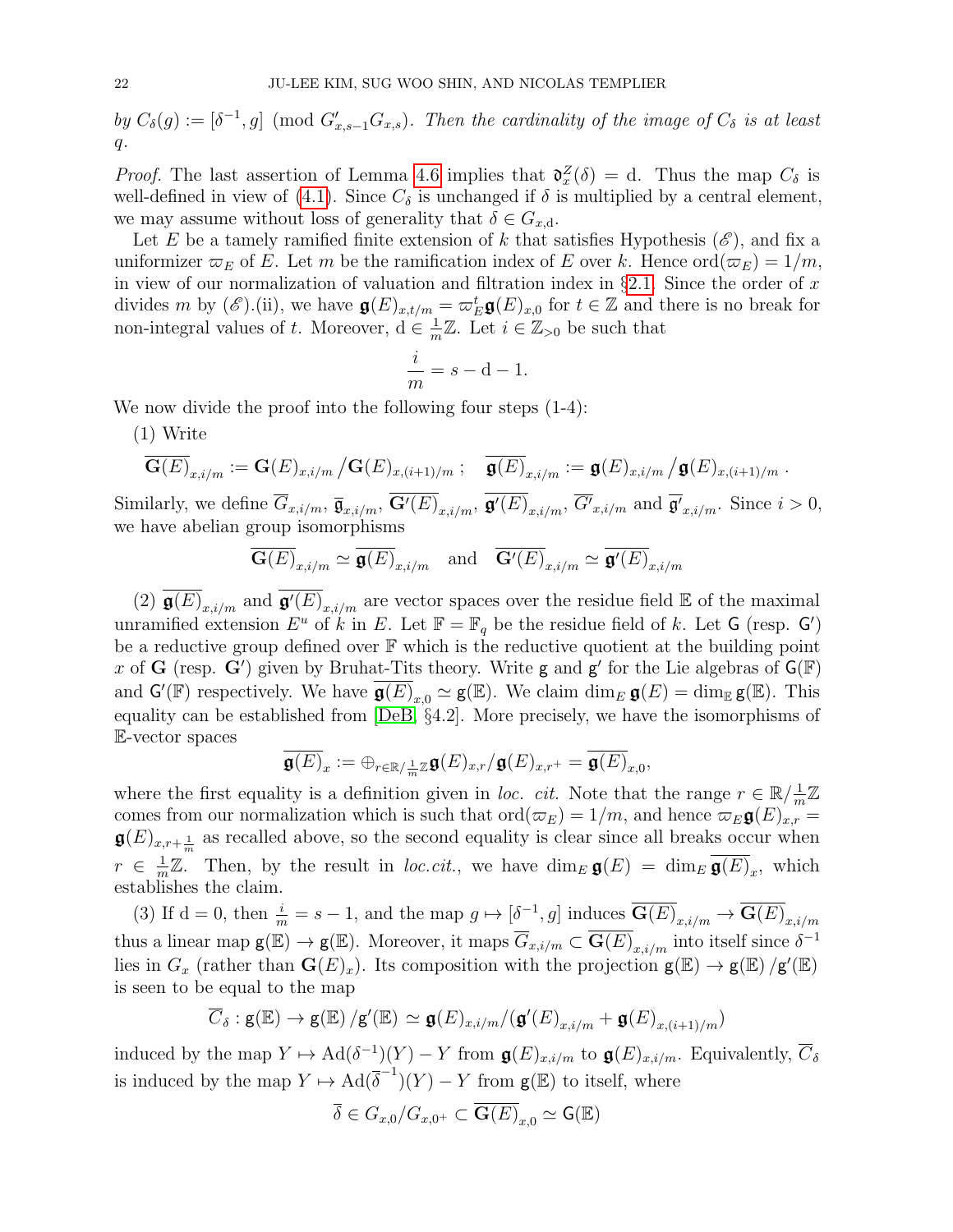*by $C_\delta(g) := [\delta^{-1}, g] \pmod{G'_{x,s-1}G_{x,s}}$. Then the cardinality of the image of $C_\delta$ is at least $q$.*

*Proof.* The last assertion of Lemma 4.6 implies that $\mathfrak{d}_x^Z(\delta) = \mathrm{d}$. Thus the map $C_\delta$ is well-defined in view of (4.1). Since $C_\delta$ is unchanged if $\delta$ is multiplied by a central element, we may assume without loss of generality that $\delta \in G_{x,\mathrm{d}}$.

Let $E$ be a tamely ramified finite extension of $k$ that satisfies Hypothesis ($\mathscr{E}$), and fix a uniformizer $\varpi_E$ of $E$. Let $m$ be the ramification index of $E$ over $k$. Hence $\mathrm{ord}(\varpi_E) = 1/m$, in view of our normalization of valuation and filtration index in §2.1. Since the order of $x$ divides $m$ by ($\mathscr{E}$).(ii), we have $\mathfrak{g}(E)_{x,t/m} = \varpi_E^t \mathfrak{g}(E)_{x,0}$ for $t \in \mathbb{Z}$ and there is no break for non-integral values of $t$. Moreover, $\mathrm{d} \in \frac{1}{m}\mathbb{Z}$. Let $i \in \mathbb{Z}_{>0}$ be such that

$$\frac{i}{m} = s - \mathrm{d} - 1.$$

We now divide the proof into the following four steps (1-4):

(1) Write

$$\overline{\mathbf{G}(E)}_{x,i/m} := \mathbf{G}(E)_{x,i/m} \big/ \mathbf{G}(E)_{x,(i+1)/m}\ ; \quad \overline{\mathfrak{g}(E)}_{x,i/m} := \mathfrak{g}(E)_{x,i/m} \big/ \mathfrak{g}(E)_{x,(i+1)/m}\ .$$

Similarly, we define $\overline{G}_{x,i/m}$, $\overline{\mathfrak{g}}_{x,i/m}$, $\overline{\mathbf{G}'(E)}_{x,i/m}$, $\overline{\mathfrak{g}'(E)}_{x,i/m}$, $\overline{G'}_{x,i/m}$ and $\overline{\mathfrak{g}'}_{x,i/m}$. Since $i > 0$, we have abelian group isomorphisms

$$\overline{\mathbf{G}(E)}_{x,i/m} \simeq \overline{\mathfrak{g}(E)}_{x,i/m} \quad \text{and} \quad \overline{\mathbf{G}'(E)}_{x,i/m} \simeq \overline{\mathfrak{g}'(E)}_{x,i/m}$$

(2) $\overline{\mathfrak{g}(E)}_{x,i/m}$ and $\overline{\mathfrak{g}'(E)}_{x,i/m}$ are vector spaces over the residue field $\mathbb{E}$ of the maximal unramified extension $E^u$ of $k$ in $E$. Let $\mathbb{F} = \mathbb{F}_q$ be the residue field of $k$. Let $\mathsf{G}$ (resp. $\mathsf{G}'$) be a reductive group defined over $\mathbb{F}$ which is the reductive quotient at the building point $x$ of $\mathbf{G}$ (resp. $\mathbf{G}'$) given by Bruhat-Tits theory. Write $\mathsf{g}$ and $\mathsf{g}'$ for the Lie algebras of $\mathsf{G}(\mathbb{F})$ and $\mathsf{G}'(\mathbb{F})$ respectively. We have $\overline{\mathfrak{g}(E)}_{x,0} \simeq \mathsf{g}(\mathbb{E})$. We claim $\dim_E \mathfrak{g}(E) = \dim_{\mathbb{E}} \mathsf{g}(\mathbb{E})$. This equality can be established from [DeB, §4.2]. More precisely, we have the isomorphisms of $\mathbb{E}$-vector spaces

$$\overline{\mathfrak{g}(E)}_x := \oplus_{r \in \mathbb{R}/\frac{1}{m}\mathbb{Z}} \mathfrak{g}(E)_{x,r}/\mathfrak{g}(E)_{x,r^+} = \overline{\mathfrak{g}(E)}_{x,0},$$

where the first equality is a definition given in *loc. cit.* Note that the range $r \in \mathbb{R}/\frac{1}{m}\mathbb{Z}$ comes from our normalization which is such that $\mathrm{ord}(\varpi_E) = 1/m$, and hence $\varpi_E \mathfrak{g}(E)_{x,r} = \mathfrak{g}(E)_{x,r+\frac{1}{m}}$ as recalled above, so the second equality is clear since all breaks occur when $r \in \frac{1}{m}\mathbb{Z}$. Then, by the result in *loc.cit.*, we have $\dim_E \mathfrak{g}(E) = \dim_E \overline{\mathfrak{g}(E)}_x$, which establishes the claim.

(3) If $\mathrm{d} = 0$, then $\frac{i}{m} = s - 1$, and the map $g \mapsto [\delta^{-1}, g]$ induces $\overline{\mathbf{G}(E)}_{x,i/m} \to \overline{\mathbf{G}(E)}_{x,i/m}$ thus a linear map $\mathsf{g}(\mathbb{E}) \to \mathsf{g}(\mathbb{E})$. Moreover, it maps $\overline{G}_{x,i/m} \subset \overline{\mathbf{G}(E)}_{x,i/m}$ into itself since $\delta^{-1}$ lies in $G_x$ (rather than $\mathbf{G}(E)_x$). Its composition with the projection $\mathsf{g}(\mathbb{E}) \to \mathsf{g}(\mathbb{E})/\mathsf{g}'(\mathbb{E})$ is seen to be equal to the map

$$\overline{C}_\delta : \mathsf{g}(\mathbb{E}) \to \mathsf{g}(\mathbb{E})/\mathsf{g}'(\mathbb{E}) \simeq \mathfrak{g}(E)_{x,i/m}/(\mathfrak{g}'(E)_{x,i/m} + \mathfrak{g}(E)_{x,(i+1)/m})$$

induced by the map $Y \mapsto \mathrm{Ad}(\delta^{-1})(Y) - Y$ from $\mathfrak{g}(E)_{x,i/m}$ to $\mathfrak{g}(E)_{x,i/m}$. Equivalently, $\overline{C}_\delta$ is induced by the map $Y \mapsto \mathrm{Ad}(\overline{\delta}^{-1})(Y) - Y$ from $\mathsf{g}(\mathbb{E})$ to itself, where

$$\overline{\delta} \in G_{x,0}/G_{x,0^+} \subset \overline{\mathbf{G}(E)}_{x,0} \simeq \mathsf{G}(\mathbb{E})$$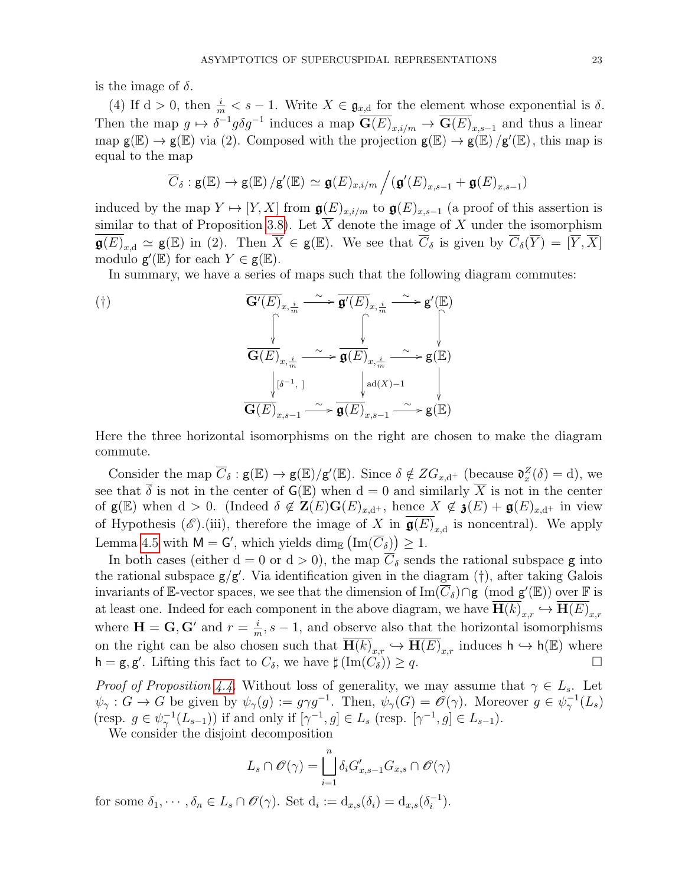is the image of $\delta$.

(4) If $\mathrm{d} > 0$, then $\frac{i}{m} < s-1$. Write $X \in \mathfrak{g}_{x,\mathrm{d}}$ for the element whose exponential is $\delta$. Then the map $g \mapsto \delta^{-1} g \delta g^{-1}$ induces a map $\overline{\mathbf{G}(E)}_{x,i/m} \to \overline{\mathbf{G}(E)}_{x,s-1}$ and thus a linear map $\mathsf{g}(\mathbb{E}) \to \mathsf{g}(\mathbb{E})$ via (2). Composed with the projection $\mathsf{g}(\mathbb{E}) \to \mathsf{g}(\mathbb{E})/\mathsf{g}'(\mathbb{E})$, this map is equal to the map

$$\overline{C}_\delta : \mathsf{g}(\mathbb{E}) \to \mathsf{g}(\mathbb{E})/\mathsf{g}'(\mathbb{E}) \simeq \mathfrak{g}(E)_{x,i/m} \Big/ (\mathfrak{g}'(E)_{x,s-1} + \mathfrak{g}(E)_{x,s-1})$$

induced by the map $Y \mapsto [Y, X]$ from $\mathfrak{g}(E)_{x,i/m}$ to $\mathfrak{g}(E)_{x,s-1}$ (a proof of this assertion is similar to that of Proposition 3.8). Let $\overline{X}$ denote the image of $X$ under the isomorphism $\overline{\mathfrak{g}(E)}_{x,\mathrm{d}} \simeq \mathsf{g}(\mathbb{E})$ in (2). Then $\overline{X} \in \mathsf{g}(\mathbb{E})$. We see that $\overline{C}_\delta$ is given by $\overline{C}_\delta(\overline{Y}) = [\overline{Y}, \overline{X}]$ modulo $\mathsf{g}'(\mathbb{E})$ for each $Y \in \mathsf{g}(\mathbb{E})$.

In summary, we have a series of maps such that the following diagram commutes:

$$(\dagger)\qquad \begin{array}{ccccc}
\overline{\mathbf{G}'(E)}_{x,\frac{i}{m}} & \xrightarrow{\sim} & \overline{\mathfrak{g}'(E)}_{x,\frac{i}{m}} & \xrightarrow{\sim} & \mathsf{g}'(\mathbb{E}) \\
\downarrow & & \downarrow & & \downarrow \\
\overline{\mathbf{G}(E)}_{x,\frac{i}{m}} & \xrightarrow{\sim} & \overline{\mathfrak{g}(E)}_{x,\frac{i}{m}} & \xrightarrow{\sim} & \mathsf{g}(\mathbb{E}) \\
\downarrow{\scriptstyle [\delta^{-1},\ ]} & & \downarrow{\scriptstyle \mathrm{ad}(X)-1} & & \downarrow \\
\overline{\mathbf{G}(E)}_{x,s-1} & \xrightarrow{\sim} & \overline{\mathfrak{g}(E)}_{x,s-1} & \xrightarrow{\sim} & \mathsf{g}(\mathbb{E})
\end{array}$$

Here the three horizontal isomorphisms on the right are chosen to make the diagram commute.

Consider the map $\overline{C}_\delta : \mathsf{g}(\mathbb{E}) \to \mathsf{g}(\mathbb{E})/\mathsf{g}'(\mathbb{E})$. Since $\delta \notin ZG_{x,\mathrm{d}^+}$ (because $\mathfrak{d}_x^Z(\delta) = \mathrm{d}$), we see that $\overline{\delta}$ is not in the center of $\mathsf{G}(\mathbb{E})$ when $\mathrm{d} = 0$ and similarly $\overline{X}$ is not in the center of $\mathsf{g}(\mathbb{E})$ when $\mathrm{d} > 0$. (Indeed $\delta \notin \mathbf{Z}(E)\mathbf{G}(E)_{x,\mathrm{d}^+}$, hence $X \notin \mathfrak{z}(E) + \mathfrak{g}(E)_{x,\mathrm{d}^+}$ in view of Hypothesis $(\mathscr{E})$.(iii), therefore the image of $X$ in $\overline{\mathfrak{g}(E)}_{x,\mathrm{d}}$ is noncentral). We apply Lemma 4.5 with $\mathsf{M} = \mathsf{G}'$, which yields $\dim_{\mathbb{E}}\left(\mathrm{Im}(\overline{C}_\delta)\right) \geq 1$.

In both cases (either $\mathrm{d} = 0$ or $\mathrm{d} > 0$), the map $\overline{C}_\delta$ sends the rational subspace $\mathsf{g}$ into the rational subspace $\mathsf{g}/\mathsf{g}'$. Via identification given in the diagram $(\dagger)$, after taking Galois invariants of $\mathbb{E}$-vector spaces, we see that the dimension of $\mathrm{Im}(\overline{C}_\delta) \cap \mathsf{g} \pmod{\mathsf{g}'(\mathbb{E})}$ over $\mathbb{F}$ is at least one. Indeed for each component in the above diagram, we have $\overline{\mathbf{H}(k)}_{x,r} \hookrightarrow \overline{\mathbf{H}(E)}_{x,r}$ where $\mathbf{H} = \mathbf{G}, \mathbf{G}'$ and $r = \frac{i}{m}, s-1$, and observe also that the horizontal isomorphisms on the right can be also chosen such that $\overline{\mathbf{H}(k)}_{x,r} \hookrightarrow \overline{\mathbf{H}(E)}_{x,r}$ induces $\mathsf{h} \hookrightarrow \mathsf{h}(\mathbb{E})$ where $\mathsf{h} = \mathsf{g}, \mathsf{g}'$. Lifting this fact to $C_\delta$, we have $\sharp\left(\mathrm{Im}(C_\delta)\right) \geq q$. $\square$

*Proof of Proposition 4.4.* Without loss of generality, we may assume that $\gamma \in L_s$. Let $\psi_\gamma : G \to G$ be given by $\psi_\gamma(g) := g\gamma g^{-1}$. Then, $\psi_\gamma(G) = \mathscr{O}(\gamma)$. Moreover $g \in \psi_\gamma^{-1}(L_s)$ (resp. $g \in \psi_\gamma^{-1}(L_{s-1})$) if and only if $[\gamma^{-1}, g] \in L_s$ (resp. $[\gamma^{-1}, g] \in L_{s-1}$).

We consider the disjoint decomposition

$$L_s \cap \mathscr{O}(\gamma) = \bigsqcup_{i=1}^{n} \delta_i G'_{x,s-1} G_{x,s} \cap \mathscr{O}(\gamma)$$

for some $\delta_1, \cdots, \delta_n \in L_s \cap \mathscr{O}(\gamma)$. Set $\mathrm{d}_i := \mathrm{d}_{x,s}(\delta_i) = \mathrm{d}_{x,s}(\delta_i^{-1})$.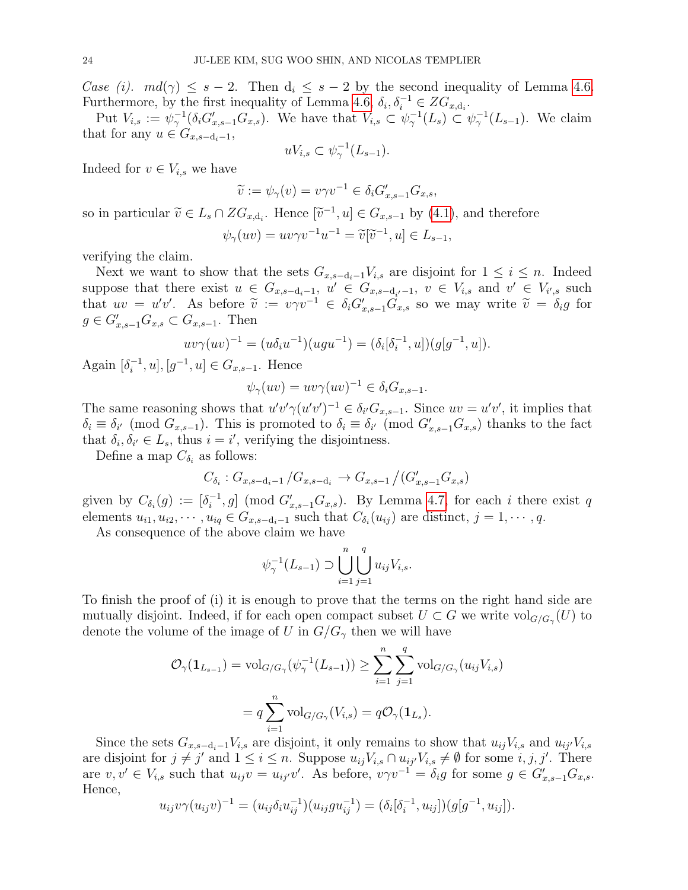*Case (i).* $md(\gamma) \le s-2$. Then $\mathrm{d}_i \le s-2$ by the second inequality of Lemma 4.6. Furthermore, by the first inequality of Lemma 4.6, $\delta_i, \delta_i^{-1} \in ZG_{x,\mathrm{d}_i}$.

Put $V_{i,s} := \psi_\gamma^{-1}(\delta_i G'_{x,s-1}G_{x,s})$. We have that $V_{i,s} \subset \psi_\gamma^{-1}(L_s) \subset \psi_\gamma^{-1}(L_{s-1})$. We claim that for any $u \in G_{x,s-\mathrm{d}_i-1}$,

$$uV_{i,s} \subset \psi_\gamma^{-1}(L_{s-1}).$$

Indeed for $v \in V_{i,s}$ we have

$$\widetilde{v} := \psi_\gamma(v) = v\gamma v^{-1} \in \delta_i G'_{x,s-1}G_{x,s},$$

so in particular $\widetilde{v} \in L_s \cap ZG_{x,\mathrm{d}_i}$. Hence $[\widetilde{v}^{-1}, u] \in G_{x,s-1}$ by (4.1), and therefore

$$\psi_\gamma(uv) = uv\gamma v^{-1}u^{-1} = \widetilde{v}[\widetilde{v}^{-1}, u] \in L_{s-1},$$

verifying the claim.

Next we want to show that the sets $G_{x,s-\mathrm{d}_i-1}V_{i,s}$ are disjoint for $1 \le i \le n$. Indeed suppose that there exist $u \in G_{x,s-\mathrm{d}_i-1}$, $u' \in G_{x,s-\mathrm{d}_{i'}-1}$, $v \in V_{i,s}$ and $v' \in V_{i',s}$ such that $uv = u'v'$. As before $\widetilde{v} := v\gamma v^{-1} \in \delta_i G'_{x,s-1}G_{x,s}$ so we may write $\widetilde{v} = \delta_i g$ for $g \in G'_{x,s-1}G_{x,s} \subset G_{x,s-1}$. Then

$$uv\gamma(uv)^{-1} = (u\delta_i u^{-1})(ugu^{-1}) = (\delta_i[\delta_i^{-1}, u])(g[g^{-1}, u]).$$

Again $[\delta_i^{-1}, u], [g^{-1}, u] \in G_{x,s-1}$. Hence

$$\psi_\gamma(uv) = uv\gamma(uv)^{-1} \in \delta_i G_{x,s-1}.$$

The same reasoning shows that $u'v'\gamma(u'v')^{-1} \in \delta_{i'}G_{x,s-1}$. Since $uv = u'v'$, it implies that $\delta_i \equiv \delta_{i'} \pmod{G_{x,s-1}}$. This is promoted to $\delta_i \equiv \delta_{i'} \pmod{G'_{x,s-1}G_{x,s}}$ thanks to the fact that $\delta_i, \delta_{i'} \in L_s$, thus $i = i'$, verifying the disjointness.

Define a map $C_{\delta_i}$ as follows:

$$C_{\delta_i} : G_{x,s-\mathrm{d}_i-1}\big/G_{x,s-\mathrm{d}_i} \to G_{x,s-1}\big/(G'_{x,s-1}G_{x,s})$$

given by $C_{\delta_i}(g) := [\delta_i^{-1}, g] \pmod{G'_{x,s-1}G_{x,s}}$. By Lemma 4.7, for each $i$ there exist $q$ elements $u_{i1}, u_{i2}, \cdots, u_{iq} \in G_{x,s-\mathrm{d}_i-1}$ such that $C_{\delta_i}(u_{ij})$ are distinct, $j = 1, \cdots, q$.

As consequence of the above claim we have

$$\psi_\gamma^{-1}(L_{s-1}) \supset \bigcup_{i=1}^{n}\bigcup_{j=1}^{q} u_{ij}V_{i,s}.$$

To finish the proof of (i) it is enough to prove that the terms on the right hand side are mutually disjoint. Indeed, if for each open compact subset $U \subset G$ we write $\mathrm{vol}_{G/G_\gamma}(U)$ to denote the volume of the image of $U$ in $G/G_\gamma$ then we will have

$$\mathcal{O}_\gamma(\mathbf{1}_{L_{s-1}}) = \mathrm{vol}_{G/G_\gamma}(\psi_\gamma^{-1}(L_{s-1})) \ge \sum_{i=1}^{n}\sum_{j=1}^{q} \mathrm{vol}_{G/G_\gamma}(u_{ij}V_{i,s})$$

$$= q\sum_{i=1}^{n} \mathrm{vol}_{G/G_\gamma}(V_{i,s}) = q\mathcal{O}_\gamma(\mathbf{1}_{L_s}).$$

Since the sets $G_{x,s-\mathrm{d}_i-1}V_{i,s}$ are disjoint, it only remains to show that $u_{ij}V_{i,s}$ and $u_{ij'}V_{i,s}$ are disjoint for $j \ne j'$ and $1 \le i \le n$. Suppose $u_{ij}V_{i,s} \cap u_{ij'}V_{i,s} \ne \emptyset$ for some $i, j, j'$. There are $v, v' \in V_{i,s}$ such that $u_{ij}v = u_{ij'}v'$. As before, $v\gamma v^{-1} = \delta_i g$ for some $g \in G'_{x,s-1}G_{x,s}$. Hence,

$$u_{ij}v\gamma(u_{ij}v)^{-1} = (u_{ij}\delta_i u_{ij}^{-1})(u_{ij}gu_{ij}^{-1}) = (\delta_i[\delta_i^{-1}, u_{ij}])(g[g^{-1}, u_{ij}]).$$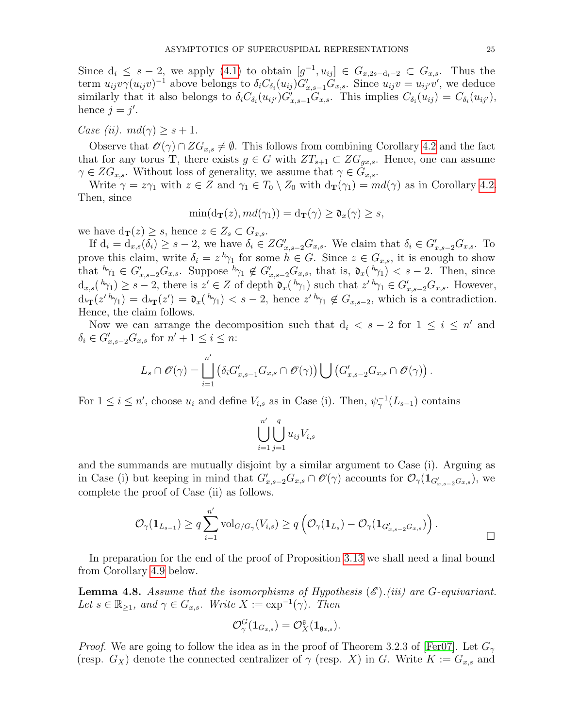Since $\mathrm{d}_i \leq s-2$, we apply (4.1) to obtain $[g^{-1}, u_{ij}] \in G_{x,2s-\mathrm{d}_i-2} \subset G_{x,s}$. Thus the term $u_{ij}v\gamma(u_{ij}v)^{-1}$ above belongs to $\delta_i C_{\delta_i}(u_{ij})G'_{x,s-1}G_{x,s}$. Since $u_{ij}v = u_{ij'}v'$, we deduce similarly that it also belongs to $\delta_i C_{\delta_i}(u_{ij'})G'_{x,s-1}G_{x,s}$. This implies $C_{\delta_i}(u_{ij}) = C_{\delta_i}(u_{ij'})$, hence $j = j'$.

*Case (ii).* $md(\gamma) \geq s+1$.

Observe that $\mathscr{O}(\gamma) \cap ZG_{x,s} \neq \emptyset$. This follows from combining Corollary 4.2 and the fact that for any torus $\mathbf{T}$, there exists $g \in G$ with $ZT_{s+1} \subset ZG_{gx,s}$. Hence, one can assume $\gamma \in ZG_{x,s}$. Without loss of generality, we assume that $\gamma \in G_{x,s}$.

Write $\gamma = z\gamma_1$ with $z \in Z$ and $\gamma_1 \in T_0 \setminus Z_0$ with $\mathrm{d}_{\mathbf{T}}(\gamma_1) = md(\gamma)$ as in Corollary 4.2. Then, since

$$\min(\mathrm{d}_{\mathbf{T}}(z), md(\gamma_1)) = \mathrm{d}_{\mathbf{T}}(\gamma) \geq \mathfrak{d}_x(\gamma) \geq s,$$

we have $\mathrm{d}_{\mathbf{T}}(z) \geq s$, hence $z \in Z_s \subset G_{x,s}$.

If $\mathrm{d}_i = \mathrm{d}_{x,s}(\delta_i) \geq s-2$, we have $\delta_i \in ZG'_{x,s-2}G_{x,s}$. We claim that $\delta_i \in G'_{x,s-2}G_{x,s}$. To prove this claim, write $\delta_i = z\,{}^h\gamma_1$ for some $h \in G$. Since $z \in G_{x,s}$, it is enough to show that ${}^h\gamma_1 \in G'_{x,s-2}G_{x,s}$. Suppose ${}^h\gamma_1 \notin G'_{x,s-2}G_{x,s}$, that is, $\mathfrak{d}_x({}^h\gamma_1) < s-2$. Then, since $\mathrm{d}_{x,s}({}^h\gamma_1) \geq s-2$, there is $z' \in Z$ of depth $\mathfrak{d}_x({}^h\gamma_1)$ such that $z'\,{}^h\gamma_1 \in G'_{x,s-2}G_{x,s}$. However, $\mathrm{d}_{{}^h\mathbf{T}}(z'\,{}^h\gamma_1) = \mathrm{d}_{{}^h\mathbf{T}}(z') = \mathfrak{d}_x({}^h\gamma_1) < s-2$, hence $z'\,{}^h\gamma_1 \notin G_{x,s-2}$, which is a contradiction. Hence, the claim follows.

Now we can arrange the decomposition such that $\mathrm{d}_i < s-2$ for $1 \leq i \leq n'$ and $\delta_i \in G'_{x,s-2}G_{x,s}$ for $n'+1 \leq i \leq n$:

$$L_s \cap \mathscr{O}(\gamma) = \bigsqcup_{i=1}^{n'} \left(\delta_i G'_{x,s-1}G_{x,s} \cap \mathscr{O}(\gamma)\right) \bigcup \left(G'_{x,s-2}G_{x,s} \cap \mathscr{O}(\gamma)\right).$$

For $1 \leq i \leq n'$, choose $u_i$ and define $V_{i,s}$ as in Case (i). Then, $\psi_\gamma^{-1}(L_{s-1})$ contains

$$\bigcup_{i=1}^{n'} \bigcup_{j=1}^{q} u_{ij}V_{i,s}$$

and the summands are mutually disjoint by a similar argument to Case (i). Arguing as in Case (i) but keeping in mind that $G'_{x,s-2}G_{x,s} \cap \mathscr{O}(\gamma)$ accounts for $\mathcal{O}_\gamma(\mathbf{1}_{G'_{x,s-2}G_{x,s}})$, we complete the proof of Case (ii) as follows.

$$\mathcal{O}_\gamma(\mathbf{1}_{L_{s-1}}) \geq q\sum_{i=1}^{n'} \mathrm{vol}_{G/G_\gamma}(V_{i,s}) \geq q\left(\mathcal{O}_\gamma(\mathbf{1}_{L_s}) - \mathcal{O}_\gamma(\mathbf{1}_{G'_{x,s-2}G_{x,s}})\right). \qquad \square$$

In preparation for the end of the proof of Proposition 3.13 we shall need a final bound from Corollary 4.9 below.

**Lemma 4.8.** *Assume that the isomorphisms of Hypothesis $(\mathscr{E})$.(iii) are $G$-equivariant. Let $s \in \mathbb{R}_{\geq 1}$, and $\gamma \in G_{x,s}$. Write $X := \exp^{-1}(\gamma)$. Then*

$$\mathcal{O}^G_\gamma(\mathbf{1}_{G_{x,s}}) = \mathcal{O}^{\mathfrak{g}}_X(\mathbf{1}_{\mathfrak{g}_{x,s}}).$$

*Proof.* We are going to follow the idea as in the proof of Theorem 3.2.3 of [Fer07]. Let $G_\gamma$ (resp. $G_X$) denote the connected centralizer of $\gamma$ (resp. $X$) in $G$. Write $K := G_{x,s}$ and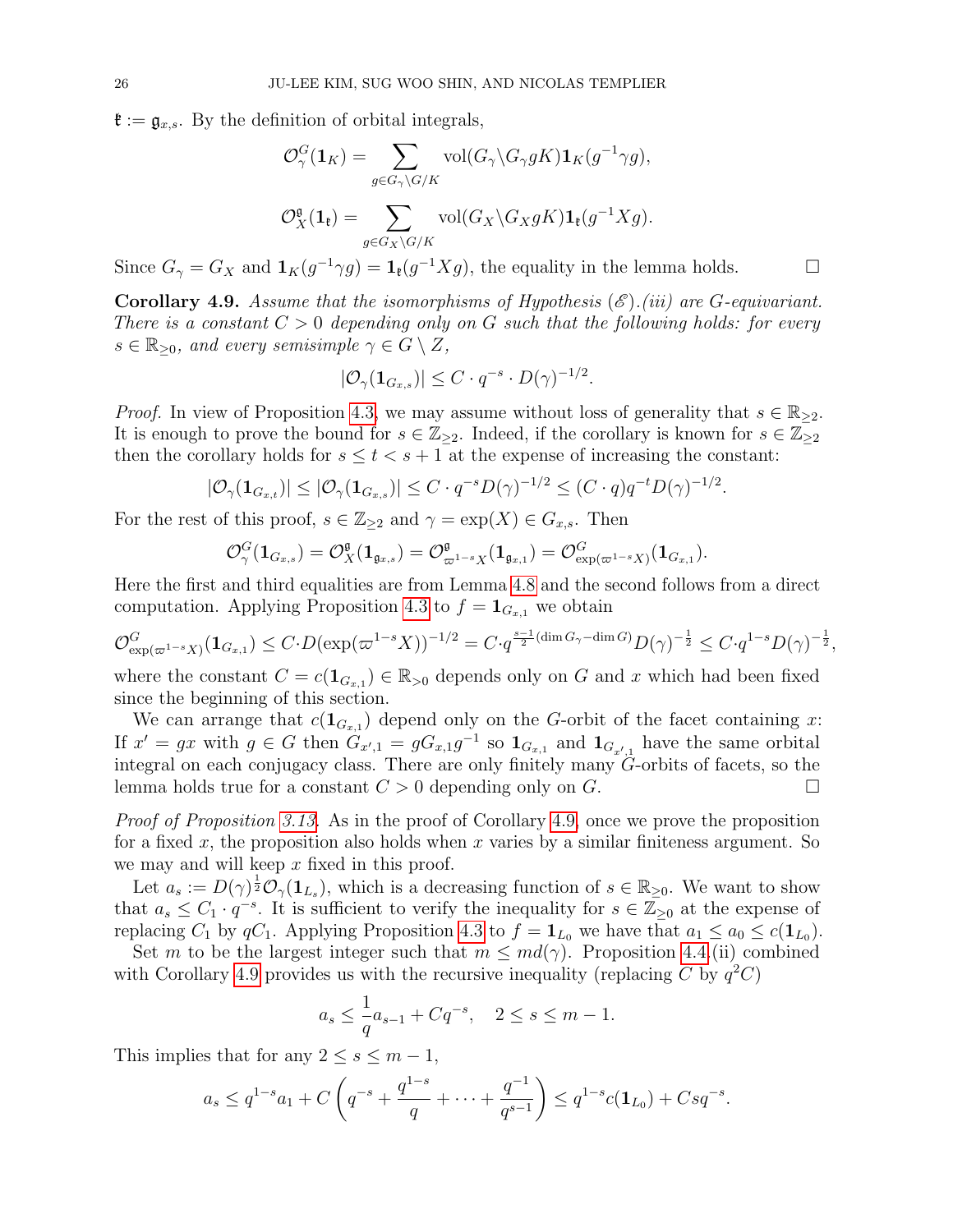$\mathfrak{k} := \mathfrak{g}_{x,s}$. By the definition of orbital integrals,

$$\mathcal{O}^G_\gamma(\mathbf{1}_K) = \sum_{g\in G_\gamma\backslash G/K} \mathrm{vol}(G_\gamma\backslash G_\gamma gK)\mathbf{1}_K(g^{-1}\gamma g),$$

$$\mathcal{O}^{\mathfrak{g}}_X(\mathbf{1}_{\mathfrak{k}}) = \sum_{g\in G_X\backslash G/K} \mathrm{vol}(G_X\backslash G_X gK)\mathbf{1}_{\mathfrak{k}}(g^{-1}Xg).$$

Since $G_\gamma = G_X$ and $\mathbf{1}_K(g^{-1}\gamma g) = \mathbf{1}_{\mathfrak{k}}(g^{-1}Xg)$, the equality in the lemma holds. $\square$

**Corollary 4.9.** *Assume that the isomorphisms of Hypothesis $(\mathscr{E})$.(iii) are $G$-equivariant. There is a constant $C > 0$ depending only on $G$ such that the following holds: for every $s \in \mathbb{R}_{\geq 0}$, and every semisimple $\gamma \in G \setminus Z$,*

$$|\mathcal{O}_\gamma(\mathbf{1}_{G_{x,s}})| \leq C \cdot q^{-s} \cdot D(\gamma)^{-1/2}.$$

*Proof.* In view of Proposition 4.3, we may assume without loss of generality that $s \in \mathbb{R}_{\geq 2}$. It is enough to prove the bound for $s \in \mathbb{Z}_{\geq 2}$. Indeed, if the corollary is known for $s \in \mathbb{Z}_{\geq 2}$ then the corollary holds for $s \leq t < s+1$ at the expense of increasing the constant:

$$|\mathcal{O}_\gamma(\mathbf{1}_{G_{x,t}})| \leq |\mathcal{O}_\gamma(\mathbf{1}_{G_{x,s}})| \leq C\cdot q^{-s}D(\gamma)^{-1/2} \leq (C\cdot q)q^{-t}D(\gamma)^{-1/2}.$$

For the rest of this proof, $s \in \mathbb{Z}_{\geq 2}$ and $\gamma = \exp(X) \in G_{x,s}$. Then

$$\mathcal{O}^G_\gamma(\mathbf{1}_{G_{x,s}}) = \mathcal{O}^{\mathfrak{g}}_X(\mathbf{1}_{\mathfrak{g}_{x,s}}) = \mathcal{O}^{\mathfrak{g}}_{\varpi^{1-s}X}(\mathbf{1}_{\mathfrak{g}_{x,1}}) = \mathcal{O}^G_{\exp(\varpi^{1-s}X)}(\mathbf{1}_{G_{x,1}}).$$

Here the first and third equalities are from Lemma 4.8 and the second follows from a direct computation. Applying Proposition 4.3 to $f = \mathbf{1}_{G_{x,1}}$ we obtain

$$\mathcal{O}^G_{\exp(\varpi^{1-s}X)}(\mathbf{1}_{G_{x,1}}) \leq C\cdot D(\exp(\varpi^{1-s}X))^{-1/2} = C\cdot q^{\frac{s-1}{2}(\dim G_\gamma - \dim G)}D(\gamma)^{-\frac{1}{2}} \leq C\cdot q^{1-s}D(\gamma)^{-\frac{1}{2}},$$

where the constant $C = c(\mathbf{1}_{G_{x,1}}) \in \mathbb{R}_{>0}$ depends only on $G$ and $x$ which had been fixed since the beginning of this section.

We can arrange that $c(\mathbf{1}_{G_{x,1}})$ depend only on the $G$-orbit of the facet containing $x$: If $x' = gx$ with $g \in G$ then $G_{x',1} = gG_{x,1}g^{-1}$ so $\mathbf{1}_{G_{x,1}}$ and $\mathbf{1}_{G_{x',1}}$ have the same orbital integral on each conjugacy class. There are only finitely many $G$-orbits of facets, so the lemma holds true for a constant $C > 0$ depending only on $G$. $\square$

*Proof of Proposition 3.13.* As in the proof of Corollary 4.9, once we prove the proposition for a fixed $x$, the proposition also holds when $x$ varies by a similar finiteness argument. So we may and will keep $x$ fixed in this proof.

Let $a_s := D(\gamma)^{\frac{1}{2}}\mathcal{O}_\gamma(\mathbf{1}_{L_s})$, which is a decreasing function of $s \in \mathbb{R}_{\geq 0}$. We want to show that $a_s \leq C_1 \cdot q^{-s}$. It is sufficient to verify the inequality for $s \in \mathbb{Z}_{\geq 0}$ at the expense of replacing $C_1$ by $qC_1$. Applying Proposition 4.3 to $f = \mathbf{1}_{L_0}$ we have that $a_1 \leq a_0 \leq c(\mathbf{1}_{L_0})$.

Set $m$ to be the largest integer such that $m \leq md(\gamma)$. Proposition 4.4.(ii) combined with Corollary 4.9 provides us with the recursive inequality (replacing $C$ by $q^2C$)

$$a_s \leq \frac{1}{q}a_{s-1} + Cq^{-s}, \quad 2 \leq s \leq m-1.$$

This implies that for any $2 \leq s \leq m-1$,

$$a_s \leq q^{1-s}a_1 + C\left(q^{-s} + \frac{q^{1-s}}{q} + \cdots + \frac{q^{-1}}{q^{s-1}}\right) \leq q^{1-s}c(\mathbf{1}_{L_0}) + Csq^{-s}.$$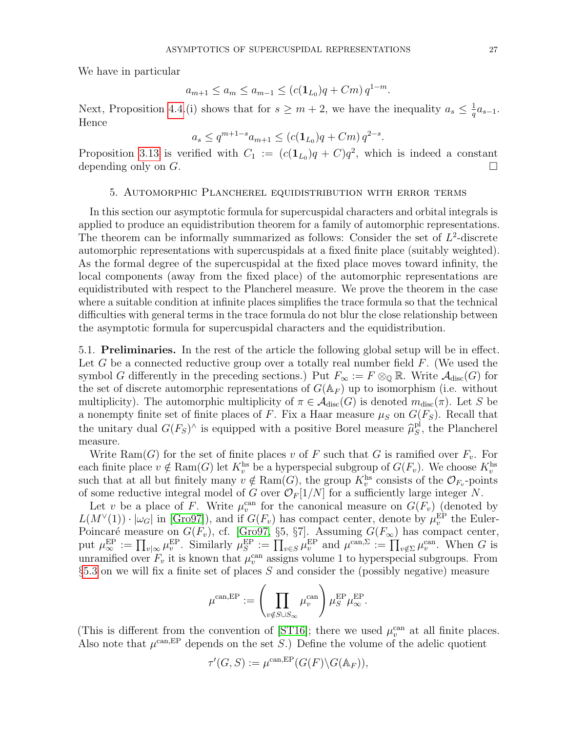We have in particular

$$a_{m+1} \le a_m \le a_{m-1} \le (c(\mathbf{1}_{L_0})q + Cm)\, q^{1-m}.$$

Next, Proposition 4.4.(i) shows that for $s \ge m+2$, we have the inequality $a_s \le \frac{1}{q} a_{s-1}$. Hence

$$a_s \le q^{m+1-s} a_{m+1} \le (c(\mathbf{1}_{L_0})q + Cm)\, q^{2-s}.$$

Proposition 3.13 is verified with $C_1 := (c(\mathbf{1}_{L_0})q + C)q^2$, which is indeed a constant depending only on $G$. $\square$

## 5. Automorphic Plancherel equidistribution with error terms

In this section our asymptotic formula for supercuspidal characters and orbital integrals is applied to produce an equidistribution theorem for a family of automorphic representations. The theorem can be informally summarized as follows: Consider the set of $L^2$-discrete automorphic representations with supercuspidals at a fixed finite place (suitably weighted). As the formal degree of the supercuspidal at the fixed place moves toward infinity, the local components (away from the fixed place) of the automorphic representations are equidistributed with respect to the Plancherel measure. We prove the theorem in the case where a suitable condition at infinite places simplifies the trace formula so that the technical difficulties with general terms in the trace formula do not blur the close relationship between the asymptotic formula for supercuspidal characters and the equidistribution.

5.1. **Preliminaries.** In the rest of the article the following global setup will be in effect. Let $G$ be a connected reductive group over a totally real number field $F$. (We used the symbol $G$ differently in the preceding sections.) Put $F_\infty := F \otimes_{\mathbb{Q}} \mathbb{R}$. Write $\mathcal{A}_{\mathrm{disc}}(G)$ for the set of discrete automorphic representations of $G(\mathbb{A}_F)$ up to isomorphism (i.e. without multiplicity). The automorphic multiplicity of $\pi \in \mathcal{A}_{\mathrm{disc}}(G)$ is denoted $m_{\mathrm{disc}}(\pi)$. Let $S$ be a nonempty finite set of finite places of $F$. Fix a Haar measure $\mu_S$ on $G(F_S)$. Recall that the unitary dual $G(F_S)^\wedge$ is equipped with a positive Borel measure $\widehat{\mu}_S^{\mathrm{pl}}$, the Plancherel measure.

Write $\mathrm{Ram}(G)$ for the set of finite places $v$ of $F$ such that $G$ is ramified over $F_v$. For each finite place $v \notin \mathrm{Ram}(G)$ let $K_v^{\mathrm{hs}}$ be a hyperspecial subgroup of $G(F_v)$. We choose $K_v^{\mathrm{hs}}$ such that at all but finitely many $v \notin \mathrm{Ram}(G)$, the group $K_v^{\mathrm{hs}}$ consists of the $\mathcal{O}_{F_v}$-points of some reductive integral model of $G$ over $\mathcal{O}_F[1/N]$ for a sufficiently large integer $N$.

Let $v$ be a place of $F$. Write $\mu_v^{\mathrm{can}}$ for the canonical measure on $G(F_v)$ (denoted by $L(M^\vee(1)) \cdot |\omega_G|$ in [Gro97]), and if $G(F_v)$ has compact center, denote by $\mu_v^{\mathrm{EP}}$ the Euler-Poincaré measure on $G(F_v)$, cf. [Gro97, §5, §7]. Assuming $G(F_\infty)$ has compact center, put $\mu_\infty^{\mathrm{EP}} := \prod_{v|\infty} \mu_v^{\mathrm{EP}}$. Similarly $\mu_S^{\mathrm{EP}} := \prod_{v \in S} \mu_v^{\mathrm{EP}}$ and $\mu^{\mathrm{can},\Sigma} := \prod_{v \notin \Sigma} \mu_v^{\mathrm{can}}$. When $G$ is unramified over $F_v$ it is known that $\mu_v^{\mathrm{can}}$ assigns volume 1 to hyperspecial subgroups. From §5.3 on we will fix a finite set of places $S$ and consider the (possibly negative) measure

$$\mu^{\mathrm{can,EP}} := \left( \prod_{v \notin S \cup S_\infty} \mu_v^{\mathrm{can}} \right) \mu_S^{\mathrm{EP}} \mu_\infty^{\mathrm{EP}}.$$

(This is different from the convention of [ST16]; there we used $\mu_v^{\mathrm{can}}$ at all finite places. Also note that $\mu^{\mathrm{can,EP}}$ depends on the set $S$.) Define the volume of the adelic quotient

$$\tau'(G,S) := \mu^{\mathrm{can,EP}}(G(F)\backslash G(\mathbb{A}_F)),$$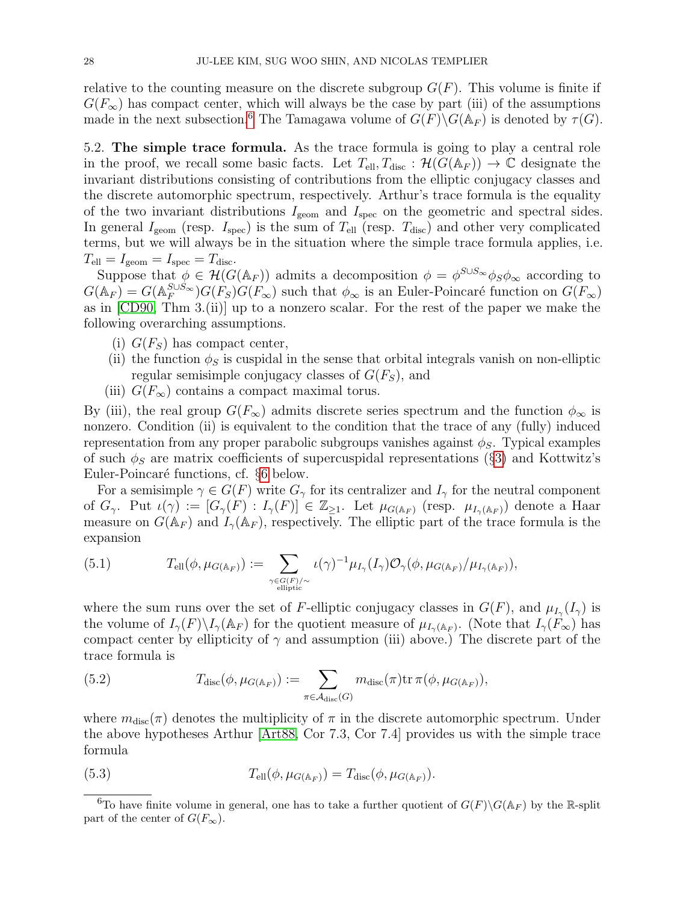relative to the counting measure on the discrete subgroup $G(F)$. This volume is finite if $G(F_\infty)$ has compact center, which will always be the case by part (iii) of the assumptions made in the next subsection.[6] The Tamagawa volume of $G(F)\backslash G(\mathbb{A}_F)$ is denoted by $\tau(G)$.

**5.2. The simple trace formula.** As the trace formula is going to play a central role in the proof, we recall some basic facts. Let $T_{\mathrm{ell}}, T_{\mathrm{disc}} : \mathcal{H}(G(\mathbb{A}_F)) \to \mathbb{C}$ designate the invariant distributions consisting of contributions from the elliptic conjugacy classes and the discrete automorphic spectrum, respectively. Arthur's trace formula is the equality of the two invariant distributions $I_{\mathrm{geom}}$ and $I_{\mathrm{spec}}$ on the geometric and spectral sides. In general $I_{\mathrm{geom}}$ (resp. $I_{\mathrm{spec}}$) is the sum of $T_{\mathrm{ell}}$ (resp. $T_{\mathrm{disc}}$) and other very complicated terms, but we will always be in the situation where the simple trace formula applies, i.e. $T_{\mathrm{ell}} = I_{\mathrm{geom}} = I_{\mathrm{spec}} = T_{\mathrm{disc}}$.

Suppose that $\phi \in \mathcal{H}(G(\mathbb{A}_F))$ admits a decomposition $\phi = \phi^{S\cup S_\infty}\phi_S\phi_\infty$ according to $G(\mathbb{A}_F) = G(\mathbb{A}_F^{S\cup S_\infty})G(F_S)G(F_\infty)$ such that $\phi_\infty$ is an Euler-Poincaré function on $G(F_\infty)$ as in [CD90, Thm 3.(ii)] up to a nonzero scalar. For the rest of the paper we make the following overarching assumptions.

(i) $G(F_S)$ has compact center,
(ii) the function $\phi_S$ is cuspidal in the sense that orbital integrals vanish on non-elliptic regular semisimple conjugacy classes of $G(F_S)$, and
(iii) $G(F_\infty)$ contains a compact maximal torus.

By (iii), the real group $G(F_\infty)$ admits discrete series spectrum and the function $\phi_\infty$ is nonzero. Condition (ii) is equivalent to the condition that the trace of any (fully) induced representation from any proper parabolic subgroups vanishes against $\phi_S$. Typical examples of such $\phi_S$ are matrix coefficients of supercuspidal representations (§3) and Kottwitz's Euler-Poincaré functions, cf. §6 below.

For a semisimple $\gamma \in G(F)$ write $G_\gamma$ for its centralizer and $I_\gamma$ for the neutral component of $G_\gamma$. Put $\iota(\gamma) := [G_\gamma(F) : I_\gamma(F)] \in \mathbb{Z}_{\geq 1}$. Let $\mu_{G(\mathbb{A}_F)}$ (resp. $\mu_{I_\gamma(\mathbb{A}_F)}$) denote a Haar measure on $G(\mathbb{A}_F)$ and $I_\gamma(\mathbb{A}_F)$, respectively. The elliptic part of the trace formula is the expansion

$$T_{\mathrm{ell}}(\phi, \mu_{G(\mathbb{A}_F)}) := \sum_{\substack{\gamma \in G(F)/\sim \\ \text{elliptic}}} \iota(\gamma)^{-1} \mu_{I_\gamma}(I_\gamma) \mathcal{O}_\gamma(\phi, \mu_{G(\mathbb{A}_F)}/\mu_{I_\gamma(\mathbb{A}_F)}), \tag{5.1}$$

where the sum runs over the set of $F$-elliptic conjugacy classes in $G(F)$, and $\mu_{I_\gamma}(I_\gamma)$ is the volume of $I_\gamma(F)\backslash I_\gamma(\mathbb{A}_F)$ for the quotient measure of $\mu_{I_\gamma(\mathbb{A}_F)}$. (Note that $I_\gamma(F_\infty)$ has compact center by ellipticity of $\gamma$ and assumption (iii) above.) The discrete part of the trace formula is

$$T_{\mathrm{disc}}(\phi, \mu_{G(\mathbb{A}_F)}) := \sum_{\pi \in \mathcal{A}_{\mathrm{disc}}(G)} m_{\mathrm{disc}}(\pi) \mathrm{tr}\, \pi(\phi, \mu_{G(\mathbb{A}_F)}), \tag{5.2}$$

where $m_{\mathrm{disc}}(\pi)$ denotes the multiplicity of $\pi$ in the discrete automorphic spectrum. Under the above hypotheses Arthur [Art88, Cor 7.3, Cor 7.4] provides us with the simple trace formula

$$T_{\mathrm{ell}}(\phi, \mu_{G(\mathbb{A}_F)}) = T_{\mathrm{disc}}(\phi, \mu_{G(\mathbb{A}_F)}). \tag{5.3}$$

[6] To have finite volume in general, one has to take a further quotient of $G(F)\backslash G(\mathbb{A}_F)$ by the $\mathbb{R}$-split part of the center of $G(F_\infty)$.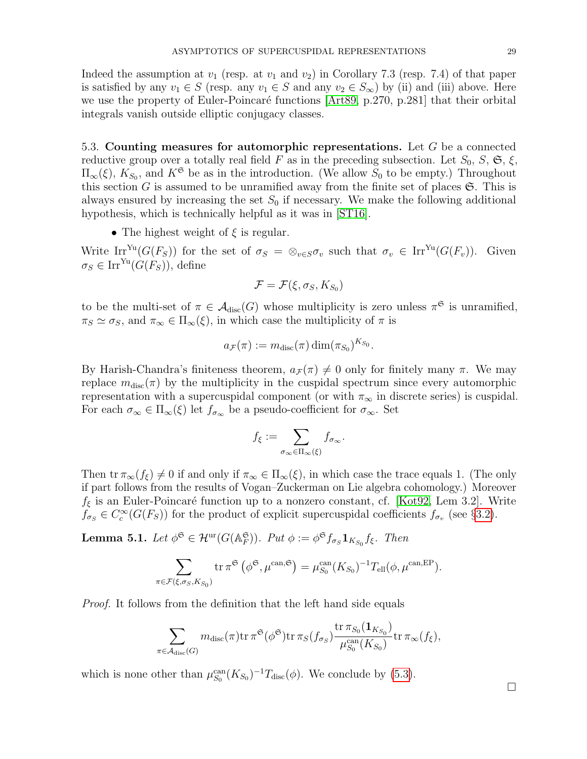Indeed the assumption at $v_1$ (resp. at $v_1$ and $v_2$) in Corollary 7.3 (resp. 7.4) of that paper is satisfied by any $v_1 \in S$ (resp. any $v_1 \in S$ and any $v_2 \in S_\infty$) by (ii) and (iii) above. Here we use the property of Euler-Poincaré functions [Art89, p.270, p.281] that their orbital integrals vanish outside elliptic conjugacy classes.

5.3. **Counting measures for automorphic representations.** Let $G$ be a connected reductive group over a totally real field $F$ as in the preceding subsection. Let $S_0$, $S$, $\mathfrak{S}$, $\xi$, $\Pi_\infty(\xi)$, $K_{S_0}$, and $K^{\mathfrak{S}}$ be as in the introduction. (We allow $S_0$ to be empty.) Throughout this section $G$ is assumed to be unramified away from the finite set of places $\mathfrak{S}$. This is always ensured by increasing the set $S_0$ if necessary. We make the following additional hypothesis, which is technically helpful as it was in [ST16].

- The highest weight of $\xi$ is regular.

Write $\mathrm{Irr}^{\mathrm{Yu}}(G(F_S))$ for the set of $\sigma_S = \otimes_{v\in S}\sigma_v$ such that $\sigma_v \in \mathrm{Irr}^{\mathrm{Yu}}(G(F_v))$. Given $\sigma_S \in \mathrm{Irr}^{\mathrm{Yu}}(G(F_S))$, define

$$\mathcal{F} = \mathcal{F}(\xi, \sigma_S, K_{S_0})$$

to be the multi-set of $\pi \in \mathcal{A}_{\mathrm{disc}}(G)$ whose multiplicity is zero unless $\pi^{\mathfrak{S}}$ is unramified, $\pi_S \simeq \sigma_S$, and $\pi_\infty \in \Pi_\infty(\xi)$, in which case the multiplicity of $\pi$ is

$$a_{\mathcal{F}}(\pi) := m_{\mathrm{disc}}(\pi) \dim(\pi_{S_0})^{K_{S_0}}.$$

By Harish-Chandra's finiteness theorem, $a_{\mathcal{F}}(\pi) \neq 0$ only for finitely many $\pi$. We may replace $m_{\mathrm{disc}}(\pi)$ by the multiplicity in the cuspidal spectrum since every automorphic representation with a supercuspidal component (or with $\pi_\infty$ in discrete series) is cuspidal. For each $\sigma_\infty \in \Pi_\infty(\xi)$ let $f_{\sigma_\infty}$ be a pseudo-coefficient for $\sigma_\infty$. Set

$$f_\xi := \sum_{\sigma_\infty \in \Pi_\infty(\xi)} f_{\sigma_\infty}.$$

Then $\mathrm{tr}\, \pi_\infty(f_\xi) \neq 0$ if and only if $\pi_\infty \in \Pi_\infty(\xi)$, in which case the trace equals 1. (The only if part follows from the results of Vogan–Zuckerman on Lie algebra cohomology.) Moreover $f_\xi$ is an Euler-Poincaré function up to a nonzero constant, cf. [Kot92, Lem 3.2]. Write $f_{\sigma_S} \in C_c^\infty(G(F_S))$ for the product of explicit supercuspidal coefficients $f_{\sigma_v}$ (see §3.2).

**Lemma 5.1.** *Let $\phi^{\mathfrak{S}} \in \mathcal{H}^{\mathrm{ur}}(G(\mathbb{A}_F^{\mathfrak{S}}))$. Put $\phi := \phi^{\mathfrak{S}} f_{\sigma_S} \mathbf{1}_{K_{S_0}} f_\xi$. Then*

$$\sum_{\pi \in \mathcal{F}(\xi, \sigma_S, K_{S_0})} \mathrm{tr}\, \pi^{\mathfrak{S}}\left(\phi^{\mathfrak{S}}, \mu^{\mathrm{can},\mathfrak{S}}\right) = \mu_{S_0}^{\mathrm{can}}(K_{S_0})^{-1} T_{\mathrm{ell}}(\phi, \mu^{\mathrm{can,EP}}).$$

*Proof.* It follows from the definition that the left hand side equals

$$\sum_{\pi \in \mathcal{A}_{\mathrm{disc}}(G)} m_{\mathrm{disc}}(\pi) \mathrm{tr}\, \pi^{\mathfrak{S}}(\phi^{\mathfrak{S}}) \mathrm{tr}\, \pi_S(f_{\sigma_S}) \frac{\mathrm{tr}\, \pi_{S_0}(\mathbf{1}_{K_{S_0}})}{\mu_{S_0}^{\mathrm{can}}(K_{S_0})} \mathrm{tr}\, \pi_\infty(f_\xi),$$

which is none other than $\mu_{S_0}^{\mathrm{can}}(K_{S_0})^{-1} T_{\mathrm{disc}}(\phi)$. We conclude by (5.3). $\square$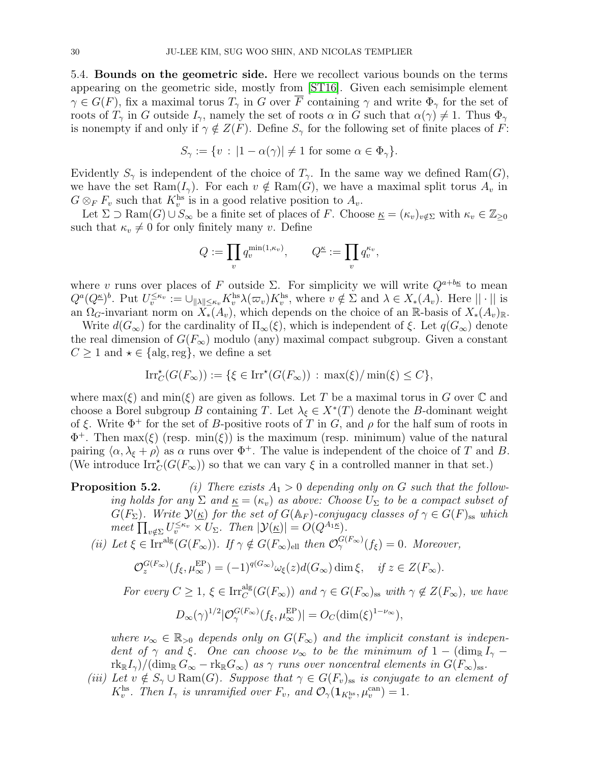5.4. **Bounds on the geometric side.** Here we recollect various bounds on the terms appearing on the geometric side, mostly from [ST16]. Given each semisimple element $\gamma \in G(F)$, fix a maximal torus $T_\gamma$ in $G$ over $\overline{F}$ containing $\gamma$ and write $\Phi_\gamma$ for the set of roots of $T_\gamma$ in $G$ outside $I_\gamma$, namely the set of roots $\alpha$ in $G$ such that $\alpha(\gamma) \neq 1$. Thus $\Phi_\gamma$ is nonempty if and only if $\gamma \notin Z(F)$. Define $S_\gamma$ for the following set of finite places of $F$:

$$S_\gamma := \{v \,:\, |1 - \alpha(\gamma)| \neq 1 \text{ for some } \alpha \in \Phi_\gamma\}.$$

Evidently $S_\gamma$ is independent of the choice of $T_\gamma$. In the same way we defined $\mathrm{Ram}(G)$, we have the set $\mathrm{Ram}(I_\gamma)$. For each $v \notin \mathrm{Ram}(G)$, we have a maximal split torus $A_v$ in $G \otimes_F F_v$ such that $K_v^{\mathrm{hs}}$ is in a good relative position to $A_v$.

Let $\Sigma \supset \mathrm{Ram}(G) \cup S_\infty$ be a finite set of places of $F$. Choose $\underline{\kappa} = (\kappa_v)_{v \notin \Sigma}$ with $\kappa_v \in \mathbb{Z}_{\geq 0}$ such that $\kappa_v \neq 0$ for only finitely many $v$. Define

$$Q := \prod_v q_v^{\min(1,\kappa_v)}, \qquad Q^{\underline{\kappa}} := \prod_v q_v^{\kappa_v},$$

where $v$ runs over places of $F$ outside $\Sigma$. For simplicity we will write $Q^{a+b\underline{\kappa}}$ to mean $Q^a(Q^{\underline{\kappa}})^b$. Put $U_v^{\leq \kappa_v} := \cup_{\|\lambda\| \leq \kappa_v} K_v^{\mathrm{hs}} \lambda(\varpi_v) K_v^{\mathrm{hs}}$, where $v \notin \Sigma$ and $\lambda \in X_*(A_v)$. Here $\|\cdot\|$ is an $\Omega_G$-invariant norm on $X_*(A_v)$, which depends on the choice of an $\mathbb{R}$-basis of $X_*(A_v)_{\mathbb{R}}$.

Write $d(G_\infty)$ for the cardinality of $\Pi_\infty(\xi)$, which is independent of $\xi$. Let $q(G_\infty)$ denote the real dimension of $G(F_\infty)$ modulo (any) maximal compact subgroup. Given a constant $C \geq 1$ and $\star \in \{\mathrm{alg}, \mathrm{reg}\}$, we define a set

$$\mathrm{Irr}_C^\star(G(F_\infty)) := \{\xi \in \mathrm{Irr}^\star(G(F_\infty)) \,:\, \max(\xi)/\min(\xi) \leq C\},$$

where $\max(\xi)$ and $\min(\xi)$ are given as follows. Let $T$ be a maximal torus in $G$ over $\mathbb{C}$ and choose a Borel subgroup $B$ containing $T$. Let $\lambda_\xi \in X^*(T)$ denote the $B$-dominant weight of $\xi$. Write $\Phi^+$ for the set of $B$-positive roots of $T$ in $G$, and $\rho$ for the half sum of roots in $\Phi^+$. Then $\max(\xi)$ (resp. $\min(\xi)$) is the maximum (resp. minimum) value of the natural pairing $\langle \alpha, \lambda_\xi + \rho \rangle$ as $\alpha$ runs over $\Phi^+$. The value is independent of the choice of $T$ and $B$. (We introduce $\mathrm{Irr}_C^\star(G(F_\infty))$ so that we can vary $\xi$ in a controlled manner in that set.)

**Proposition 5.2.** *(i) There exists $A_1 > 0$ depending only on $G$ such that the following holds for any $\Sigma$ and $\underline{\kappa} = (\kappa_v)$ as above: Choose $U_\Sigma$ to be a compact subset of $G(F_\Sigma)$. Write $\mathcal{Y}(\underline{\kappa})$ for the set of $G(\mathbb{A}_F)$-conjugacy classes of $\gamma \in G(F)_{\mathrm{ss}}$ which meet $\prod_{v \notin \Sigma} U_v^{\leq \kappa_v} \times U_\Sigma$. Then $|\mathcal{Y}(\underline{\kappa})| = O(Q^{A_1 \underline{\kappa}})$.*

*(ii) Let $\xi \in \mathrm{Irr}^{\mathrm{alg}}(G(F_\infty))$. If $\gamma \notin G(F_\infty)_{\mathrm{ell}}$ then $\mathcal{O}_\gamma^{G(F_\infty)}(f_\xi) = 0$. Moreover,*

$$\mathcal{O}_z^{G(F_\infty)}(f_\xi, \mu_\infty^{\mathrm{EP}}) = (-1)^{q(G_\infty)} \omega_\xi(z) d(G_\infty) \dim \xi, \quad \text{if } z \in Z(F_\infty).$$

*For every $C \geq 1$, $\xi \in \mathrm{Irr}_C^{\mathrm{alg}}(G(F_\infty))$ and $\gamma \in G(F_\infty)_{\mathrm{ss}}$ with $\gamma \notin Z(F_\infty)$, we have*

$$D_\infty(\gamma)^{1/2} |\mathcal{O}_\gamma^{G(F_\infty)}(f_\xi, \mu_\infty^{\mathrm{EP}})| = O_C(\dim(\xi)^{1-\nu_\infty}),$$

*where $\nu_\infty \in \mathbb{R}_{>0}$ depends only on $G(F_\infty)$ and the implicit constant is independent of $\gamma$ and $\xi$. One can choose $\nu_\infty$ to be the minimum of $1 - (\dim_{\mathbb{R}} I_\gamma - \mathrm{rk}_{\mathbb{R}} I_\gamma)/(\dim_{\mathbb{R}} G_\infty - \mathrm{rk}_{\mathbb{R}} G_\infty)$ as $\gamma$ runs over noncentral elements in $G(F_\infty)_{\mathrm{ss}}$.*

*(iii) Let $v \notin S_\gamma \cup \mathrm{Ram}(G)$. Suppose that $\gamma \in G(F_v)_{\mathrm{ss}}$ is conjugate to an element of $K_v^{\mathrm{hs}}$. Then $I_\gamma$ is unramified over $F_v$, and $\mathcal{O}_\gamma(\mathbf{1}_{K_v^{\mathrm{hs}}}, \mu_v^{\mathrm{can}}) = 1$.*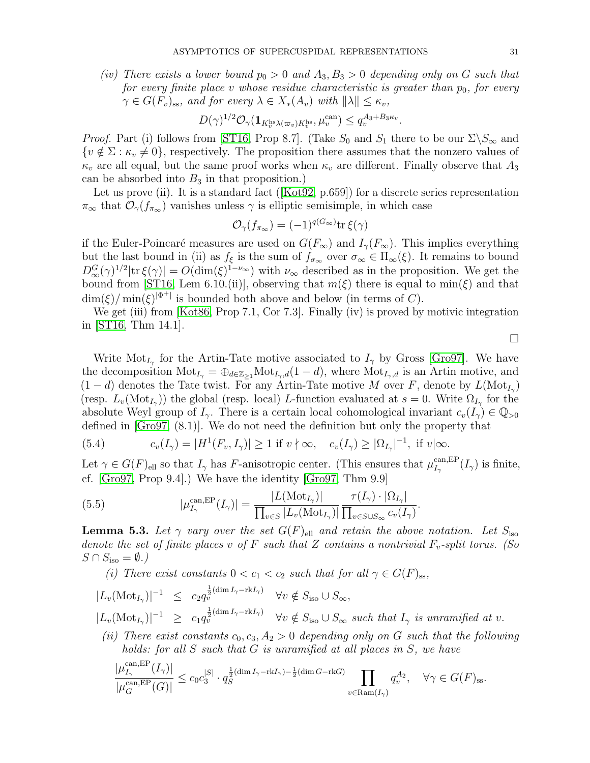*(iv) There exists a lower bound $p_0 > 0$ and $A_3, B_3 > 0$ depending only on $G$ such that for every finite place $v$ whose residue characteristic is greater than $p_0$, for every $\gamma \in G(F_v)_{\rm ss}$, and for every $\lambda \in X_*(A_v)$ with $\|\lambda\| \le \kappa_v$,*

$$D(\gamma)^{1/2}\mathcal{O}_\gamma(\mathbf{1}_{K_v^{\rm hs}\lambda(\varpi_v)K_v^{\rm hs}}, \mu_v^{\rm can}) \le q_v^{A_3+B_3\kappa_v}.$$

*Proof.* Part (i) follows from [ST16, Prop 8.7]. (Take $S_0$ and $S_1$ there to be our $\Sigma\backslash S_\infty$ and $\{v \notin \Sigma : \kappa_v \neq 0\}$, respectively. The proposition there assumes that the nonzero values of $\kappa_v$ are all equal, but the same proof works when $\kappa_v$ are different. Finally observe that $A_3$ can be absorbed into $B_3$ in that proposition.)

Let us prove (ii). It is a standard fact ([Kot92, p.659]) for a discrete series representation $\pi_\infty$ that $\mathcal{O}_\gamma(f_{\pi_\infty})$ vanishes unless $\gamma$ is elliptic semisimple, in which case

$$\mathcal{O}_\gamma(f_{\pi_\infty}) = (-1)^{q(G_\infty)}\mathrm{tr}\,\xi(\gamma)$$

if the Euler-Poincaré measures are used on $G(F_\infty)$ and $I_\gamma(F_\infty)$. This implies everything but the last bound in (ii) as $f_\xi$ is the sum of $f_{\sigma_\infty}$ over $\sigma_\infty \in \Pi_\infty(\xi)$. It remains to bound $D_\infty^G(\gamma)^{1/2}|\mathrm{tr}\,\xi(\gamma)| = O(\dim(\xi)^{1-\nu_\infty})$ with $\nu_\infty$ described as in the proposition. We get the bound from [ST16, Lem 6.10.(ii)], observing that $m(\xi)$ there is equal to $\min(\xi)$ and that $\dim(\xi)/\min(\xi)^{|\Phi^+|}$ is bounded both above and below (in terms of $C$).

We get (iii) from [Kot86, Prop 7.1, Cor 7.3]. Finally (iv) is proved by motivic integration in [ST16, Thm 14.1]. $\square$

Write $\mathrm{Mot}_{I_\gamma}$ for the Artin-Tate motive associated to $I_\gamma$ by Gross [Gro97]. We have the decomposition $\mathrm{Mot}_{I_\gamma} = \oplus_{d\in\mathbb{Z}_{\ge1}}\mathrm{Mot}_{I_\gamma,d}(1-d)$, where $\mathrm{Mot}_{I_\gamma,d}$ is an Artin motive, and $(1-d)$ denotes the Tate twist. For any Artin-Tate motive $M$ over $F$, denote by $L(\mathrm{Mot}_{I_\gamma})$ (resp. $L_v(\mathrm{Mot}_{I_\gamma})$) the global (resp. local) $L$-function evaluated at $s=0$. Write $\Omega_{I_\gamma}$ for the absolute Weyl group of $I_\gamma$. There is a certain local cohomological invariant $c_v(I_\gamma) \in \mathbb{Q}_{>0}$ defined in [Gro97, (8.1)]. We do not need the definition but only the property that

$$c_v(I_\gamma) = |H^1(F_v, I_\gamma)| \ge 1 \text{ if } v \nmid \infty, \quad c_v(I_\gamma) \ge |\Omega_{I_\gamma}|^{-1}, \text{ if } v|\infty. \tag{5.4}$$

Let $\gamma \in G(F)_{\rm ell}$ so that $I_\gamma$ has $F$-anisotropic center. (This ensures that $\mu_{I_\gamma}^{\rm can,EP}(I_\gamma)$ is finite, cf. [Gro97, Prop 9.4].) We have the identity [Gro97, Thm 9.9]

$$|\mu_{I_\gamma}^{\rm can,EP}(I_\gamma)| = \frac{|L(\mathrm{Mot}_{I_\gamma})|}{\prod_{v\in S}|L_v(\mathrm{Mot}_{I_\gamma})|}\frac{\tau(I_\gamma)\cdot|\Omega_{I_\gamma}|}{\prod_{v\in S\cup S_\infty}c_v(I_\gamma)}. \tag{5.5}$$

**Lemma 5.3.** *Let $\gamma$ vary over the set $G(F)_{\rm ell}$ and retain the above notation. Let $S_{\rm iso}$ denote the set of finite places $v$ of $F$ such that $Z$ contains a nontrivial $F_v$-split torus. (So $S \cap S_{\rm iso} = \emptyset$.)*

*(i) There exist constants $0 < c_1 < c_2$ such that for all $\gamma \in G(F)_{\rm ss}$,*

$$|L_v(\mathrm{Mot}_{I_\gamma})|^{-1} \le c_2 q_v^{\frac{1}{2}(\dim I_\gamma - \mathrm{rk} I_\gamma)} \quad \forall v \notin S_{\rm iso}\cup S_\infty,$$

$$|L_v(\mathrm{Mot}_{I_\gamma})|^{-1} \ge c_1 q_v^{\frac{1}{2}(\dim I_\gamma - \mathrm{rk} I_\gamma)} \quad \forall v \notin S_{\rm iso}\cup S_\infty \text{ such that } I_\gamma \text{ is unramified at } v.$$

*(ii) There exist constants $c_0, c_3, A_2 > 0$ depending only on $G$ such that the following holds: for all $S$ such that $G$ is unramified at all places in $S$, we have*

$$\frac{|\mu_{I_\gamma}^{\rm can,EP}(I_\gamma)|}{|\mu_G^{\rm can,EP}(G)|} \le c_0 c_3^{|S|}\cdot q_S^{\frac{1}{2}(\dim I_\gamma - \mathrm{rk} I_\gamma)-\frac{1}{2}(\dim G - \mathrm{rk} G)}\prod_{v\in\mathrm{Ram}(I_\gamma)} q_v^{A_2}, \quad \forall\gamma\in G(F)_{\rm ss}.$$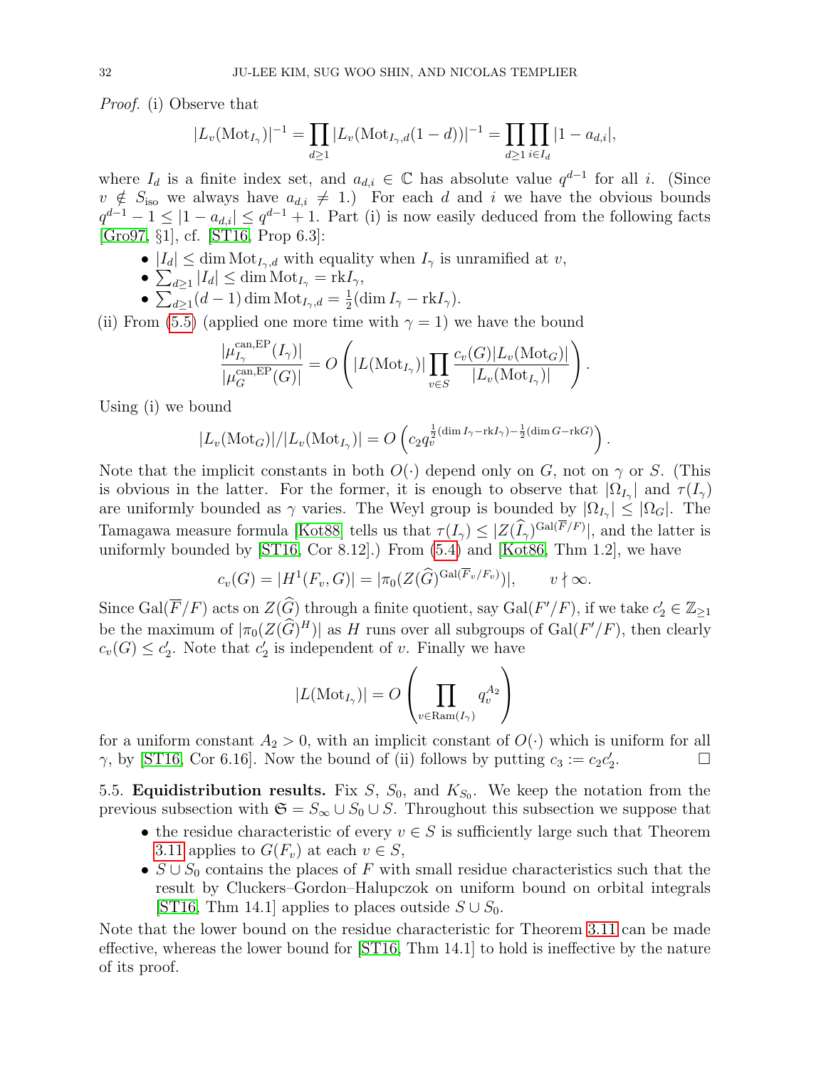*Proof.* (i) Observe that

$$|L_v(\mathrm{Mot}_{I_\gamma})|^{-1} = \prod_{d\geq 1} |L_v(\mathrm{Mot}_{I_\gamma,d}(1-d))|^{-1} = \prod_{d\geq 1}\prod_{i\in I_d} |1-a_{d,i}|,$$

where $I_d$ is a finite index set, and $a_{d,i}\in\mathbb{C}$ has absolute value $q^{d-1}$ for all $i$. (Since $v\notin S_{\mathrm{iso}}$ we always have $a_{d,i}\neq 1$.) For each $d$ and $i$ we have the obvious bounds $q^{d-1}-1\leq |1-a_{d,i}|\leq q^{d-1}+1$. Part (i) is now easily deduced from the following facts [Gro97, §1], cf. [ST16, Prop 6.3]:

- $|I_d|\leq \dim \mathrm{Mot}_{I_\gamma,d}$ with equality when $I_\gamma$ is unramified at $v$,
- $\sum_{d\geq 1} |I_d| \leq \dim \mathrm{Mot}_{I_\gamma} = \mathrm{rk} I_\gamma$,
- $\sum_{d\geq 1}(d-1)\dim \mathrm{Mot}_{I_\gamma,d} = \frac{1}{2}(\dim I_\gamma - \mathrm{rk} I_\gamma)$.

(ii) From (5.5) (applied one more time with $\gamma=1$) we have the bound

$$\frac{|\mu^{\mathrm{can,EP}}_{I_\gamma}(I_\gamma)|}{|\mu^{\mathrm{can,EP}}_{G}(G)|} = O\left(|L(\mathrm{Mot}_{I_\gamma})| \prod_{v\in S} \frac{c_v(G)|L_v(\mathrm{Mot}_G)|}{|L_v(\mathrm{Mot}_{I_\gamma})|}\right).$$

Using (i) we bound

$$|L_v(\mathrm{Mot}_G)|/|L_v(\mathrm{Mot}_{I_\gamma})| = O\left(c_2 q_v^{\frac{1}{2}(\dim I_\gamma - \mathrm{rk} I_\gamma)-\frac{1}{2}(\dim G - \mathrm{rk} G)}\right).$$

Note that the implicit constants in both $O(\cdot)$ depend only on $G$, not on $\gamma$ or $S$. (This is obvious in the latter. For the former, it is enough to observe that $|\Omega_{I_\gamma}|$ and $\tau(I_\gamma)$ are uniformly bounded as $\gamma$ varies. The Weyl group is bounded by $|\Omega_{I_\gamma}|\leq |\Omega_G|$. The Tamagawa measure formula [Kot88] tells us that $\tau(I_\gamma)\leq |Z(\widehat{I}_\gamma)^{\mathrm{Gal}(\overline{F}/F)}|$, and the latter is uniformly bounded by [ST16, Cor 8.12].) From (5.4) and [Kot86, Thm 1.2], we have

$$c_v(G) = |H^1(F_v,G)| = |\pi_0(Z(\widehat{G})^{\mathrm{Gal}(\overline{F}_v/F_v)})|, \qquad v\nmid\infty.$$

Since $\mathrm{Gal}(\overline{F}/F)$ acts on $Z(\widehat{G})$ through a finite quotient, say $\mathrm{Gal}(F'/F)$, if we take $c_2'\in\mathbb{Z}_{\geq 1}$ be the maximum of $|\pi_0(Z(\widehat{G})^H)|$ as $H$ runs over all subgroups of $\mathrm{Gal}(F'/F)$, then clearly $c_v(G)\leq c_2'$. Note that $c_2'$ is independent of $v$. Finally we have

$$|L(\mathrm{Mot}_{I_\gamma})| = O\left(\prod_{v\in \mathrm{Ram}(I_\gamma)} q_v^{A_2}\right)$$

for a uniform constant $A_2>0$, with an implicit constant of $O(\cdot)$ which is uniform for all $\gamma$, by [ST16, Cor 6.16]. Now the bound of (ii) follows by putting $c_3 := c_2c_2'$. □

5.5. **Equidistribution results.** Fix $S$, $S_0$, and $K_{S_0}$. We keep the notation from the previous subsection with $\mathfrak{S} = S_\infty \cup S_0\cup S$. Throughout this subsection we suppose that

- the residue characteristic of every $v\in S$ is sufficiently large such that Theorem 3.11 applies to $G(F_v)$ at each $v\in S$,
- $S\cup S_0$ contains the places of $F$ with small residue characteristics such that the result by Cluckers–Gordon–Halupczok on uniform bound on orbital integrals [ST16, Thm 14.1] applies to places outside $S\cup S_0$.

Note that the lower bound on the residue characteristic for Theorem 3.11 can be made effective, whereas the lower bound for [ST16, Thm 14.1] to hold is ineffective by the nature of its proof.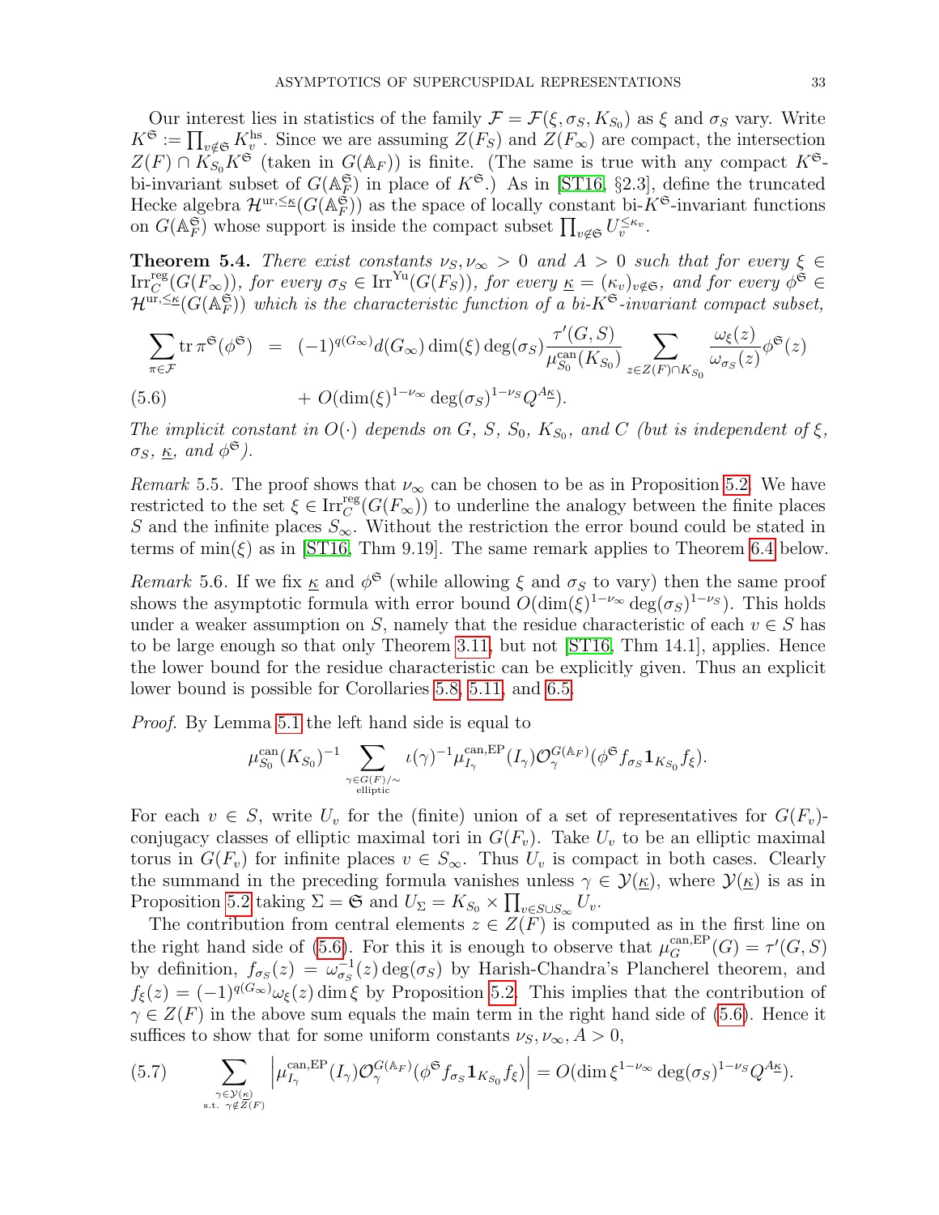Our interest lies in statistics of the family $\mathcal{F} = \mathcal{F}(\xi, \sigma_S, K_{S_0})$ as $\xi$ and $\sigma_S$ vary. Write $K^{\mathfrak{S}} := \prod_{v \notin \mathfrak{S}} K_v^{\mathrm{hs}}$. Since we are assuming $Z(F_S)$ and $Z(F_\infty)$ are compact, the intersection $Z(F) \cap K_{S_0} K^{\mathfrak{S}}$ (taken in $G(\mathbb{A}_F)$) is finite. (The same is true with any compact $K^{\mathfrak{S}}$-bi-invariant subset of $G(\mathbb{A}_F^{\mathfrak{S}})$ in place of $K^{\mathfrak{S}}$.) As in [ST16, §2.3], define the truncated Hecke algebra $\mathcal{H}^{\mathrm{ur}, \le \underline{\kappa}}(G(\mathbb{A}_F^{\mathfrak{S}}))$ as the space of locally constant bi-$K^{\mathfrak{S}}$-invariant functions on $G(\mathbb{A}_F^{\mathfrak{S}})$ whose support is inside the compact subset $\prod_{v \notin \mathfrak{S}} U_v^{\le \kappa_v}$.

**Theorem 5.4.** *There exist constants $\nu_S, \nu_\infty > 0$ and $A > 0$ such that for every $\xi \in \mathrm{Irr}_C^{\mathrm{reg}}(G(F_\infty))$, for every $\sigma_S \in \mathrm{Irr}^{\mathrm{Yu}}(G(F_S))$, for every $\underline{\kappa} = (\kappa_v)_{v \notin \mathfrak{S}}$, and for every $\phi^{\mathfrak{S}} \in \mathcal{H}^{\mathrm{ur}, \le \underline{\kappa}}(G(\mathbb{A}_F^{\mathfrak{S}}))$ which is the characteristic function of a bi-$K^{\mathfrak{S}}$-invariant compact subset,*

$$\sum_{\pi \in \mathcal{F}} \operatorname{tr} \pi^{\mathfrak{S}}(\phi^{\mathfrak{S}}) = (-1)^{q(G_\infty)} d(G_\infty) \dim(\xi) \deg(\sigma_S) \frac{\tau'(G,S)}{\mu_{S_0}^{\mathrm{can}}(K_{S_0})} \sum_{z \in Z(F) \cap K_{S_0}} \frac{\omega_\xi(z)}{\omega_{\sigma_S}(z)} \phi^{\mathfrak{S}}(z)$$
$$+ O(\dim(\xi)^{1-\nu_\infty} \deg(\sigma_S)^{1-\nu_S} Q^{A\underline{\kappa}}). \tag{5.6}$$

*The implicit constant in $O(\cdot)$ depends on $G$, $S$, $S_0$, $K_{S_0}$, and $C$ (but is independent of $\xi$, $\sigma_S$, $\underline{\kappa}$, and $\phi^{\mathfrak{S}}$).*

*Remark* 5.5. The proof shows that $\nu_\infty$ can be chosen to be as in Proposition 5.2. We have restricted to the set $\xi \in \mathrm{Irr}_C^{\mathrm{reg}}(G(F_\infty))$ to underline the analogy between the finite places $S$ and the infinite places $S_\infty$. Without the restriction the error bound could be stated in terms of $\min(\xi)$ as in [ST16, Thm 9.19]. The same remark applies to Theorem 6.4 below.

*Remark* 5.6. If we fix $\underline{\kappa}$ and $\phi^{\mathfrak{S}}$ (while allowing $\xi$ and $\sigma_S$ to vary) then the same proof shows the asymptotic formula with error bound $O(\dim(\xi)^{1-\nu_\infty} \deg(\sigma_S)^{1-\nu_S})$. This holds under a weaker assumption on $S$, namely that the residue characteristic of each $v \in S$ has to be large enough so that only Theorem 3.11, but not [ST16, Thm 14.1], applies. Hence the lower bound for the residue characteristic can be explicitly given. Thus an explicit lower bound is possible for Corollaries 5.8, 5.11, and 6.5.

*Proof.* By Lemma 5.1 the left hand side is equal to

$$\mu_{S_0}^{\mathrm{can}}(K_{S_0})^{-1} \sum_{\substack{\gamma \in G(F)/\sim \\ \text{elliptic}}} \iota(\gamma)^{-1} \mu_{I_\gamma}^{\mathrm{can},\mathrm{EP}}(I_\gamma) \mathcal{O}_\gamma^{G(\mathbb{A}_F)}(\phi^{\mathfrak{S}} f_{\sigma_S} \mathbf{1}_{K_{S_0}} f_\xi).$$

For each $v \in S$, write $U_v$ for the (finite) union of a set of representatives for $G(F_v)$-conjugacy classes of elliptic maximal tori in $G(F_v)$. Take $U_v$ to be an elliptic maximal torus in $G(F_v)$ for infinite places $v \in S_\infty$. Thus $U_v$ is compact in both cases. Clearly the summand in the preceding formula vanishes unless $\gamma \in \mathcal{Y}(\underline{\kappa})$, where $\mathcal{Y}(\underline{\kappa})$ is as in Proposition 5.2 taking $\Sigma = \mathfrak{S}$ and $U_\Sigma = K_{S_0} \times \prod_{v \in S \cup S_\infty} U_v$.

The contribution from central elements $z \in Z(F)$ is computed as in the first line on the right hand side of (5.6). For this it is enough to observe that $\mu_G^{\mathrm{can},\mathrm{EP}}(G) = \tau'(G,S)$ by definition, $f_{\sigma_S}(z) = \omega_{\sigma_S}^{-1}(z) \deg(\sigma_S)$ by Harish-Chandra's Plancherel theorem, and $f_\xi(z) = (-1)^{q(G_\infty)} \omega_\xi(z) \dim \xi$ by Proposition 5.2. This implies that the contribution of $\gamma \in Z(F)$ in the above sum equals the main term in the right hand side of (5.6). Hence it suffices to show that for some uniform constants $\nu_S, \nu_\infty, A > 0$,

$$\sum_{\substack{\gamma \in \mathcal{Y}(\underline{\kappa}) \\ \text{s.t. } \gamma \notin Z(F)}} \left| \mu_{I_\gamma}^{\mathrm{can},\mathrm{EP}}(I_\gamma) \mathcal{O}_\gamma^{G(\mathbb{A}_F)}(\phi^{\mathfrak{S}} f_{\sigma_S} \mathbf{1}_{K_{S_0}} f_\xi) \right| = O(\dim \xi^{1-\nu_\infty} \deg(\sigma_S)^{1-\nu_S} Q^{A\underline{\kappa}}). \tag{5.7}$$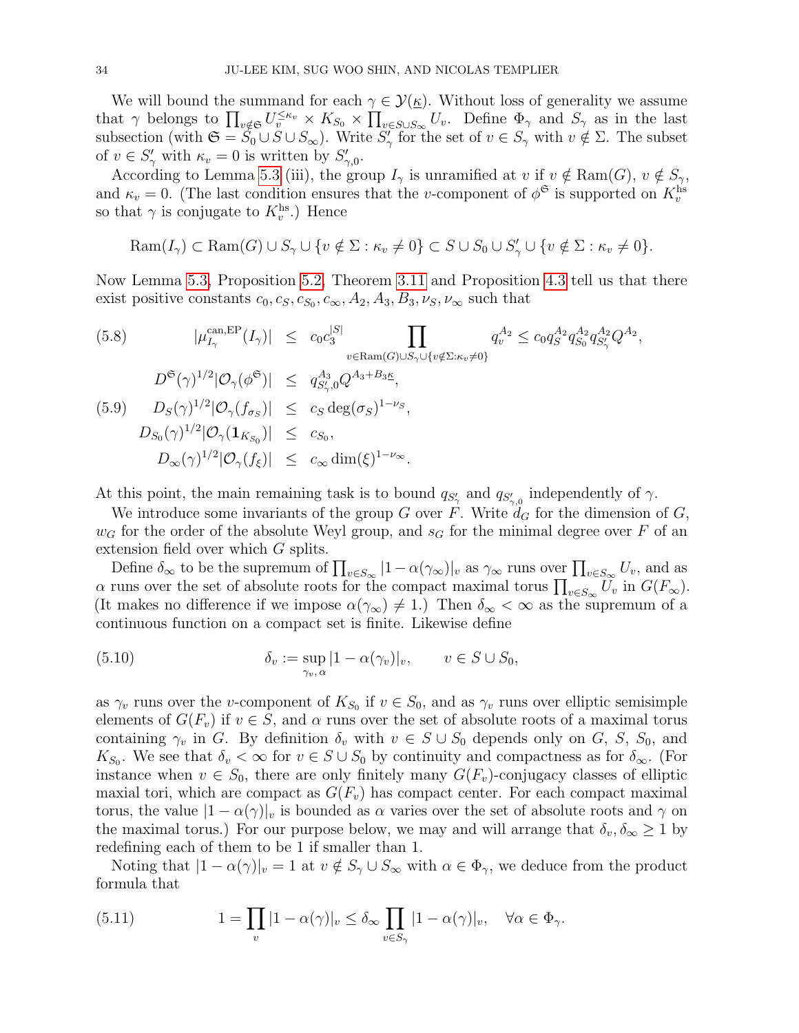We will bound the summand for each $\gamma \in \mathcal{Y}(\underline{\kappa})$. Without loss of generality we assume that $\gamma$ belongs to $\prod_{v\notin\mathfrak{S}} U_v^{\le\kappa_v} \times K_{S_0} \times \prod_{v\in S\cup S_\infty} U_v$. Define $\Phi_\gamma$ and $S_\gamma$ as in the last subsection (with $\mathfrak{S} = S_0 \cup S \cup S_\infty$). Write $S'_\gamma$ for the set of $v \in S_\gamma$ with $v \notin \Sigma$. The subset of $v \in S'_\gamma$ with $\kappa_v = 0$ is written by $S'_{\gamma,0}$.

According to Lemma 5.3 (iii), the group $I_\gamma$ is unramified at $v$ if $v \notin \mathrm{Ram}(G)$, $v \notin S_\gamma$, and $\kappa_v = 0$. (The last condition ensures that the $v$-component of $\phi^{\mathfrak{S}}$ is supported on $K_v^{\mathrm{hs}}$ so that $\gamma$ is conjugate to $K_v^{\mathrm{hs}}$.) Hence

$$\mathrm{Ram}(I_\gamma) \subset \mathrm{Ram}(G) \cup S_\gamma \cup \{v \notin \Sigma : \kappa_v \neq 0\} \subset S \cup S_0 \cup S'_\gamma \cup \{v \notin \Sigma : \kappa_v \neq 0\}.$$

Now Lemma 5.3, Proposition 5.2, Theorem 3.11 and Proposition 4.3 tell us that there exist positive constants $c_0, c_S, c_{S_0}, c_\infty, A_2, A_3, B_3, \nu_S, \nu_\infty$ such that

$$|\mu^{\mathrm{can,EP}}_{I_\gamma}(I_\gamma)| \le c_0 c_3^{|S|} \prod_{v\in \mathrm{Ram}(G)\cup S_\gamma \cup \{v\notin\Sigma:\kappa_v\neq 0\}} q_v^{A_2} \le c_0 q_S^{A_2} q_{S_0}^{A_2} q_{S'_\gamma}^{A_2} Q^{A_2}, \tag{5.8}$$

$$\begin{aligned}
D^{\mathfrak{S}}(\gamma)^{1/2} |\mathcal{O}_\gamma(\phi^{\mathfrak{S}})| &\le q_{S'_{\gamma,0}}^{A_3} Q^{A_3 + B_3 \underline{\kappa}}, \\
D_S(\gamma)^{1/2} |\mathcal{O}_\gamma(f_{\sigma_S})| &\le c_S \deg(\sigma_S)^{1-\nu_S}, \\
D_{S_0}(\gamma)^{1/2} |\mathcal{O}_\gamma(\mathbf{1}_{K_{S_0}})| &\le c_{S_0}, \\
D_\infty(\gamma)^{1/2} |\mathcal{O}_\gamma(f_\xi)| &\le c_\infty \dim(\xi)^{1-\nu_\infty}.
\end{aligned} \tag{5.9}$$

At this point, the main remaining task is to bound $q_{S'_\gamma}$ and $q_{S'_{\gamma,0}}$ independently of $\gamma$.

We introduce some invariants of the group $G$ over $F$. Write $d_G$ for the dimension of $G$, $w_G$ for the order of the absolute Weyl group, and $s_G$ for the minimal degree over $F$ of an extension field over which $G$ splits.

Define $\delta_\infty$ to be the supremum of $\prod_{v\in S_\infty} |1 - \alpha(\gamma_\infty)|_v$ as $\gamma_\infty$ runs over $\prod_{v\in S_\infty} U_v$, and as $\alpha$ runs over the set of absolute roots for the compact maximal torus $\prod_{v\in S_\infty} U_v$ in $G(F_\infty)$. (It makes no difference if we impose $\alpha(\gamma_\infty) \neq 1$.) Then $\delta_\infty < \infty$ as the supremum of a continuous function on a compact set is finite. Likewise define

$$\delta_v := \sup_{\gamma_v, \alpha} |1 - \alpha(\gamma_v)|_v, \qquad v \in S \cup S_0, \tag{5.10}$$

as $\gamma_v$ runs over the $v$-component of $K_{S_0}$ if $v \in S_0$, and as $\gamma_v$ runs over elliptic semisimple elements of $G(F_v)$ if $v \in S$, and $\alpha$ runs over the set of absolute roots of a maximal torus containing $\gamma_v$ in $G$. By definition $\delta_v$ with $v \in S \cup S_0$ depends only on $G$, $S$, $S_0$, and $K_{S_0}$. We see that $\delta_v < \infty$ for $v \in S \cup S_0$ by continuity and compactness as for $\delta_\infty$. (For instance when $v \in S_0$, there are only finitely many $G(F_v)$-conjugacy classes of elliptic maxial tori, which are compact as $G(F_v)$ has compact center. For each compact maximal torus, the value $|1 - \alpha(\gamma)|_v$ is bounded as $\alpha$ varies over the set of absolute roots and $\gamma$ on the maximal torus.) For our purpose below, we may and will arrange that $\delta_v, \delta_\infty \ge 1$ by redefining each of them to be 1 if smaller than 1.

Noting that $|1 - \alpha(\gamma)|_v = 1$ at $v \notin S_\gamma \cup S_\infty$ with $\alpha \in \Phi_\gamma$, we deduce from the product formula that

$$1 = \prod_v |1 - \alpha(\gamma)|_v \le \delta_\infty \prod_{v\in S_\gamma} |1 - \alpha(\gamma)|_v, \quad \forall \alpha \in \Phi_\gamma. \tag{5.11}$$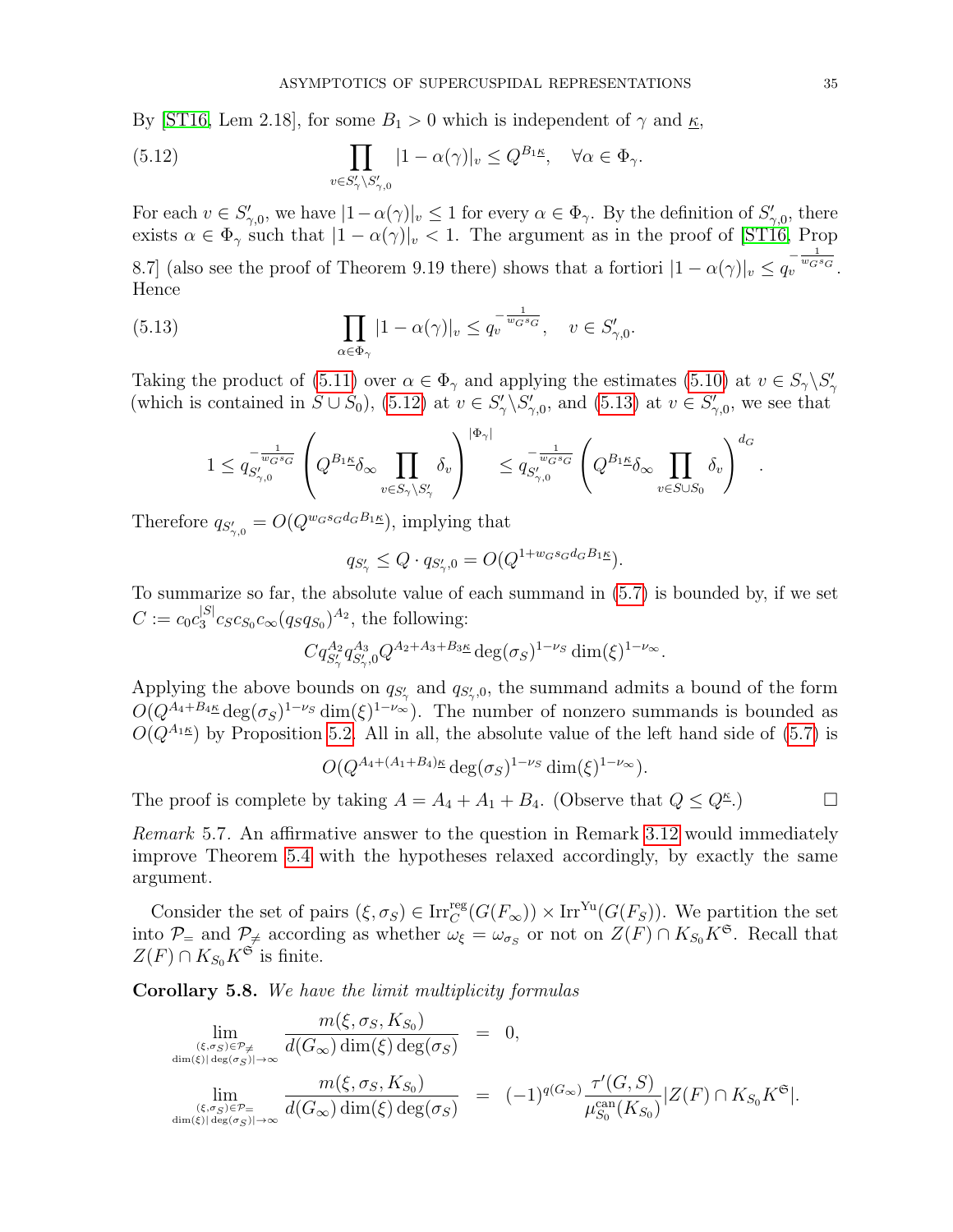By [ST16, Lem 2.18], for some $B_1 > 0$ which is independent of $\gamma$ and $\underline{\kappa}$,

$$\prod_{v \in S'_\gamma \backslash S'_{\gamma,0}} |1 - \alpha(\gamma)|_v \leq Q^{B_1 \underline{\kappa}}, \quad \forall \alpha \in \Phi_\gamma. \tag{5.12}$$

For each $v \in S'_{\gamma,0}$, we have $|1-\alpha(\gamma)|_v \leq 1$ for every $\alpha \in \Phi_\gamma$. By the definition of $S'_{\gamma,0}$, there exists $\alpha \in \Phi_\gamma$ such that $|1 - \alpha(\gamma)|_v < 1$. The argument as in the proof of [ST16, Prop 8.7] (also see the proof of Theorem 9.19 there) shows that a fortiori $|1 - \alpha(\gamma)|_v \leq q_v^{-\frac{1}{w_G s_G}}$. Hence

$$\prod_{\alpha \in \Phi_\gamma} |1 - \alpha(\gamma)|_v \leq q_v^{-\frac{1}{w_G s_G}}, \quad v \in S'_{\gamma,0}. \tag{5.13}$$

Taking the product of (5.11) over $\alpha \in \Phi_\gamma$ and applying the estimates (5.10) at $v \in S_\gamma \backslash S'_\gamma$ (which is contained in $S \cup S_0$), (5.12) at $v \in S'_\gamma \backslash S'_{\gamma,0}$, and (5.13) at $v \in S'_{\gamma,0}$, we see that

$$1 \leq q_{S'_{\gamma,0}}^{-\frac{1}{w_G s_G}} \left( Q^{B_1 \underline{\kappa}} \delta_\infty \prod_{v \in S_\gamma \backslash S'_\gamma} \delta_v \right)^{|\Phi_\gamma|} \leq q_{S'_{\gamma,0}}^{-\frac{1}{w_G s_G}} \left( Q^{B_1 \underline{\kappa}} \delta_\infty \prod_{v \in S \cup S_0} \delta_v \right)^{d_G}.$$

Therefore $q_{S'_{\gamma,0}} = O(Q^{w_G s_G d_G B_1 \underline{\kappa}})$, implying that

$$q_{S'_\gamma} \leq Q \cdot q_{S'_{\gamma,0}} = O(Q^{1 + w_G s_G d_G B_1 \underline{\kappa}}).$$

To summarize so far, the absolute value of each summand in (5.7) is bounded by, if we set $C := c_0 c_3^{|S|} c_S c_{S_0} c_\infty (q_S q_{S_0})^{A_2}$, the following:

$$C q_{S'_\gamma}^{A_2} q_{S'_{\gamma,0}}^{A_3} Q^{A_2 + A_3 + B_3 \underline{\kappa}} \deg(\sigma_S)^{1-\nu_S} \dim(\xi)^{1-\nu_\infty}.$$

Applying the above bounds on $q_{S'_\gamma}$ and $q_{S'_\gamma,0}$, the summand admits a bound of the form $O(Q^{A_4 + B_4 \underline{\kappa}} \deg(\sigma_S)^{1-\nu_S} \dim(\xi)^{1-\nu_\infty})$. The number of nonzero summands is bounded as $O(Q^{A_1 \underline{\kappa}})$ by Proposition 5.2. All in all, the absolute value of the left hand side of (5.7) is

$$O(Q^{A_4 + (A_1 + B_4)\underline{\kappa}} \deg(\sigma_S)^{1-\nu_S} \dim(\xi)^{1-\nu_\infty}).$$

The proof is complete by taking $A = A_4 + A_1 + B_4$. (Observe that $Q \leq Q^{\underline{\kappa}}$.) □

*Remark* 5.7. An affirmative answer to the question in Remark 3.12 would immediately improve Theorem 5.4 with the hypotheses relaxed accordingly, by exactly the same argument.

Consider the set of pairs $(\xi, \sigma_S) \in \mathrm{Irr}_C^{\mathrm{reg}}(G(F_\infty)) \times \mathrm{Irr}^{\mathrm{Yu}}(G(F_S))$. We partition the set into $\mathcal{P}_=$ and $\mathcal{P}_{\neq}$ according as whether $\omega_\xi = \omega_{\sigma_S}$ or not on $Z(F) \cap K_{S_0} K^{\mathfrak{S}}$. Recall that $Z(F) \cap K_{S_0} K^{\mathfrak{S}}$ is finite.

**Corollary 5.8.** *We have the limit multiplicity formulas*

$$\lim_{\substack{(\xi,\sigma_S) \in \mathcal{P}_{\neq} \\ \dim(\xi)|\deg(\sigma_S)| \to \infty}} \frac{m(\xi, \sigma_S, K_{S_0})}{d(G_\infty) \dim(\xi) \deg(\sigma_S)} = 0,$$

$$\lim_{\substack{(\xi,\sigma_S) \in \mathcal{P}_{=} \\ \dim(\xi)|\deg(\sigma_S)| \to \infty}} \frac{m(\xi, \sigma_S, K_{S_0})}{d(G_\infty) \dim(\xi) \deg(\sigma_S)} = (-1)^{q(G_\infty)} \frac{\tau'(G, S)}{\mu^{\mathrm{can}}_{S_0}(K_{S_0})} |Z(F) \cap K_{S_0} K^{\mathfrak{S}}|.$$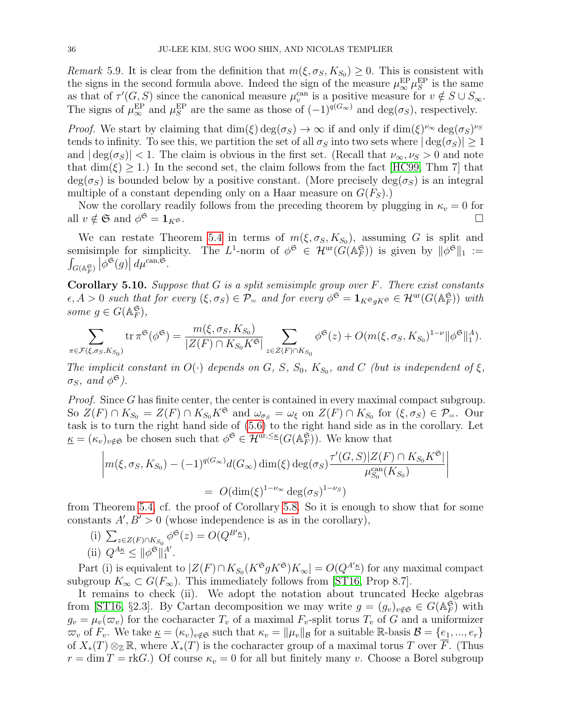*Remark* 5.9. It is clear from the definition that $m(\xi, \sigma_S, K_{S_0}) \geq 0$. This is consistent with the signs in the second formula above. Indeed the sign of the measure $\mu_\infty^{\mathrm{EP}}\mu_S^{\mathrm{EP}}$ is the same as that of $\tau'(G,S)$ since the canonical measure $\mu_v^{\mathrm{can}}$ is a positive measure for $v \notin S \cup S_\infty$. The signs of $\mu_\infty^{\mathrm{EP}}$ and $\mu_S^{\mathrm{EP}}$ are the same as those of $(-1)^{q(G_\infty)}$ and $\deg(\sigma_S)$, respectively.

*Proof.* We start by claiming that $\dim(\xi)\deg(\sigma_S) \to \infty$ if and only if $\dim(\xi)^{\nu_\infty}\deg(\sigma_S)^{\nu_S}$ tends to infinity. To see this, we partition the set of all $\sigma_S$ into two sets where $|\deg(\sigma_S)| \geq 1$ and $|\deg(\sigma_S)| < 1$. The claim is obvious in the first set. (Recall that $\nu_\infty, \nu_S > 0$ and note that $\dim(\xi) \geq 1$.) In the second set, the claim follows from the fact [HC99, Thm 7] that $\deg(\sigma_S)$ is bounded below by a positive constant. (More precisely $\deg(\sigma_S)$ is an integral multiple of a constant depending only on a Haar measure on $G(F_S)$.)

Now the corollary readily follows from the preceding theorem by plugging in $\kappa_v = 0$ for all $v \notin \mathfrak{S}$ and $\phi^{\mathfrak{S}} = \mathbf{1}_{K^{\mathfrak{S}}}$. $\square$

We can restate Theorem 5.4 in terms of $m(\xi, \sigma_S, K_{S_0})$, assuming $G$ is split and semisimple for simplicity. The $L^1$-norm of $\phi^{\mathfrak{S}} \in \mathcal{H}^{\mathrm{ur}}(G(\mathbb{A}_F^{\mathfrak{S}}))$ is given by $\|\phi^{\mathfrak{S}}\|_1 := \int_{G(\mathbb{A}_F^{\mathfrak{S}})} \left|\phi^{\mathfrak{S}}(g)\right| d\mu^{\mathrm{can},\mathfrak{S}}$.

**Corollary 5.10.** *Suppose that $G$ is a split semisimple group over $F$. There exist constants $\epsilon, A > 0$ such that for every $(\xi, \sigma_S) \in \mathcal{P}_=$ and for every $\phi^{\mathfrak{S}} = \mathbf{1}_{K^{\mathfrak{S}}gK^{\mathfrak{S}}} \in \mathcal{H}^{\mathrm{ur}}(G(\mathbb{A}_F^{\mathfrak{S}}))$ with some $g \in G(\mathbb{A}_F^{\mathfrak{S}})$,*

$$\sum_{\pi \in \mathcal{F}(\xi,\sigma_S,K_{S_0})} \mathrm{tr}\,\pi^{\mathfrak{S}}(\phi^{\mathfrak{S}}) = \frac{m(\xi,\sigma_S,K_{S_0})}{|Z(F)\cap K_{S_0}K^{\mathfrak{S}}|} \sum_{z \in Z(F)\cap K_{S_0}} \phi^{\mathfrak{S}}(z) + O(m(\xi,\sigma_S,K_{S_0})^{1-\nu}\|\phi^{\mathfrak{S}}\|_1^A).$$

*The implicit constant in $O(\cdot)$ depends on $G$, $S$, $S_0$, $K_{S_0}$, and $C$ (but is independent of $\xi$, $\sigma_S$, and $\phi^{\mathfrak{S}}$).*

*Proof.* Since $G$ has finite center, the center is contained in every maximal compact subgroup. So $Z(F) \cap K_{S_0} = Z(F) \cap K_{S_0}K^{\mathfrak{S}}$ and $\omega_{\sigma_S} = \omega_\xi$ on $Z(F) \cap K_{S_0}$ for $(\xi, \sigma_S) \in \mathcal{P}_=$. Our task is to turn the right hand side of (5.6) to the right hand side as in the corollary. Let $\underline{\kappa} = (\kappa_v)_{v \notin \mathfrak{S}}$ be chosen such that $\phi^{\mathfrak{S}} \in \mathcal{H}^{\mathrm{ur},\leq \underline{\kappa}}(G(\mathbb{A}_F^{\mathfrak{S}}))$. We know that

$$\left| m(\xi,\sigma_S,K_{S_0}) - (-1)^{q(G_\infty)} d(G_\infty)\dim(\xi)\deg(\sigma_S)\frac{\tau'(G,S)|Z(F)\cap K_{S_0}K^{\mathfrak{S}}|}{\mu_{S_0}^{\mathrm{can}}(K_{S_0})} \right|$$
$$= O(\dim(\xi)^{1-\nu_\infty}\deg(\sigma_S)^{1-\nu_S})$$

from Theorem 5.4, cf. the proof of Corollary 5.8. So it is enough to show that for some constants $A', B' > 0$ (whose independence is as in the corollary),

(i) $\sum_{z \in Z(F)\cap K_{S_0}} \phi^{\mathfrak{S}}(z) = O(Q^{B'\underline{\kappa}})$,

(ii) $Q^{A\underline{\kappa}} \leq \|\phi^{\mathfrak{S}}\|_1^{A'}$.

Part (i) is equivalent to $|Z(F) \cap K_{S_0}(K^{\mathfrak{S}}gK^{\mathfrak{S}})K_\infty| = O(Q^{A'\underline{\kappa}})$ for any maximal compact subgroup $K_\infty \subset G(F_\infty)$. This immediately follows from [ST16, Prop 8.7].

It remains to check (ii). We adopt the notation about truncated Hecke algebras from [ST16, §2.3]. By Cartan decomposition we may write $g = (g_v)_{v \notin \mathfrak{S}} \in G(\mathbb{A}_F^{\mathfrak{S}})$ with $g_v = \mu_v(\varpi_v)$ for the cocharacter $T_v$ of a maximal $F_v$-split torus $T_v$ of $G$ and a uniformizer $\varpi_v$ of $F_v$. We take $\underline{\kappa} = (\kappa_v)_{v \notin \mathfrak{S}}$ such that $\kappa_v = \|\mu_v\|_{\mathcal{B}}$ for a suitable $\mathbb{R}$-basis $\mathcal{B} = \{e_1, ..., e_r\}$ of $X_*(T) \otimes_{\mathbb{Z}} \mathbb{R}$, where $X_*(T)$ is the cocharacter group of a maximal torus $T$ over $\overline{F}$. (Thus $r = \dim T = \mathrm{rk} G$.) Of course $\kappa_v = 0$ for all but finitely many $v$. Choose a Borel subgroup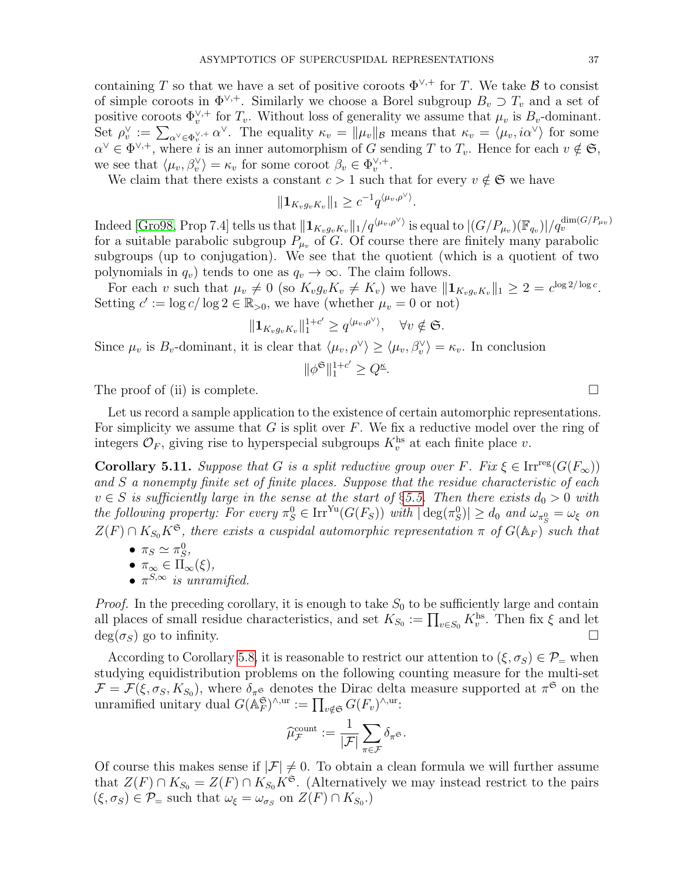containing $T$ so that we have a set of positive coroots $\Phi^{\vee,+}$ for $T$. We take $\mathcal{B}$ to consist of simple coroots in $\Phi^{\vee,+}$. Similarly we choose a Borel subgroup $B_v \supset T_v$ and a set of positive coroots $\Phi_v^{\vee,+}$ for $T_v$. Without loss of generality we assume that $\mu_v$ is $B_v$-dominant. Set $\rho_v^\vee := \sum_{\alpha^\vee \in \Phi_v^{\vee,+}} \alpha^\vee$. The equality $\kappa_v = \|\mu_v\|_{\mathcal{B}}$ means that $\kappa_v = \langle \mu_v, i\alpha^\vee \rangle$ for some $\alpha^\vee \in \Phi^{\vee,+}$, where $i$ is an inner automorphism of $G$ sending $T$ to $T_v$. Hence for each $v \notin \mathfrak{S}$, we see that $\langle \mu_v, \beta_v^\vee \rangle = \kappa_v$ for some coroot $\beta_v \in \Phi_v^{\vee,+}$.

We claim that there exists a constant $c > 1$ such that for every $v \notin \mathfrak{S}$ we have

$$\|\mathbf{1}_{K_v g_v K_v}\|_1 \geq c^{-1} q^{\langle \mu_v, \rho^\vee \rangle}.$$

Indeed [Gro98, Prop 7.4] tells us that $\|\mathbf{1}_{K_v g_v K_v}\|_1 / q^{\langle \mu_v, \rho^\vee \rangle}$ is equal to $|(G/P_{\mu_v})(\mathbb{F}_{q_v})| / q_v^{\dim(G/P_{\mu_v})}$ for a suitable parabolic subgroup $P_{\mu_v}$ of $G$. Of course there are finitely many parabolic subgroups (up to conjugation). We see that the quotient (which is a quotient of two polynomials in $q_v$) tends to one as $q_v \to \infty$. The claim follows.

For each $v$ such that $\mu_v \neq 0$ (so $K_v g_v K_v \neq K_v$) we have $\|\mathbf{1}_{K_v g_v K_v}\|_1 \geq 2 = c^{\log 2/\log c}$. Setting $c' := \log c / \log 2 \in \mathbb{R}_{>0}$, we have (whether $\mu_v = 0$ or not)

$$\|\mathbf{1}_{K_v g_v K_v}\|_1^{1+c'} \geq q^{\langle \mu_v, \rho^\vee \rangle}, \quad \forall v \notin \mathfrak{S}.$$

Since $\mu_v$ is $B_v$-dominant, it is clear that $\langle \mu_v, \rho^\vee \rangle \geq \langle \mu_v, \beta_v^\vee \rangle = \kappa_v$. In conclusion

$$\|\phi^{\mathfrak{S}}\|_1^{1+c'} \geq Q^{\underline{\kappa}}.$$

The proof of (ii) is complete. $\square$

Let us record a sample application to the existence of certain automorphic representations. For simplicity we assume that $G$ is split over $F$. We fix a reductive model over the ring of integers $\mathcal{O}_F$, giving rise to hyperspecial subgroups $K_v^{\mathrm{hs}}$ at each finite place $v$.

**Corollary 5.11.** *Suppose that $G$ is a split reductive group over $F$. Fix $\xi \in \mathrm{Irr}^{\mathrm{reg}}(G(F_\infty))$ and $S$ a nonempty finite set of finite places. Suppose that the residue characteristic of each $v \in S$ is sufficiently large in the sense at the start of §5.5. Then there exists $d_0 > 0$ with the following property: For every $\pi_S^0 \in \mathrm{Irr}^{\mathrm{Yu}}(G(F_S))$ with $|\deg(\pi_S^0)| \geq d_0$ and $\omega_{\pi_S^0} = \omega_\xi$ on $Z(F) \cap K_{S_0} K^{\mathfrak{S}}$, there exists a cuspidal automorphic representation $\pi$ of $G(\mathbb{A}_F)$ such that*

- $\pi_S \simeq \pi_S^0$,
- $\pi_\infty \in \Pi_\infty(\xi)$,
- $\pi^{S,\infty}$ *is unramified.*

*Proof.* In the preceding corollary, it is enough to take $S_0$ to be sufficiently large and contain all places of small residue characteristics, and set $K_{S_0} := \prod_{v \in S_0} K_v^{\mathrm{hs}}$. Then fix $\xi$ and let $\deg(\sigma_S)$ go to infinity. $\square$

According to Corollary 5.8, it is reasonable to restrict our attention to $(\xi, \sigma_S) \in \mathcal{P}_=$ when studying equidistribution problems on the following counting measure for the multi-set $\mathcal{F} = \mathcal{F}(\xi, \sigma_S, K_{S_0})$, where $\delta_{\pi^{\mathfrak{S}}}$ denotes the Dirac delta measure supported at $\pi^{\mathfrak{S}}$ on the unramified unitary dual $G(\mathbb{A}_F^{\mathfrak{S}})^{\wedge,\mathrm{ur}} := \prod_{v \notin \mathfrak{S}} G(F_v)^{\wedge,\mathrm{ur}}$:

$$\widehat{\mu}_{\mathcal{F}}^{\mathrm{count}} := \frac{1}{|\mathcal{F}|} \sum_{\pi \in \mathcal{F}} \delta_{\pi^{\mathfrak{S}}}.$$

Of course this makes sense if $|\mathcal{F}| \neq 0$. To obtain a clean formula we will further assume that $Z(F) \cap K_{S_0} = Z(F) \cap K_{S_0} K^{\mathfrak{S}}$. (Alternatively we may instead restrict to the pairs $(\xi, \sigma_S) \in \mathcal{P}_=$ such that $\omega_\xi = \omega_{\sigma_S}$ on $Z(F) \cap K_{S_0}$.)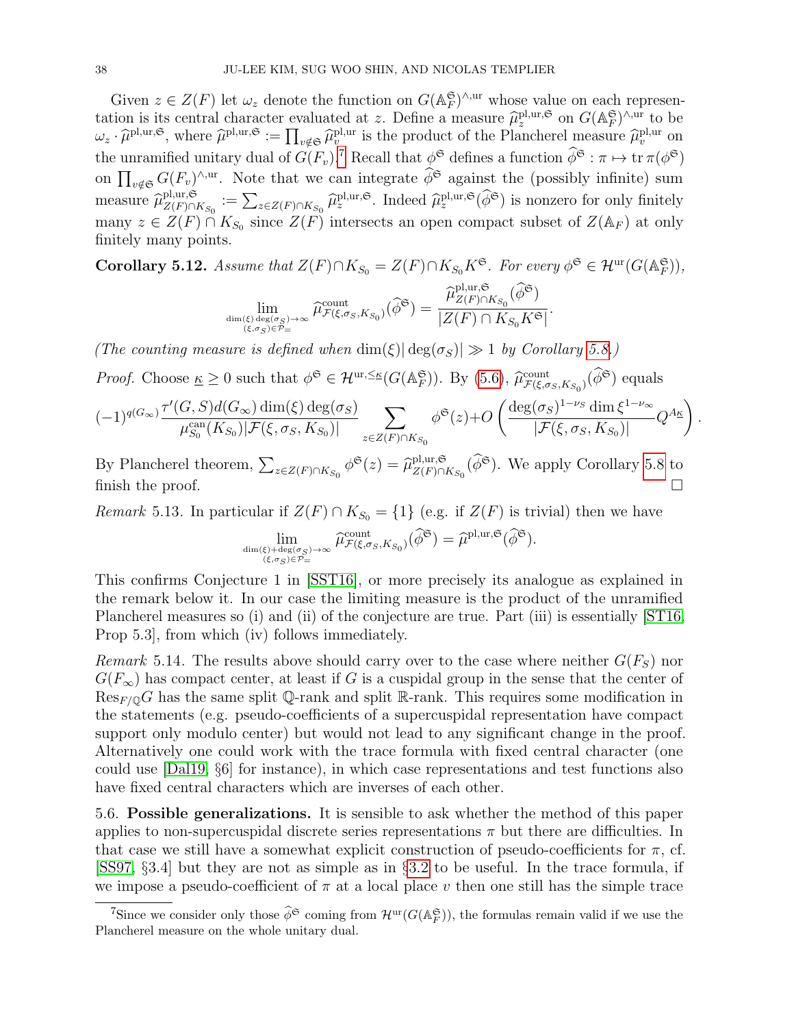Given $z \in Z(F)$ let $\omega_z$ denote the function on $G(\mathbb{A}_F^{\mathfrak{S}})^{\wedge,\mathrm{ur}}$ whose value on each representation is its central character evaluated at $z$. Define a measure $\widehat{\mu}_z^{\mathrm{pl,ur},\mathfrak{S}}$ on $G(\mathbb{A}_F^{\mathfrak{S}})^{\wedge,\mathrm{ur}}$ to be $\omega_z \cdot \widehat{\mu}^{\mathrm{pl,ur},\mathfrak{S}}$, where $\widehat{\mu}^{\mathrm{pl,ur},\mathfrak{S}} := \prod_{v \notin \mathfrak{S}} \widehat{\mu}_v^{\mathrm{pl,ur}}$ is the product of the Plancherel measure $\widehat{\mu}_v^{\mathrm{pl,ur}}$ on the unramified unitary dual of $G(F_v)$.[7] Recall that $\phi^{\mathfrak{S}}$ defines a function $\widehat{\phi}^{\mathfrak{S}} : \pi \mapsto \mathrm{tr}\, \pi(\phi^{\mathfrak{S}})$ on $\prod_{v \notin \mathfrak{S}} G(F_v)^{\wedge,\mathrm{ur}}$. Note that we can integrate $\widehat{\phi}^{\mathfrak{S}}$ against the (possibly infinite) sum measure $\widehat{\mu}^{\mathrm{pl,ur},\mathfrak{S}}_{Z(F)\cap K_{S_0}} := \sum_{z \in Z(F)\cap K_{S_0}} \widehat{\mu}_z^{\mathrm{pl,ur},\mathfrak{S}}$. Indeed $\widehat{\mu}_z^{\mathrm{pl,ur},\mathfrak{S}}(\widehat{\phi}^{\mathfrak{S}})$ is nonzero for only finitely many $z \in Z(F) \cap K_{S_0}$ since $Z(F)$ intersects an open compact subset of $Z(\mathbb{A}_F)$ at only finitely many points.

**Corollary 5.12.** *Assume that $Z(F)\cap K_{S_0} = Z(F)\cap K_{S_0}K^{\mathfrak{S}}$. For every $\phi^{\mathfrak{S}} \in \mathcal{H}^{\mathrm{ur}}(G(\mathbb{A}_F^{\mathfrak{S}}))$,*

$$\lim_{\substack{\dim(\xi)\deg(\sigma_S)\to\infty \\ (\xi,\sigma_S)\in\mathcal{P}_=}} \widehat{\mu}^{\mathrm{count}}_{\mathcal{F}(\xi,\sigma_S,K_{S_0})}(\widehat{\phi}^{\mathfrak{S}}) = \frac{\widehat{\mu}^{\mathrm{pl,ur},\mathfrak{S}}_{Z(F)\cap K_{S_0}}(\widehat{\phi}^{\mathfrak{S}})}{|Z(F)\cap K_{S_0}K^{\mathfrak{S}}|}.$$

*(The counting measure is defined when $\dim(\xi)|\deg(\sigma_S)| \gg 1$ by Corollary 5.8.)*

*Proof.* Choose $\underline{\kappa} \geq 0$ such that $\phi^{\mathfrak{S}} \in \mathcal{H}^{\mathrm{ur},\leq\underline{\kappa}}(G(\mathbb{A}_F^{\mathfrak{S}}))$. By (5.6), $\widehat{\mu}^{\mathrm{count}}_{\mathcal{F}(\xi,\sigma_S,K_{S_0})}(\widehat{\phi}^{\mathfrak{S}})$ equals

$$(-1)^{q(G_\infty)}\frac{\tau'(G,S)d(G_\infty)\dim(\xi)\deg(\sigma_S)}{\mu^{\mathrm{can}}_{S_0}(K_{S_0})|\mathcal{F}(\xi,\sigma_S,K_{S_0})|}\sum_{z\in Z(F)\cap K_{S_0}}\phi^{\mathfrak{S}}(z) + O\left(\frac{\deg(\sigma_S)^{1-\nu_S}\dim\xi^{1-\nu_\infty}}{|\mathcal{F}(\xi,\sigma_S,K_{S_0})|}Q^{A_{\underline{\kappa}}}\right).$$

By Plancherel theorem, $\sum_{z\in Z(F)\cap K_{S_0}}\phi^{\mathfrak{S}}(z) = \widehat{\mu}^{\mathrm{pl,ur},\mathfrak{S}}_{Z(F)\cap K_{S_0}}(\widehat{\phi}^{\mathfrak{S}})$. We apply Corollary 5.8 to finish the proof. $\square$

*Remark* 5.13. In particular if $Z(F)\cap K_{S_0} = \{1\}$ (e.g. if $Z(F)$ is trivial) then we have

$$\lim_{\substack{\dim(\xi)+\deg(\sigma_S)\to\infty \\ (\xi,\sigma_S)\in\mathcal{P}_=}} \widehat{\mu}^{\mathrm{count}}_{\mathcal{F}(\xi,\sigma_S,K_{S_0})}(\widehat{\phi}^{\mathfrak{S}}) = \widehat{\mu}^{\mathrm{pl,ur},\mathfrak{S}}(\widehat{\phi}^{\mathfrak{S}}).$$

This confirms Conjecture 1 in [SST16], or more precisely its analogue as explained in the remark below it. In our case the limiting measure is the product of the unramified Plancherel measures so (i) and (ii) of the conjecture are true. Part (iii) is essentially [ST16, Prop 5.3], from which (iv) follows immediately.

*Remark* 5.14. The results above should carry over to the case where neither $G(F_S)$ nor $G(F_\infty)$ has compact center, at least if $G$ is a cuspidal group in the sense that the center of $\mathrm{Res}_{F/\mathbb{Q}}G$ has the same split $\mathbb{Q}$-rank and split $\mathbb{R}$-rank. This requires some modification in the statements (e.g. pseudo-coefficients of a supercuspidal representation have compact support only modulo center) but would not lead to any significant change in the proof. Alternatively one could work with the trace formula with fixed central character (one could use [Dal19, §6] for instance), in which case representations and test functions also have fixed central characters which are inverses of each other.

5.6. **Possible generalizations.** It is sensible to ask whether the method of this paper applies to non-supercuspidal discrete series representations $\pi$ but there are difficulties. In that case we still have a somewhat explicit construction of pseudo-coefficients for $\pi$, cf. [SS97, §3.4] but they are not as simple as in §3.2 to be useful. In the trace formula, if we impose a pseudo-coefficient of $\pi$ at a local place $v$ then one still has the simple trace

[7] Since we consider only those $\widehat{\phi}^{\mathfrak{S}}$ coming from $\mathcal{H}^{\mathrm{ur}}(G(\mathbb{A}_F^{\mathfrak{S}}))$, the formulas remain valid if we use the Plancherel measure on the whole unitary dual.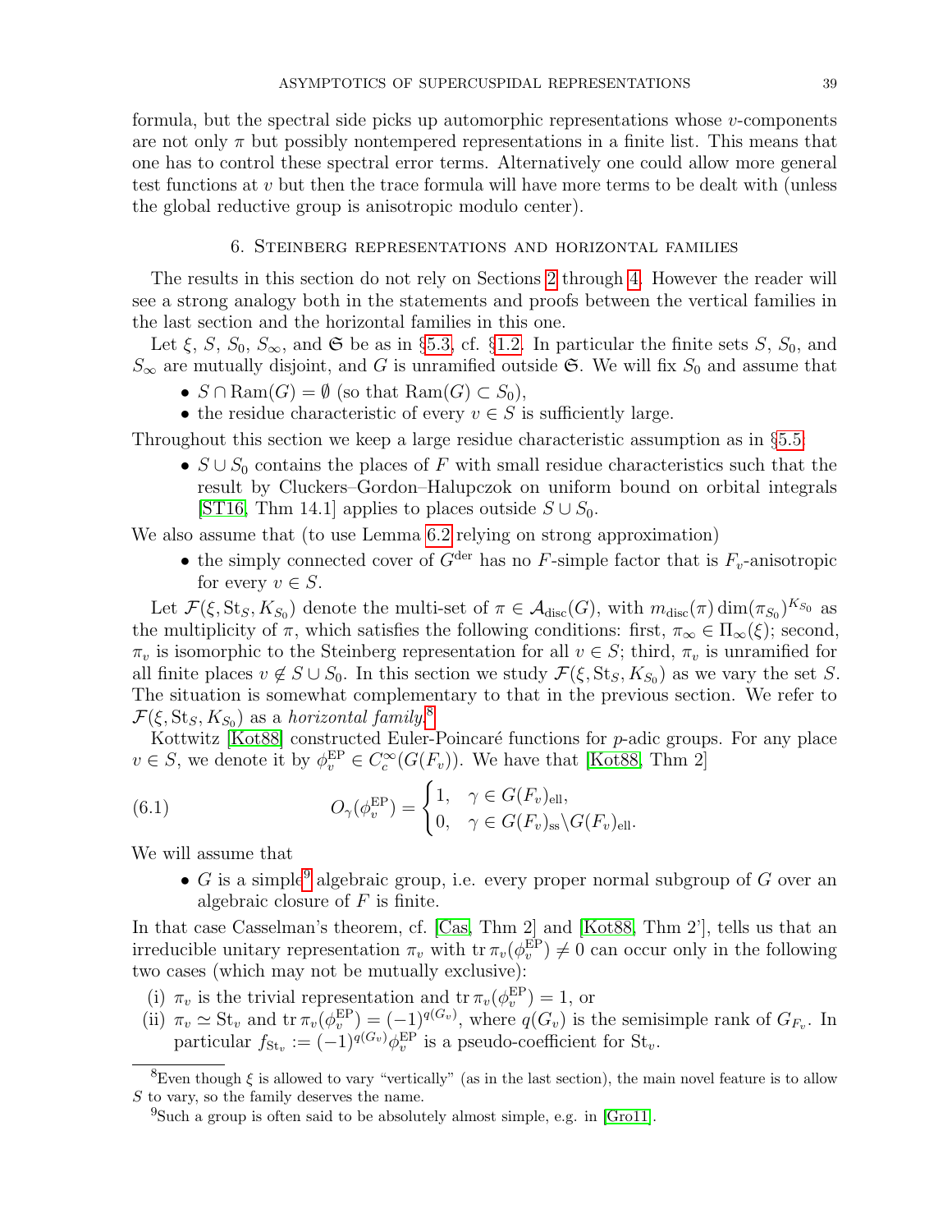formula, but the spectral side picks up automorphic representations whose $v$-components are not only $\pi$ but possibly nontempered representations in a finite list. This means that one has to control these spectral error terms. Alternatively one could allow more general test functions at $v$ but then the trace formula will have more terms to be dealt with (unless the global reductive group is anisotropic modulo center).

## 6. Steinberg representations and horizontal families

The results in this section do not rely on Sections 2 through 4. However the reader will see a strong analogy both in the statements and proofs between the vertical families in the last section and the horizontal families in this one.

Let $\xi$, $S$, $S_0$, $S_\infty$, and $\mathfrak{S}$ be as in §5.3, cf. §1.2. In particular the finite sets $S$, $S_0$, and $S_\infty$ are mutually disjoint, and $G$ is unramified outside $\mathfrak{S}$. We will fix $S_0$ and assume that

- $S \cap \mathrm{Ram}(G) = \emptyset$ (so that $\mathrm{Ram}(G) \subset S_0$),
- the residue characteristic of every $v \in S$ is sufficiently large.

Throughout this section we keep a large residue characteristic assumption as in §5.5:

- $S \cup S_0$ contains the places of $F$ with small residue characteristics such that the result by Cluckers–Gordon–Halupczok on uniform bound on orbital integrals [ST16, Thm 14.1] applies to places outside $S \cup S_0$.

We also assume that (to use Lemma 6.2 relying on strong approximation)

- the simply connected cover of $G^{\mathrm{der}}$ has no $F$-simple factor that is $F_v$-anisotropic for every $v \in S$.

Let $\mathcal{F}(\xi, \mathrm{St}_S, K_{S_0})$ denote the multi-set of $\pi \in \mathcal{A}_{\mathrm{disc}}(G)$, with $m_{\mathrm{disc}}(\pi) \dim(\pi_{S_0})^{K_{S_0}}$ as the multiplicity of $\pi$, which satisfies the following conditions: first, $\pi_\infty \in \Pi_\infty(\xi)$; second, $\pi_v$ is isomorphic to the Steinberg representation for all $v \in S$; third, $\pi_v$ is unramified for all finite places $v \notin S \cup S_0$. In this section we study $\mathcal{F}(\xi, \mathrm{St}_S, K_{S_0})$ as we vary the set $S$. The situation is somewhat complementary to that in the previous section. We refer to $\mathcal{F}(\xi, \mathrm{St}_S, K_{S_0})$ as a *horizontal family*.[8]

Kottwitz [Kot88] constructed Euler-Poincaré functions for $p$-adic groups. For any place $v \in S$, we denote it by $\phi_v^{\mathrm{EP}} \in C_c^\infty(G(F_v))$. We have that [Kot88, Thm 2]

$$O_\gamma(\phi_v^{\mathrm{EP}}) = \begin{cases} 1, & \gamma \in G(F_v)_{\mathrm{ell}}, \\ 0, & \gamma \in G(F_v)_{\mathrm{ss}} \backslash G(F_v)_{\mathrm{ell}}. \end{cases} \tag{6.1}$$

We will assume that

- $G$ is a simple[9] algebraic group, i.e. every proper normal subgroup of $G$ over an algebraic closure of $F$ is finite.

In that case Casselman's theorem, cf. [Cas, Thm 2] and [Kot88, Thm 2'], tells us that an irreducible unitary representation $\pi_v$ with $\mathrm{tr}\, \pi_v(\phi_v^{\mathrm{EP}}) \neq 0$ can occur only in the following two cases (which may not be mutually exclusive):

(i) $\pi_v$ is the trivial representation and $\mathrm{tr}\, \pi_v(\phi_v^{\mathrm{EP}}) = 1$, or
(ii) $\pi_v \simeq \mathrm{St}_v$ and $\mathrm{tr}\, \pi_v(\phi_v^{\mathrm{EP}}) = (-1)^{q(G_v)}$, where $q(G_v)$ is the semisimple rank of $G_{F_v}$. In particular $f_{\mathrm{St}_v} := (-1)^{q(G_v)} \phi_v^{\mathrm{EP}}$ is a pseudo-coefficient for $\mathrm{St}_v$.

---

[8] Even though $\xi$ is allowed to vary "vertically" (as in the last section), the main novel feature is to allow $S$ to vary, so the family deserves the name.

[9] Such a group is often said to be absolutely almost simple, e.g. in [Gro11].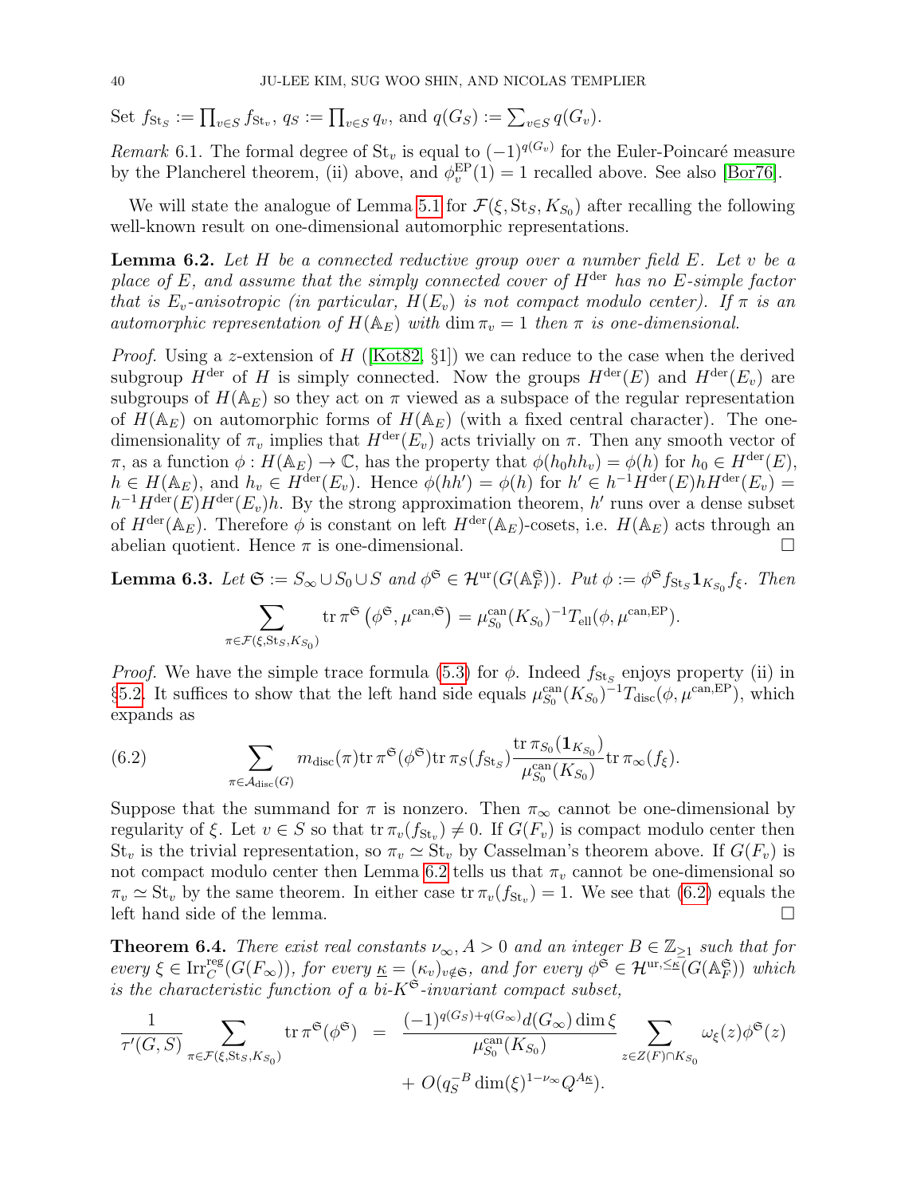Set $f_{\mathrm{St}_S} := \prod_{v\in S} f_{\mathrm{St}_v}$, $q_S := \prod_{v\in S} q_v$, and $q(G_S) := \sum_{v\in S} q(G_v)$.

*Remark* 6.1. The formal degree of $\mathrm{St}_v$ is equal to $(-1)^{q(G_v)}$ for the Euler-Poincaré measure by the Plancherel theorem, (ii) above, and $\phi_v^{\mathrm{EP}}(1) = 1$ recalled above. See also [Bor76].

We will state the analogue of Lemma 5.1 for $\mathcal{F}(\xi, \mathrm{St}_S, K_{S_0})$ after recalling the following well-known result on one-dimensional automorphic representations.

**Lemma 6.2.** *Let $H$ be a connected reductive group over a number field $E$. Let $v$ be a place of $E$, and assume that the simply connected cover of $H^{\mathrm{der}}$ has no $E$-simple factor that is $E_v$-anisotropic (in particular, $H(E_v)$ is not compact modulo center). If $\pi$ is an automorphic representation of $H(\mathbb{A}_E)$ with $\dim \pi_v = 1$ then $\pi$ is one-dimensional.*

*Proof.* Using a $z$-extension of $H$ ([Kot82, §1]) we can reduce to the case when the derived subgroup $H^{\mathrm{der}}$ of $H$ is simply connected. Now the groups $H^{\mathrm{der}}(E)$ and $H^{\mathrm{der}}(E_v)$ are subgroups of $H(\mathbb{A}_E)$ so they act on $\pi$ viewed as a subspace of the regular representation of $H(\mathbb{A}_E)$ on automorphic forms of $H(\mathbb{A}_E)$ (with a fixed central character). The one-dimensionality of $\pi_v$ implies that $H^{\mathrm{der}}(E_v)$ acts trivially on $\pi$. Then any smooth vector of $\pi$, as a function $\phi : H(\mathbb{A}_E) \to \mathbb{C}$, has the property that $\phi(h_0 h h_v) = \phi(h)$ for $h_0 \in H^{\mathrm{der}}(E)$, $h \in H(\mathbb{A}_E)$, and $h_v \in H^{\mathrm{der}}(E_v)$. Hence $\phi(hh') = \phi(h)$ for $h' \in h^{-1}H^{\mathrm{der}}(E)hH^{\mathrm{der}}(E_v) = h^{-1}H^{\mathrm{der}}(E)H^{\mathrm{der}}(E_v)h$. By the strong approximation theorem, $h'$ runs over a dense subset of $H^{\mathrm{der}}(\mathbb{A}_E)$. Therefore $\phi$ is constant on left $H^{\mathrm{der}}(\mathbb{A}_E)$-cosets, i.e. $H(\mathbb{A}_E)$ acts through an abelian quotient. Hence $\pi$ is one-dimensional. $\square$

**Lemma 6.3.** *Let $\mathfrak{S} := S_\infty \cup S_0 \cup S$ and $\phi^{\mathfrak{S}} \in \mathcal{H}^{\mathrm{ur}}(G(\mathbb{A}_F^{\mathfrak{S}}))$. Put $\phi := \phi^{\mathfrak{S}} f_{\mathrm{St}_S} \mathbf{1}_{K_{S_0}} f_\xi$. Then*

$$\sum_{\pi \in \mathcal{F}(\xi, \mathrm{St}_S, K_{S_0})} \mathrm{tr}\, \pi^{\mathfrak{S}}\left(\phi^{\mathfrak{S}}, \mu^{\mathrm{can},\mathfrak{S}}\right) = \mu^{\mathrm{can}}_{S_0}(K_{S_0})^{-1} T_{\mathrm{ell}}(\phi, \mu^{\mathrm{can},\mathrm{EP}}).$$

*Proof.* We have the simple trace formula (5.3) for $\phi$. Indeed $f_{\mathrm{St}_S}$ enjoys property (ii) in §5.2. It suffices to show that the left hand side equals $\mu^{\mathrm{can}}_{S_0}(K_{S_0})^{-1} T_{\mathrm{disc}}(\phi, \mu^{\mathrm{can},\mathrm{EP}})$, which expands as

$$\sum_{\pi \in \mathcal{A}_{\mathrm{disc}}(G)} m_{\mathrm{disc}}(\pi) \mathrm{tr}\, \pi^{\mathfrak{S}}(\phi^{\mathfrak{S}}) \mathrm{tr}\, \pi_S(f_{\mathrm{St}_S}) \frac{\mathrm{tr}\, \pi_{S_0}(\mathbf{1}_{K_{S_0}})}{\mu^{\mathrm{can}}_{S_0}(K_{S_0})} \mathrm{tr}\, \pi_\infty(f_\xi). \tag{6.2}$$

Suppose that the summand for $\pi$ is nonzero. Then $\pi_\infty$ cannot be one-dimensional by regularity of $\xi$. Let $v \in S$ so that $\mathrm{tr}\, \pi_v(f_{\mathrm{St}_v}) \neq 0$. If $G(F_v)$ is compact modulo center then $\mathrm{St}_v$ is the trivial representation, so $\pi_v \simeq \mathrm{St}_v$ by Casselman's theorem above. If $G(F_v)$ is not compact modulo center then Lemma 6.2 tells us that $\pi_v$ cannot be one-dimensional so $\pi_v \simeq \mathrm{St}_v$ by the same theorem. In either case $\mathrm{tr}\, \pi_v(f_{\mathrm{St}_v}) = 1$. We see that (6.2) equals the left hand side of the lemma. $\square$

**Theorem 6.4.** *There exist real constants $\nu_\infty, A > 0$ and an integer $B \in \mathbb{Z}_{\geq 1}$ such that for every $\xi \in \mathrm{Irr}^{\mathrm{reg}}_C(G(F_\infty))$, for every $\underline{\kappa} = (\kappa_v)_{v \notin \mathfrak{S}}$, and for every $\phi^{\mathfrak{S}} \in \mathcal{H}^{\mathrm{ur}, \leq \underline{\kappa}}(G(\mathbb{A}_F^{\mathfrak{S}}))$ which is the characteristic function of a bi-$K^{\mathfrak{S}}$-invariant compact subset,*

$$\begin{aligned}
\frac{1}{\tau'(G,S)} \sum_{\pi \in \mathcal{F}(\xi, \mathrm{St}_S, K_{S_0})} \mathrm{tr}\, \pi^{\mathfrak{S}}(\phi^{\mathfrak{S}}) &= \frac{(-1)^{q(G_S)+q(G_\infty)} d(G_\infty) \dim \xi}{\mu^{\mathrm{can}}_{S_0}(K_{S_0})} \sum_{z \in Z(F) \cap K_{S_0}} \omega_\xi(z) \phi^{\mathfrak{S}}(z) \\
&\quad + O(q_S^{-B} \dim(\xi)^{1-\nu_\infty} Q^{A\underline{\kappa}}).
\end{aligned}$$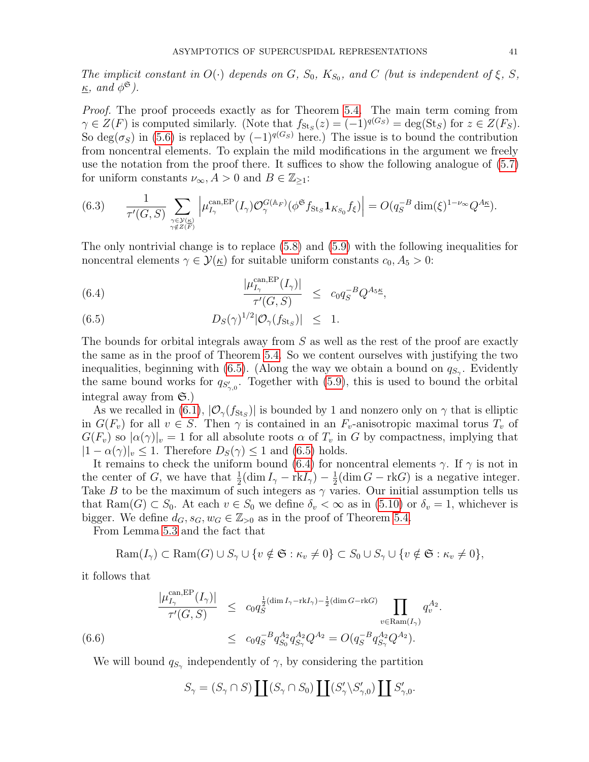*The implicit constant in $O(\cdot)$ depends on $G$, $S_0$, $K_{S_0}$, and $C$ (but is independent of $\xi$, $S$, $\underline{\kappa}$, and $\phi^{\mathfrak{S}}$).*

*Proof.* The proof proceeds exactly as for Theorem 5.4. The main term coming from $\gamma \in Z(F)$ is computed similarly. (Note that $f_{\mathrm{St}_S}(z) = (-1)^{q(G_S)} = \deg(\mathrm{St}_S)$ for $z \in Z(F_S)$. So $\deg(\sigma_S)$ in (5.6) is replaced by $(-1)^{q(G_S)}$ here.) The issue is to bound the contribution from noncentral elements. To explain the mild modifications in the argument we freely use the notation from the proof there. It suffices to show the following analogue of (5.7) for uniform constants $\nu_\infty, A > 0$ and $B \in \mathbb{Z}_{\geq 1}$:

$$
(6.3) \qquad \frac{1}{\tau'(G,S)} \sum_{\substack{\gamma \in \mathcal{Y}(\underline{\kappa}) \\ \gamma \notin Z(F)}} \left| \mu^{\mathrm{can,EP}}_{I_\gamma}(I_\gamma) \mathcal{O}^{G(\mathbb{A}_F)}_\gamma (\phi^{\mathfrak{S}} f_{\mathrm{St}_S} \mathbf{1}_{K_{S_0}} f_\xi) \right| = O(q_S^{-B} \dim(\xi)^{1-\nu_\infty} Q^{A\underline{\kappa}}).
$$

The only nontrivial change is to replace (5.8) and (5.9) with the following inequalities for noncentral elements $\gamma \in \mathcal{Y}(\underline{\kappa})$ for suitable uniform constants $c_0, A_5 > 0$:

$$
(6.4) \qquad \frac{|\mu^{\mathrm{can,EP}}_{I_\gamma}(I_\gamma)|}{\tau'(G,S)} \leq c_0 q_S^{-B} Q^{A_5 \underline{\kappa}},
$$

$$
(6.5) \qquad D_S(\gamma)^{1/2} |\mathcal{O}_\gamma(f_{\mathrm{St}_S})| \leq 1.
$$

The bounds for orbital integrals away from $S$ as well as the rest of the proof are exactly the same as in the proof of Theorem 5.4. So we content ourselves with justifying the two inequalities, beginning with (6.5). (Along the way we obtain a bound on $q_{S_\gamma}$. Evidently the same bound works for $q_{S'_{\gamma,0}}$. Together with (5.9), this is used to bound the orbital integral away from $\mathfrak{S}$.)

As we recalled in (6.1), $|\mathcal{O}_\gamma(f_{\mathrm{St}_S})|$ is bounded by 1 and nonzero only on $\gamma$ that is elliptic in $G(F_v)$ for all $v \in S$. Then $\gamma$ is contained in an $F_v$-anisotropic maximal torus $T_v$ of $G(F_v)$ so $|\alpha(\gamma)|_v = 1$ for all absolute roots $\alpha$ of $T_v$ in $G$ by compactness, implying that $|1 - \alpha(\gamma)|_v \leq 1$. Therefore $D_S(\gamma) \leq 1$ and (6.5) holds.

It remains to check the uniform bound (6.4) for noncentral elements $\gamma$. If $\gamma$ is not in the center of $G$, we have that $\frac{1}{2}(\dim I_\gamma - \mathrm{rk} I_\gamma) - \frac{1}{2}(\dim G - \mathrm{rk} G)$ is a negative integer. Take $B$ to be the maximum of such integers as $\gamma$ varies. Our initial assumption tells us that $\mathrm{Ram}(G) \subset S_0$. At each $v \in S_0$ we define $\delta_v < \infty$ as in (5.10) or $\delta_v = 1$, whichever is bigger. We define $d_G, s_G, w_G \in \mathbb{Z}_{>0}$ as in the proof of Theorem 5.4.

From Lemma 5.3 and the fact that

$$
\mathrm{Ram}(I_\gamma) \subset \mathrm{Ram}(G) \cup S_\gamma \cup \{v \notin \mathfrak{S} : \kappa_v \neq 0\} \subset S_0 \cup S_\gamma \cup \{v \notin \mathfrak{S} : \kappa_v \neq 0\},
$$

it follows that

$$
\begin{aligned}
\frac{|\mu^{\mathrm{can,EP}}_{I_\gamma}(I_\gamma)|}{\tau'(G,S)} &\leq c_0 q_S^{\frac{1}{2}(\dim I_\gamma - \mathrm{rk} I_\gamma) - \frac{1}{2}(\dim G - \mathrm{rk} G)} \prod_{v \in \mathrm{Ram}(I_\gamma)} q_v^{A_2}. \\
(6.6) \qquad &\leq c_0 q_S^{-B} q_{S_0}^{A_2} q_{S_\gamma}^{A_2} Q^{A_2} = O(q_S^{-B} q_{S_\gamma}^{A_2} Q^{A_2}).
\end{aligned}
$$

We will bound $q_{S_\gamma}$ independently of $\gamma$, by considering the partition

$$
S_\gamma = (S_\gamma \cap S) \coprod (S_\gamma \cap S_0) \coprod (S'_\gamma \backslash S'_{\gamma,0}) \coprod S'_{\gamma,0}.
$$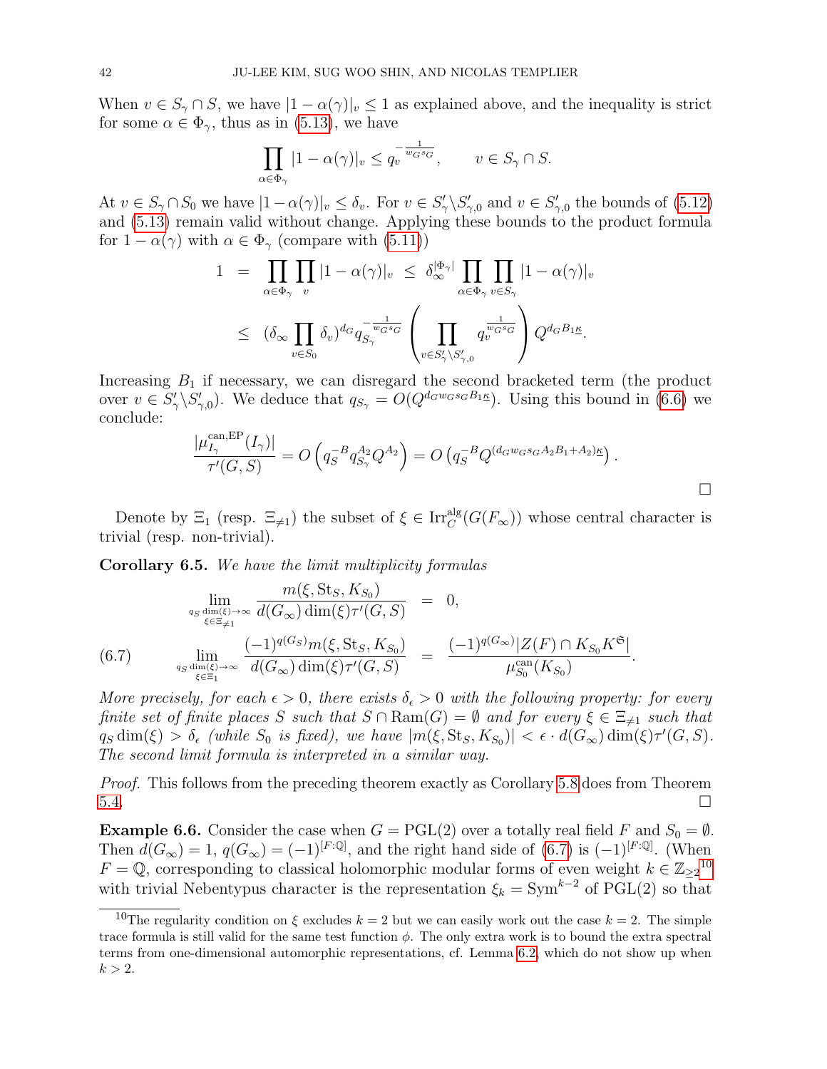When $v \in S_\gamma \cap S$, we have $|1-\alpha(\gamma)|_v \le 1$ as explained above, and the inequality is strict for some $\alpha \in \Phi_\gamma$, thus as in (5.13), we have

$$\prod_{\alpha\in\Phi_\gamma} |1-\alpha(\gamma)|_v \le q_v^{-\frac{1}{w_G s_G}}, \qquad v \in S_\gamma \cap S.$$

At $v \in S_\gamma \cap S_0$ we have $|1-\alpha(\gamma)|_v \le \delta_v$. For $v \in S'_\gamma \backslash S'_{\gamma,0}$ and $v \in S'_{\gamma,0}$ the bounds of (5.12) and (5.13) remain valid without change. Applying these bounds to the product formula for $1-\alpha(\gamma)$ with $\alpha \in \Phi_\gamma$ (compare with (5.11))

$$\begin{aligned} 1 &= \prod_{\alpha\in\Phi_\gamma}\prod_v |1-\alpha(\gamma)|_v \ \le\ \delta_\infty^{|\Phi_\gamma|} \prod_{\alpha\in\Phi_\gamma}\prod_{v\in S_\gamma} |1-\alpha(\gamma)|_v \\ &\le (\delta_\infty \prod_{v\in S_0}\delta_v)^{d_G} q_{S_\gamma}^{-\frac{1}{w_G s_G}} \left(\prod_{v\in S'_\gamma\backslash S'_{\gamma,0}} q_v^{\frac{1}{w_G s_G}}\right) Q^{d_G B_1 \underline{\kappa}}. \end{aligned}$$

Increasing $B_1$ if necessary, we can disregard the second bracketed term (the product over $v \in S'_\gamma \backslash S'_{\gamma,0}$). We deduce that $q_{S_\gamma} = O(Q^{d_G w_G s_G B_1 \underline{\kappa}})$. Using this bound in (6.6) we conclude:

$$\frac{|\mu^{\mathrm{can,EP}}_{I_\gamma}(I_\gamma)|}{\tau'(G,S)} = O\left(q_S^{-B} q_{S_\gamma}^{A_2} Q^{A_2}\right) = O\left(q_S^{-B} Q^{(d_G w_G s_G A_2 B_1 + A_2)\underline{\kappa}}\right).$$

$\square$

Denote by $\Xi_1$ (resp. $\Xi_{\neq 1}$) the subset of $\xi \in \mathrm{Irr}^{\mathrm{alg}}_C(G(F_\infty))$ whose central character is trivial (resp. non-trivial).

**Corollary 6.5.** *We have the limit multiplicity formulas*

$$\begin{aligned} \lim_{\substack{q_S \dim(\xi)\to\infty \\ \xi\in\Xi_{\neq 1}}} \frac{m(\xi,\mathrm{St}_S,K_{S_0})}{d(G_\infty)\dim(\xi)\tau'(G,S)} &= 0, \\ \lim_{\substack{q_S \dim(\xi)\to\infty \\ \xi\in\Xi_{1}}} \frac{(-1)^{q(G_S)} m(\xi,\mathrm{St}_S,K_{S_0})}{d(G_\infty)\dim(\xi)\tau'(G,S)} &= \frac{(-1)^{q(G_\infty)}|Z(F)\cap K_{S_0}K^{\mathfrak{S}}|}{\mu^{\mathrm{can}}_{S_0}(K_{S_0})}. \end{aligned} \tag{6.7}$$

*More precisely, for each $\epsilon > 0$, there exists $\delta_\epsilon > 0$ with the following property: for every finite set of finite places $S$ such that $S \cap \mathrm{Ram}(G) = \emptyset$ and for every $\xi \in \Xi_{\neq 1}$ such that $q_S \dim(\xi) > \delta_\epsilon$ (while $S_0$ is fixed), we have $|m(\xi,\mathrm{St}_S,K_{S_0})| < \epsilon \cdot d(G_\infty)\dim(\xi)\tau'(G,S)$. The second limit formula is interpreted in a similar way.*

*Proof.* This follows from the preceding theorem exactly as Corollary 5.8 does from Theorem 5.4. $\square$

**Example 6.6.** Consider the case when $G = \mathrm{PGL}(2)$ over a totally real field $F$ and $S_0 = \emptyset$. Then $d(G_\infty) = 1$, $q(G_\infty) = (-1)^{[F:\mathbb{Q}]}$, and the right hand side of (6.7) is $(-1)^{[F:\mathbb{Q}]}$. (When $F = \mathbb{Q}$, corresponding to classical holomorphic modular forms of even weight $k \in \mathbb{Z}_{\ge 2}$[10] with trivial Nebentypus character is the representation $\xi_k = \mathrm{Sym}^{k-2}$ of PGL(2) so that

[10] The regularity condition on $\xi$ excludes $k = 2$ but we can easily work out the case $k = 2$. The simple trace formula is still valid for the same test function $\phi$. The only extra work is to bound the extra spectral terms from one-dimensional automorphic representations, cf. Lemma 6.2, which do not show up when $k > 2$.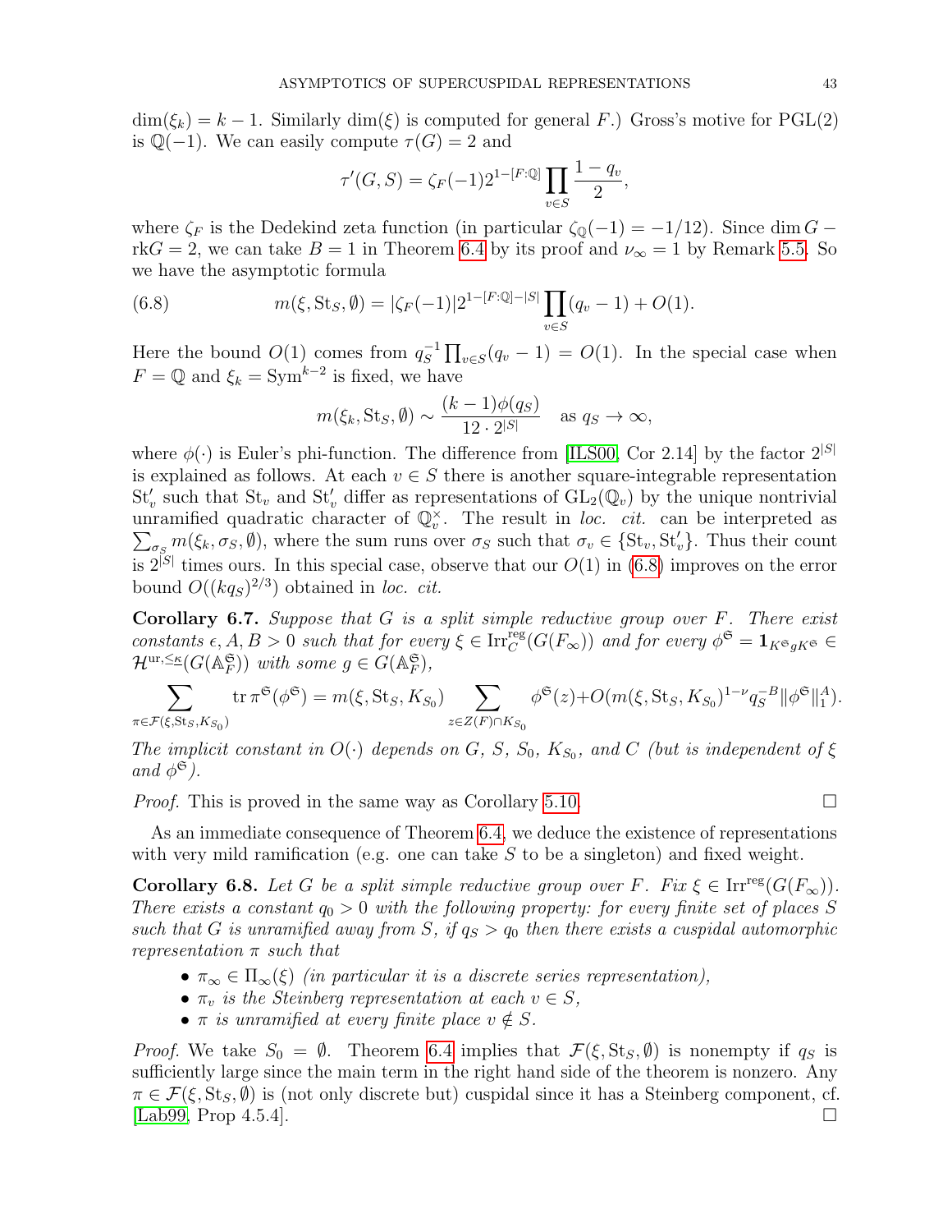$\dim(\xi_k) = k-1$. Similarly $\dim(\xi)$ is computed for general $F$.) Gross's motive for PGL(2) is $\mathbb{Q}(-1)$. We can easily compute $\tau(G) = 2$ and

$$\tau'(G,S) = \zeta_F(-1)2^{1-[F:\mathbb{Q}]}\prod_{v\in S}\frac{1-q_v}{2},$$

where $\zeta_F$ is the Dedekind zeta function (in particular $\zeta_{\mathbb{Q}}(-1) = -1/12$). Since $\dim G - \mathrm{rk} G = 2$, we can take $B = 1$ in Theorem 6.4 by its proof and $\nu_\infty = 1$ by Remark 5.5. So we have the asymptotic formula

$$m(\xi, \mathrm{St}_S, \emptyset) = |\zeta_F(-1)|2^{1-[F:\mathbb{Q}]-|S|}\prod_{v\in S}(q_v - 1) + O(1). \tag{6.8}$$

Here the bound $O(1)$ comes from $q_S^{-1}\prod_{v\in S}(q_v-1) = O(1)$. In the special case when $F = \mathbb{Q}$ and $\xi_k = \mathrm{Sym}^{k-2}$ is fixed, we have

$$m(\xi_k, \mathrm{St}_S, \emptyset) \sim \frac{(k-1)\phi(q_S)}{12\cdot 2^{|S|}} \quad \text{as } q_S \to \infty,$$

where $\phi(\cdot)$ is Euler's phi-function. The difference from [ILS00, Cor 2.14] by the factor $2^{|S|}$ is explained as follows. At each $v \in S$ there is another square-integrable representation $\mathrm{St}'_v$ such that $\mathrm{St}_v$ and $\mathrm{St}'_v$ differ as representations of $\mathrm{GL}_2(\mathbb{Q}_v)$ by the unique nontrivial unramified quadratic character of $\mathbb{Q}_v^\times$. The result in *loc. cit.* can be interpreted as $\sum_{\sigma_S} m(\xi_k, \sigma_S, \emptyset)$, where the sum runs over $\sigma_S$ such that $\sigma_v \in \{\mathrm{St}_v, \mathrm{St}'_v\}$. Thus their count is $2^{|S|}$ times ours. In this special case, observe that our $O(1)$ in (6.8) improves on the error bound $O((kq_S)^{2/3})$ obtained in *loc. cit.*

**Corollary 6.7.** *Suppose that $G$ is a split simple reductive group over $F$. There exist constants $\epsilon, A, B > 0$ such that for every $\xi \in \mathrm{Irr}_C^{\mathrm{reg}}(G(F_\infty))$ and for every $\phi^{\mathfrak{S}} = \mathbf{1}_{K^{\mathfrak{S}}gK^{\mathfrak{S}}} \in \mathcal{H}^{\mathrm{ur},\leq\kappa}(G(\mathbb{A}_F^{\mathfrak{S}}))$ with some $g \in G(\mathbb{A}_F^{\mathfrak{S}})$,*

$$\sum_{\pi\in\mathcal{F}(\xi,\mathrm{St}_S,K_{S_0})} \mathrm{tr}\,\pi^{\mathfrak{S}}(\phi^{\mathfrak{S}}) = m(\xi, \mathrm{St}_S, K_{S_0})\sum_{z\in Z(F)\cap K_{S_0}}\phi^{\mathfrak{S}}(z) + O(m(\xi,\mathrm{St}_S,K_{S_0})^{1-\nu}q_S^{-B}\|\phi^{\mathfrak{S}}\|_1^A).$$

*The implicit constant in $O(\cdot)$ depends on $G$, $S$, $S_0$, $K_{S_0}$, and $C$ (but is independent of $\xi$ and $\phi^{\mathfrak{S}}$).*

*Proof.* This is proved in the same way as Corollary 5.10. □

As an immediate consequence of Theorem 6.4, we deduce the existence of representations with very mild ramification (e.g. one can take $S$ to be a singleton) and fixed weight.

**Corollary 6.8.** *Let $G$ be a split simple reductive group over $F$. Fix $\xi \in \mathrm{Irr}^{\mathrm{reg}}(G(F_\infty))$. There exists a constant $q_0 > 0$ with the following property: for every finite set of places $S$ such that $G$ is unramified away from $S$, if $q_S > q_0$ then there exists a cuspidal automorphic representation $\pi$ such that*

- *$\pi_\infty \in \Pi_\infty(\xi)$ (in particular it is a discrete series representation),*
- *$\pi_v$ is the Steinberg representation at each $v \in S$,*
- *$\pi$ is unramified at every finite place $v \notin S$.*

*Proof.* We take $S_0 = \emptyset$. Theorem 6.4 implies that $\mathcal{F}(\xi, \mathrm{St}_S, \emptyset)$ is nonempty if $q_S$ is sufficiently large since the main term in the right hand side of the theorem is nonzero. Any $\pi \in \mathcal{F}(\xi, \mathrm{St}_S, \emptyset)$ is (not only discrete but) cuspidal since it has a Steinberg component, cf. [Lab99, Prop 4.5.4]. □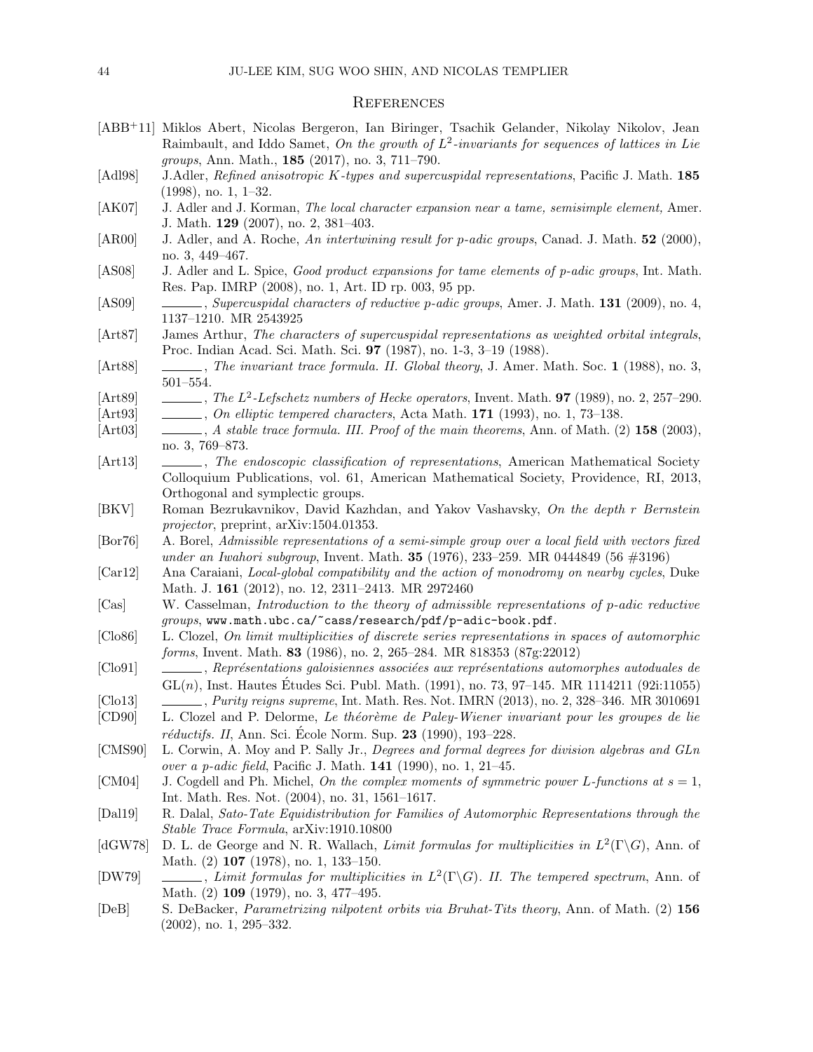## References

[ABB+11] Miklos Abert, Nicolas Bergeron, Ian Biringer, Tsachik Gelander, Nikolay Nikolov, Jean Raimbault, and Iddo Samet, *On the growth of $L^2$-invariants for sequences of lattices in Lie groups*, Ann. Math., **185** (2017), no. 3, 711–790.

[Adl98] J.Adler, *Refined anisotropic $K$-types and supercuspidal representations*, Pacific J. Math. **185** (1998), no. 1, 1–32.

[AK07] J. Adler and J. Korman, *The local character expansion near a tame, semisimple element,* Amer. J. Math. **129** (2007), no. 2, 381–403.

[AR00] J. Adler, and A. Roche, *An intertwining result for p-adic groups*, Canad. J. Math. **52** (2000), no. 3, 449–467.

[AS08] J. Adler and L. Spice, *Good product expansions for tame elements of p-adic groups*, Int. Math. Res. Pap. IMRP (2008), no. 1, Art. ID rp. 003, 95 pp.

[AS09] ______, *Supercuspidal characters of reductive p-adic groups*, Amer. J. Math. **131** (2009), no. 4, 1137–1210. MR 2543925

[Art87] James Arthur, *The characters of supercuspidal representations as weighted orbital integrals*, Proc. Indian Acad. Sci. Math. Sci. **97** (1987), no. 1-3, 3–19 (1988).

[Art88] ______, *The invariant trace formula. II. Global theory*, J. Amer. Math. Soc. **1** (1988), no. 3, 501–554.

[Art89] ______, *The $L^2$-Lefschetz numbers of Hecke operators*, Invent. Math. **97** (1989), no. 2, 257–290.

[Art93] ______, *On elliptic tempered characters*, Acta Math. **171** (1993), no. 1, 73–138.

[Art03] ______, *A stable trace formula. III. Proof of the main theorems*, Ann. of Math. (2) **158** (2003), no. 3, 769–873.

[Art13] ______, *The endoscopic classification of representations*, American Mathematical Society Colloquium Publications, vol. 61, American Mathematical Society, Providence, RI, 2013, Orthogonal and symplectic groups.

[BKV] Roman Bezrukavnikov, David Kazhdan, and Yakov Vashavsky, *On the depth r Bernstein projector*, preprint, arXiv:1504.01353.

[Bor76] A. Borel, *Admissible representations of a semi-simple group over a local field with vectors fixed under an Iwahori subgroup*, Invent. Math. **35** (1976), 233–259. MR 0444849 (56 #3196)

[Car12] Ana Caraiani, *Local-global compatibility and the action of monodromy on nearby cycles*, Duke Math. J. **161** (2012), no. 12, 2311–2413. MR 2972460

[Cas] W. Casselman, *Introduction to the theory of admissible representations of p-adic reductive groups*, `www.math.ubc.ca/~cass/research/pdf/p-adic-book.pdf`.

[Clo86] L. Clozel, *On limit multiplicities of discrete series representations in spaces of automorphic forms*, Invent. Math. **83** (1986), no. 2, 265–284. MR 818353 (87g:22012)

[Clo91] ______, *Représentations galoisiennes associées aux représentations automorphes autoduales de* $\mathrm{GL}(n)$, Inst. Hautes Études Sci. Publ. Math. (1991), no. 73, 97–145. MR 1114211 (92i:11055)

[Clo13] ______, *Purity reigns supreme*, Int. Math. Res. Not. IMRN (2013), no. 2, 328–346. MR 3010691

[CD90] L. Clozel and P. Delorme, *Le théorème de Paley-Wiener invariant pour les groupes de lie réductifs. II*, Ann. Sci. École Norm. Sup. **23** (1990), 193–228.

[CMS90] L. Corwin, A. Moy and P. Sally Jr., *Degrees and formal degrees for division algebras and GLn over a p-adic field*, Pacific J. Math. **141** (1990), no. 1, 21–45.

[CM04] J. Cogdell and Ph. Michel, *On the complex moments of symmetric power L-functions at $s = 1$*, Int. Math. Res. Not. (2004), no. 31, 1561–1617.

[Dal19] R. Dalal, *Sato-Tate Equidistribution for Families of Automorphic Representations through the Stable Trace Formula*, arXiv:1910.10800

[dGW78] D. L. de George and N. R. Wallach, *Limit formulas for multiplicities in $L^2(\Gamma\backslash G)$*, Ann. of Math. (2) **107** (1978), no. 1, 133–150.

[DW79] ______, *Limit formulas for multiplicities in $L^2(\Gamma\backslash G)$. II. The tempered spectrum*, Ann. of Math. (2) **109** (1979), no. 3, 477–495.

[DeB] S. DeBacker, *Parametrizing nilpotent orbits via Bruhat-Tits theory*, Ann. of Math. (2) **156** (2002), no. 1, 295–332.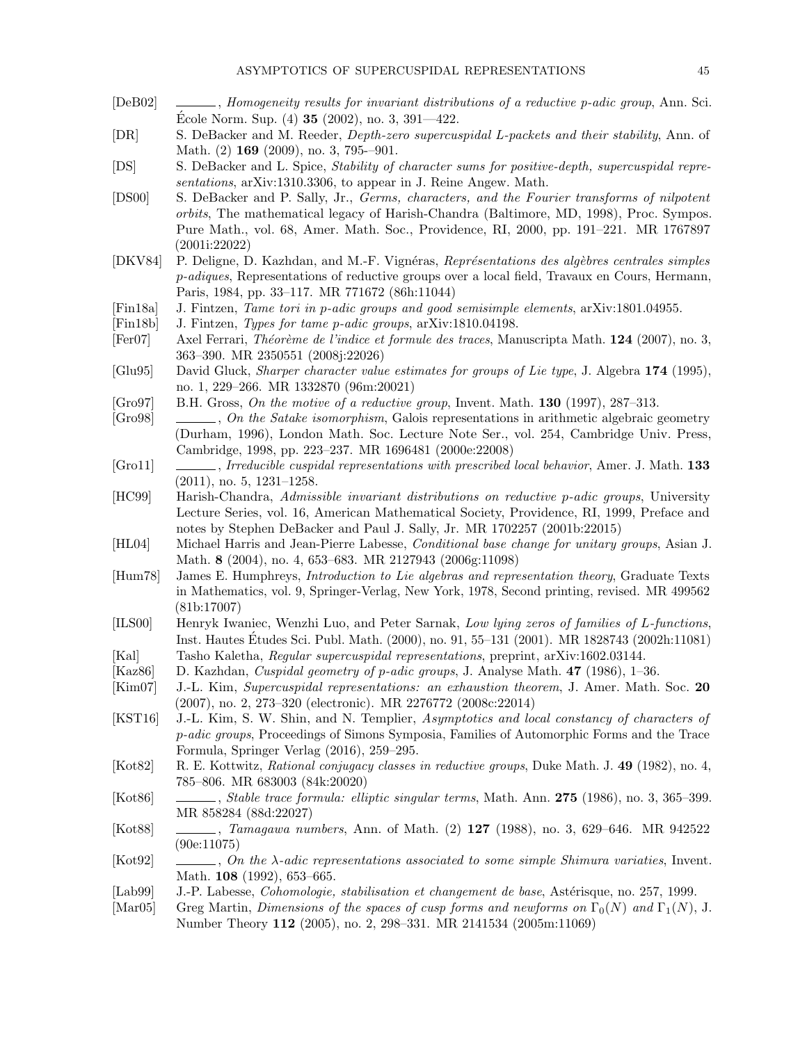[DeB02] ______, *Homogeneity results for invariant distributions of a reductive p-adic group*, Ann. Sci. École Norm. Sup. (4) **35** (2002), no. 3, 391—422.

[DR] S. DeBacker and M. Reeder, *Depth-zero supercuspidal L-packets and their stability*, Ann. of Math. (2) **169** (2009), no. 3, 795–-901.

[DS] S. DeBacker and L. Spice, *Stability of character sums for positive-depth, supercuspidal representations*, arXiv:1310.3306, to appear in J. Reine Angew. Math.

[DS00] S. DeBacker and P. Sally, Jr., *Germs, characters, and the Fourier transforms of nilpotent orbits*, The mathematical legacy of Harish-Chandra (Baltimore, MD, 1998), Proc. Sympos. Pure Math., vol. 68, Amer. Math. Soc., Providence, RI, 2000, pp. 191–221. MR 1767897 (2001i:22022)

[DKV84] P. Deligne, D. Kazhdan, and M.-F. Vignéras, *Représentations des algèbres centrales simples p-adiques*, Representations of reductive groups over a local field, Travaux en Cours, Hermann, Paris, 1984, pp. 33–117. MR 771672 (86h:11044)

[Fin18a] J. Fintzen, *Tame tori in p-adic groups and good semisimple elements*, arXiv:1801.04955.

[Fin18b] J. Fintzen, *Types for tame p-adic groups*, arXiv:1810.04198.

[Fer07] Axel Ferrari, *Théorème de l'indice et formule des traces*, Manuscripta Math. **124** (2007), no. 3, 363–390. MR 2350551 (2008j:22026)

[Glu95] David Gluck, *Sharper character value estimates for groups of Lie type*, J. Algebra **174** (1995), no. 1, 229–266. MR 1332870 (96m:20021)

[Gro97] B.H. Gross, *On the motive of a reductive group*, Invent. Math. **130** (1997), 287–313.

[Gro98] ______, *On the Satake isomorphism*, Galois representations in arithmetic algebraic geometry (Durham, 1996), London Math. Soc. Lecture Note Ser., vol. 254, Cambridge Univ. Press, Cambridge, 1998, pp. 223–237. MR 1696481 (2000e:22008)

[Gro11] ______, *Irreducible cuspidal representations with prescribed local behavior*, Amer. J. Math. **133** (2011), no. 5, 1231–1258.

[HC99] Harish-Chandra, *Admissible invariant distributions on reductive p-adic groups*, University Lecture Series, vol. 16, American Mathematical Society, Providence, RI, 1999, Preface and notes by Stephen DeBacker and Paul J. Sally, Jr. MR 1702257 (2001b:22015)

[HL04] Michael Harris and Jean-Pierre Labesse, *Conditional base change for unitary groups*, Asian J. Math. **8** (2004), no. 4, 653–683. MR 2127943 (2006g:11098)

[Hum78] James E. Humphreys, *Introduction to Lie algebras and representation theory*, Graduate Texts in Mathematics, vol. 9, Springer-Verlag, New York, 1978, Second printing, revised. MR 499562 (81b:17007)

[ILS00] Henryk Iwaniec, Wenzhi Luo, and Peter Sarnak, *Low lying zeros of families of L-functions*, Inst. Hautes Études Sci. Publ. Math. (2000), no. 91, 55–131 (2001). MR 1828743 (2002h:11081)

[Kal] Tasho Kaletha, *Regular supercuspidal representations*, preprint, arXiv:1602.03144.

[Kaz86] D. Kazhdan, *Cuspidal geometry of p-adic groups*, J. Analyse Math. **47** (1986), 1–36.

[Kim07] J.-L. Kim, *Supercuspidal representations: an exhaustion theorem*, J. Amer. Math. Soc. **20** (2007), no. 2, 273–320 (electronic). MR 2276772 (2008c:22014)

[KST16] J.-L. Kim, S. W. Shin, and N. Templier, *Asymptotics and local constancy of characters of p-adic groups*, Proceedings of Simons Symposia, Families of Automorphic Forms and the Trace Formula, Springer Verlag (2016), 259–295.

[Kot82] R. E. Kottwitz, *Rational conjugacy classes in reductive groups*, Duke Math. J. **49** (1982), no. 4, 785–806. MR 683003 (84k:20020)

[Kot86] ______, *Stable trace formula: elliptic singular terms*, Math. Ann. **275** (1986), no. 3, 365–399. MR 858284 (88d:22027)

[Kot88] ______, *Tamagawa numbers*, Ann. of Math. (2) **127** (1988), no. 3, 629–646. MR 942522 (90e:11075)

[Kot92] ______, *On the $\lambda$-adic representations associated to some simple Shimura variaties*, Invent. Math. **108** (1992), 653–665.

[Lab99] J.-P. Labesse, *Cohomologie, stabilisation et changement de base*, Astérisque, no. 257, 1999.

[Mar05] Greg Martin, *Dimensions of the spaces of cusp forms and newforms on $\Gamma_0(N)$ and $\Gamma_1(N)$*, J. Number Theory **112** (2005), no. 2, 298–331. MR 2141534 (2005m:11069)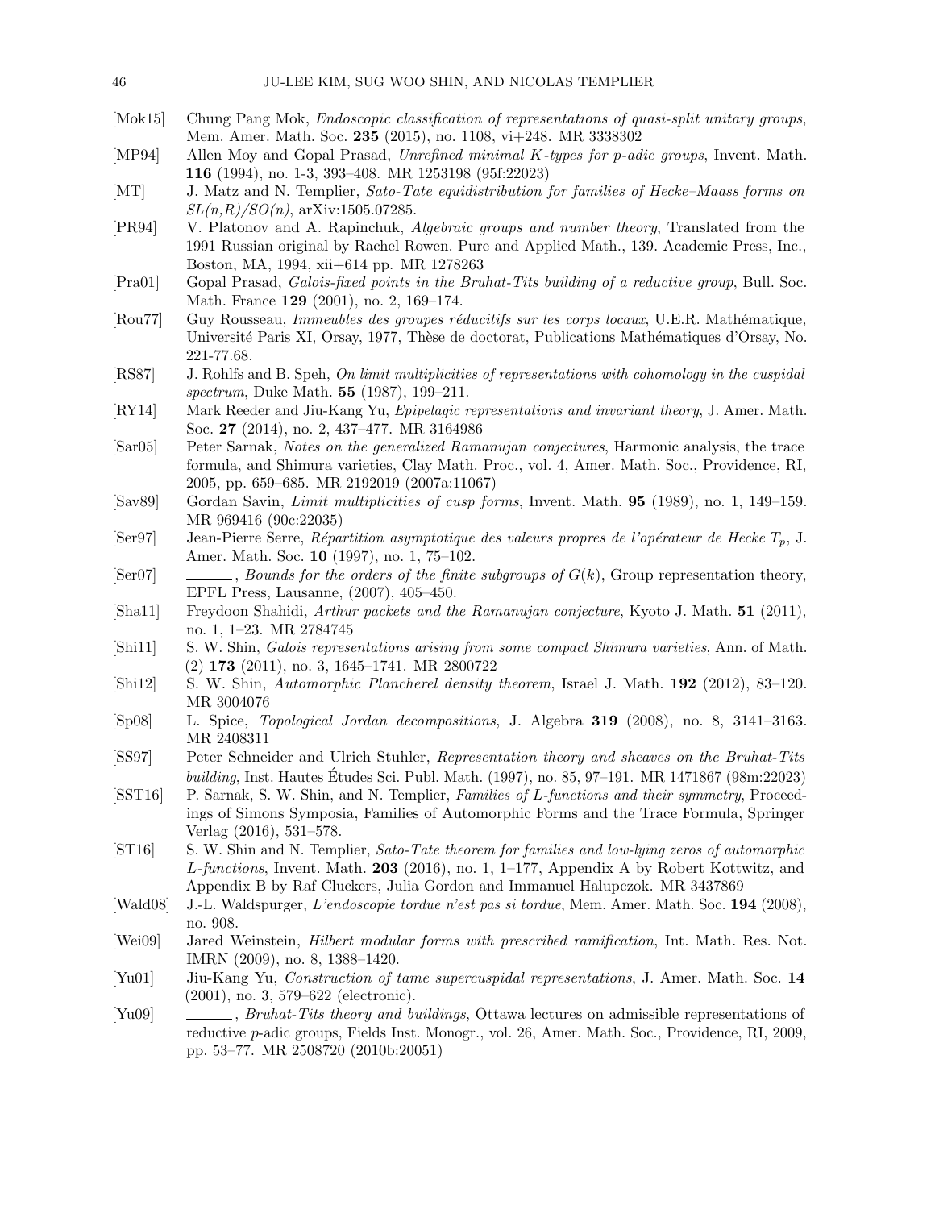[Mok15] Chung Pang Mok, *Endoscopic classification of representations of quasi-split unitary groups*, Mem. Amer. Math. Soc. **235** (2015), no. 1108, vi+248. MR 3338302

[MP94] Allen Moy and Gopal Prasad, *Unrefined minimal K-types for p-adic groups*, Invent. Math. **116** (1994), no. 1-3, 393–408. MR 1253198 (95f:22023)

[MT] J. Matz and N. Templier, *Sato-Tate equidistribution for families of Hecke–Maass forms on SL(n,R)/SO(n)*, arXiv:1505.07285.

[PR94] V. Platonov and A. Rapinchuk, *Algebraic groups and number theory*, Translated from the 1991 Russian original by Rachel Rowen. Pure and Applied Math., 139. Academic Press, Inc., Boston, MA, 1994, xii+614 pp. MR 1278263

[Pra01] Gopal Prasad, *Galois-fixed points in the Bruhat-Tits building of a reductive group*, Bull. Soc. Math. France **129** (2001), no. 2, 169–174.

[Rou77] Guy Rousseau, *Immeubles des groupes réducitifs sur les corps locaux*, U.E.R. Mathématique, Université Paris XI, Orsay, 1977, Thèse de doctorat, Publications Mathématiques d'Orsay, No. 221-77.68.

[RS87] J. Rohlfs and B. Speh, *On limit multiplicities of representations with cohomology in the cuspidal spectrum*, Duke Math. **55** (1987), 199–211.

[RY14] Mark Reeder and Jiu-Kang Yu, *Epipelagic representations and invariant theory*, J. Amer. Math. Soc. **27** (2014), no. 2, 437–477. MR 3164986

[Sar05] Peter Sarnak, *Notes on the generalized Ramanujan conjectures*, Harmonic analysis, the trace formula, and Shimura varieties, Clay Math. Proc., vol. 4, Amer. Math. Soc., Providence, RI, 2005, pp. 659–685. MR 2192019 (2007a:11067)

[Sav89] Gordan Savin, *Limit multiplicities of cusp forms*, Invent. Math. **95** (1989), no. 1, 149–159. MR 969416 (90c:22035)

[Ser97] Jean-Pierre Serre, *Répartition asymptotique des valeurs propres de l'opérateur de Hecke $T_p$*, J. Amer. Math. Soc. **10** (1997), no. 1, 75–102.

[Ser07] ———, *Bounds for the orders of the finite subgroups of $G(k)$*, Group representation theory, EPFL Press, Lausanne, (2007), 405–450.

[Sha11] Freydoon Shahidi, *Arthur packets and the Ramanujan conjecture*, Kyoto J. Math. **51** (2011), no. 1, 1–23. MR 2784745

[Shi11] S. W. Shin, *Galois representations arising from some compact Shimura varieties*, Ann. of Math. (2) **173** (2011), no. 3, 1645–1741. MR 2800722

[Shi12] S. W. Shin, *Automorphic Plancherel density theorem*, Israel J. Math. **192** (2012), 83–120. MR 3004076

[Sp08] L. Spice, *Topological Jordan decompositions*, J. Algebra **319** (2008), no. 8, 3141–3163. MR 2408311

[SS97] Peter Schneider and Ulrich Stuhler, *Representation theory and sheaves on the Bruhat-Tits building*, Inst. Hautes Études Sci. Publ. Math. (1997), no. 85, 97–191. MR 1471867 (98m:22023)

[SST16] P. Sarnak, S. W. Shin, and N. Templier, *Families of L-functions and their symmetry*, Proceedings of Simons Symposia, Families of Automorphic Forms and the Trace Formula, Springer Verlag (2016), 531–578.

[ST16] S. W. Shin and N. Templier, *Sato-Tate theorem for families and low-lying zeros of automorphic L-functions*, Invent. Math. **203** (2016), no. 1, 1–177, Appendix A by Robert Kottwitz, and Appendix B by Raf Cluckers, Julia Gordon and Immanuel Halupczok. MR 3437869

[Wald08] J.-L. Waldspurger, *L'endoscopie tordue n'est pas si tordue*, Mem. Amer. Math. Soc. **194** (2008), no. 908.

[Wei09] Jared Weinstein, *Hilbert modular forms with prescribed ramification*, Int. Math. Res. Not. IMRN (2009), no. 8, 1388–1420.

[Yu01] Jiu-Kang Yu, *Construction of tame supercuspidal representations*, J. Amer. Math. Soc. **14** (2001), no. 3, 579–622 (electronic).

[Yu09] ———, *Bruhat-Tits theory and buildings*, Ottawa lectures on admissible representations of reductive p-adic groups, Fields Inst. Monogr., vol. 26, Amer. Math. Soc., Providence, RI, 2009, pp. 53–77. MR 2508720 (2010b:20051)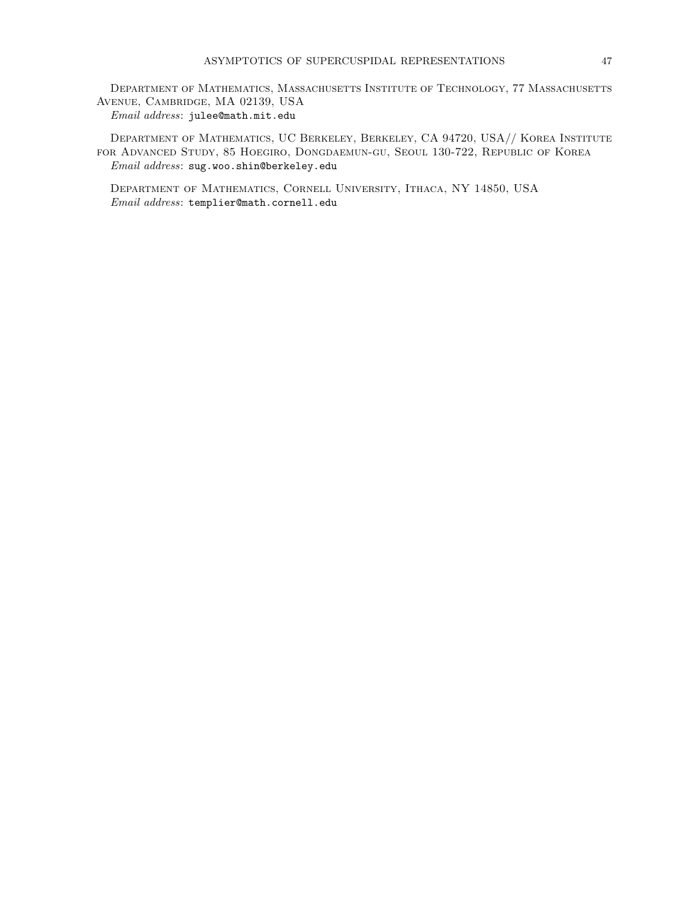Department of Mathematics, Massachusetts Institute of Technology, 77 Massachusetts Avenue, Cambridge, MA 02139, USA
*Email address*: julee@math.mit.edu

Department of Mathematics, UC Berkeley, Berkeley, CA 94720, USA// Korea Institute for Advanced Study, 85 Hoegiro, Dongdaemun-gu, Seoul 130-722, Republic of Korea
*Email address*: sug.woo.shin@berkeley.edu

Department of Mathematics, Cornell University, Ithaca, NY 14850, USA
*Email address*: templier@math.cornell.edu